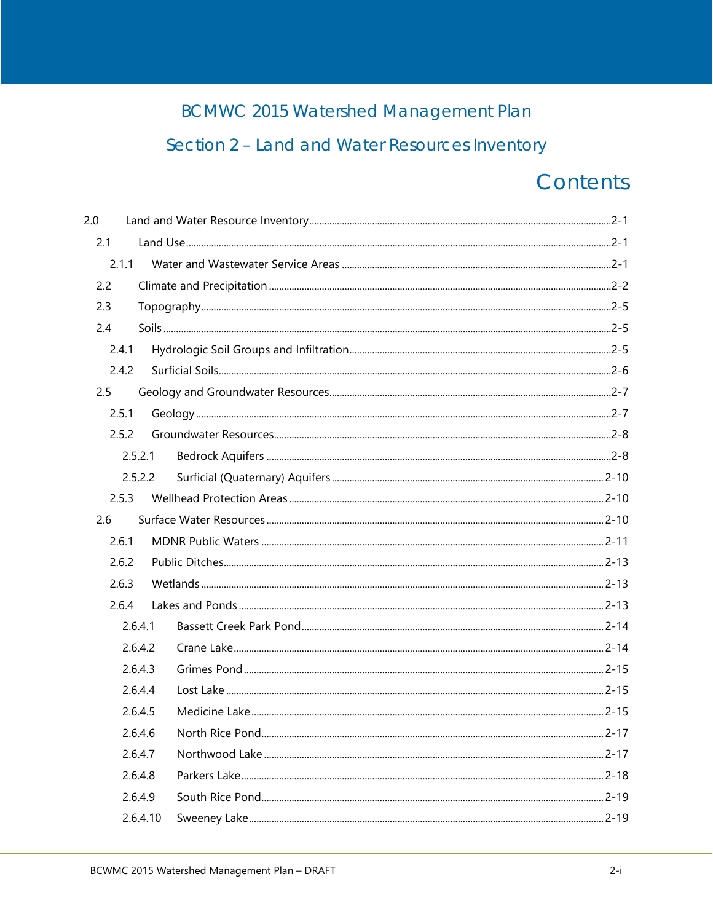# BCMWC 2015 Watershed Management Plan

# Section 2 – Land and Water Resources Inventory

## Contents

2.0 Land and Water Resource Inventory ..... 2-1

- 2.1 Land Use ..... 2-1
  - 2.1.1 Water and Wastewater Service Areas ..... 2-1
- 2.2 Climate and Precipitation ..... 2-2
- 2.3 Topography ..... 2-5
- 2.4 Soils ..... 2-5
  - 2.4.1 Hydrologic Soil Groups and Infiltration ..... 2-5
  - 2.4.2 Surficial Soils ..... 2-6
- 2.5 Geology and Groundwater Resources ..... 2-7
  - 2.5.1 Geology ..... 2-7
  - 2.5.2 Groundwater Resources ..... 2-8
    - 2.5.2.1 Bedrock Aquifers ..... 2-8
    - 2.5.2.2 Surficial (Quaternary) Aquifers ..... 2-10
  - 2.5.3 Wellhead Protection Areas ..... 2-10
- 2.6 Surface Water Resources ..... 2-10
  - 2.6.1 MDNR Public Waters ..... 2-11
  - 2.6.2 Public Ditches ..... 2-13
  - 2.6.3 Wetlands ..... 2-13
  - 2.6.4 Lakes and Ponds ..... 2-13
    - 2.6.4.1 Bassett Creek Park Pond ..... 2-14
    - 2.6.4.2 Crane Lake ..... 2-14
    - 2.6.4.3 Grimes Pond ..... 2-15
    - 2.6.4.4 Lost Lake ..... 2-15
    - 2.6.4.5 Medicine Lake ..... 2-15
    - 2.6.4.6 North Rice Pond ..... 2-17
    - 2.6.4.7 Northwood Lake ..... 2-17
    - 2.6.4.8 Parkers Lake ..... 2-18
    - 2.6.4.9 South Rice Pond ..... 2-19
    - 2.6.4.10 Sweeney Lake ..... 2-19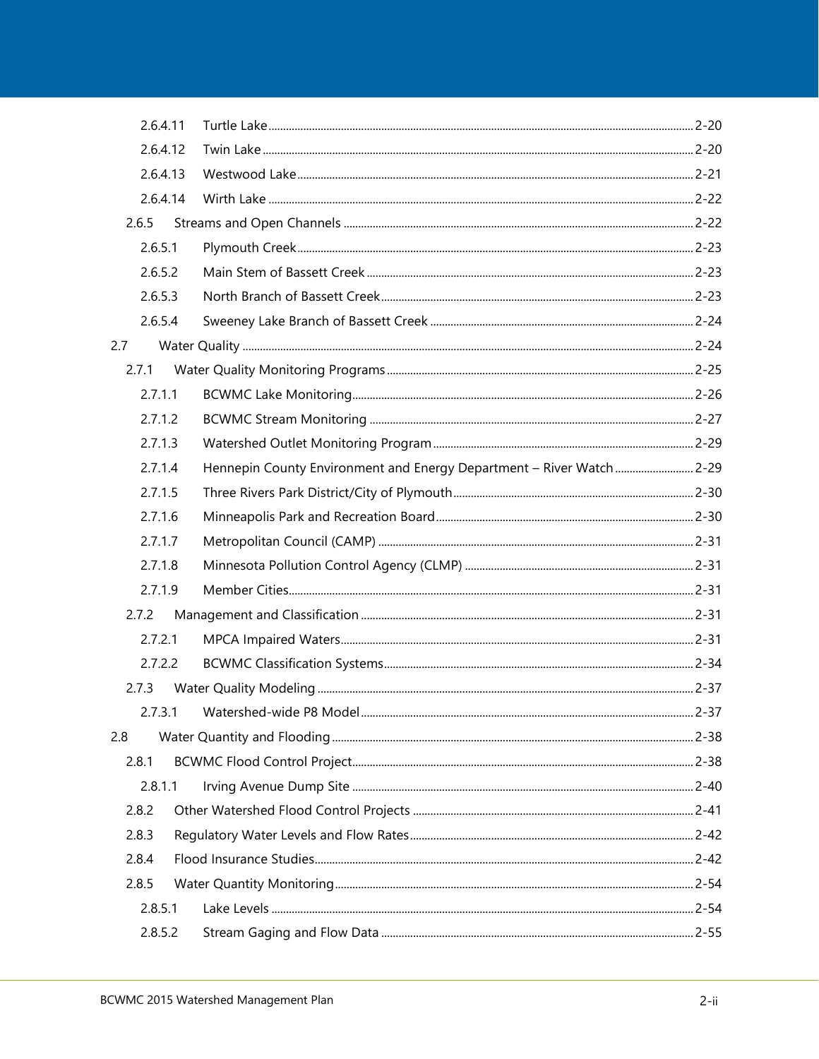2.6.4.11 Turtle Lake ..... 2-20

2.6.4.12 Twin Lake ..... 2-20

2.6.4.13 Westwood Lake ..... 2-21

2.6.4.14 Wirth Lake ..... 2-22

2.6.5 Streams and Open Channels ..... 2-22

2.6.5.1 Plymouth Creek ..... 2-23

2.6.5.2 Main Stem of Bassett Creek ..... 2-23

2.6.5.3 North Branch of Bassett Creek ..... 2-23

2.6.5.4 Sweeney Lake Branch of Bassett Creek ..... 2-24

2.7 Water Quality ..... 2-24

2.7.1 Water Quality Monitoring Programs ..... 2-25

2.7.1.1 BCWMC Lake Monitoring ..... 2-26

2.7.1.2 BCWMC Stream Monitoring ..... 2-27

2.7.1.3 Watershed Outlet Monitoring Program ..... 2-29

2.7.1.4 Hennepin County Environment and Energy Department – River Watch ..... 2-29

2.7.1.5 Three Rivers Park District/City of Plymouth ..... 2-30

2.7.1.6 Minneapolis Park and Recreation Board ..... 2-30

2.7.1.7 Metropolitan Council (CAMP) ..... 2-31

2.7.1.8 Minnesota Pollution Control Agency (CLMP) ..... 2-31

2.7.1.9 Member Cities ..... 2-31

2.7.2 Management and Classification ..... 2-31

2.7.2.1 MPCA Impaired Waters ..... 2-31

2.7.2.2 BCWMC Classification Systems ..... 2-34

2.7.3 Water Quality Modeling ..... 2-37

2.7.3.1 Watershed-wide P8 Model ..... 2-37

2.8 Water Quantity and Flooding ..... 2-38

2.8.1 BCWMC Flood Control Project ..... 2-38

2.8.1.1 Irving Avenue Dump Site ..... 2-40

2.8.2 Other Watershed Flood Control Projects ..... 2-41

2.8.3 Regulatory Water Levels and Flow Rates ..... 2-42

2.8.4 Flood Insurance Studies ..... 2-42

2.8.5 Water Quantity Monitoring ..... 2-54

2.8.5.1 Lake Levels ..... 2-54

2.8.5.2 Stream Gaging and Flow Data ..... 2-55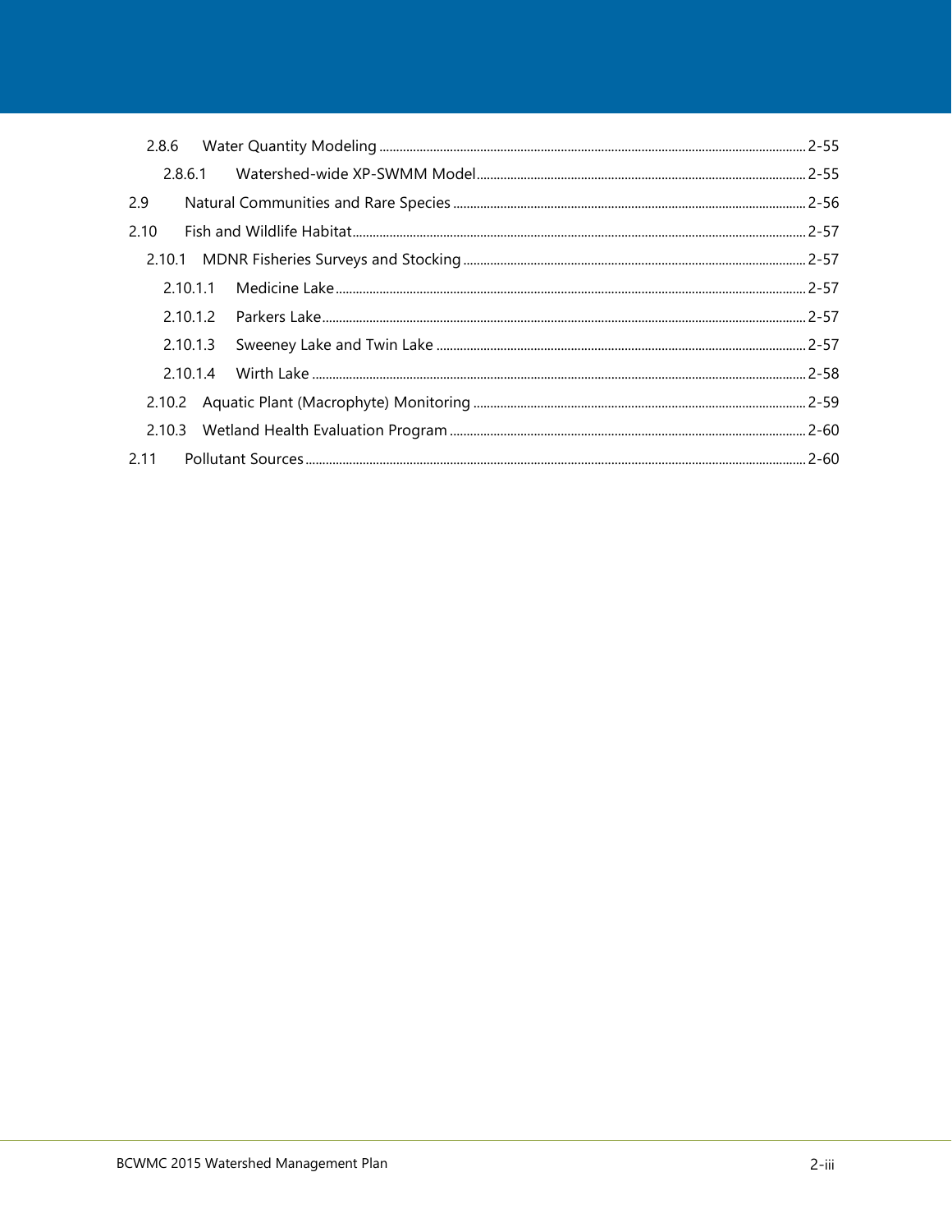2.8.6 Water Quantity Modeling ........ 2-55

2.8.6.1 Watershed-wide XP-SWMM Model ........ 2-55

2.9 Natural Communities and Rare Species ........ 2-56

2.10 Fish and Wildlife Habitat ........ 2-57

2.10.1 MDNR Fisheries Surveys and Stocking ........ 2-57

2.10.1.1 Medicine Lake ........ 2-57

2.10.1.2 Parkers Lake ........ 2-57

2.10.1.3 Sweeney Lake and Twin Lake ........ 2-57

2.10.1.4 Wirth Lake ........ 2-58

2.10.2 Aquatic Plant (Macrophyte) Monitoring ........ 2-59

2.10.3 Wetland Health Evaluation Program ........ 2-60

2.11 Pollutant Sources ........ 2-60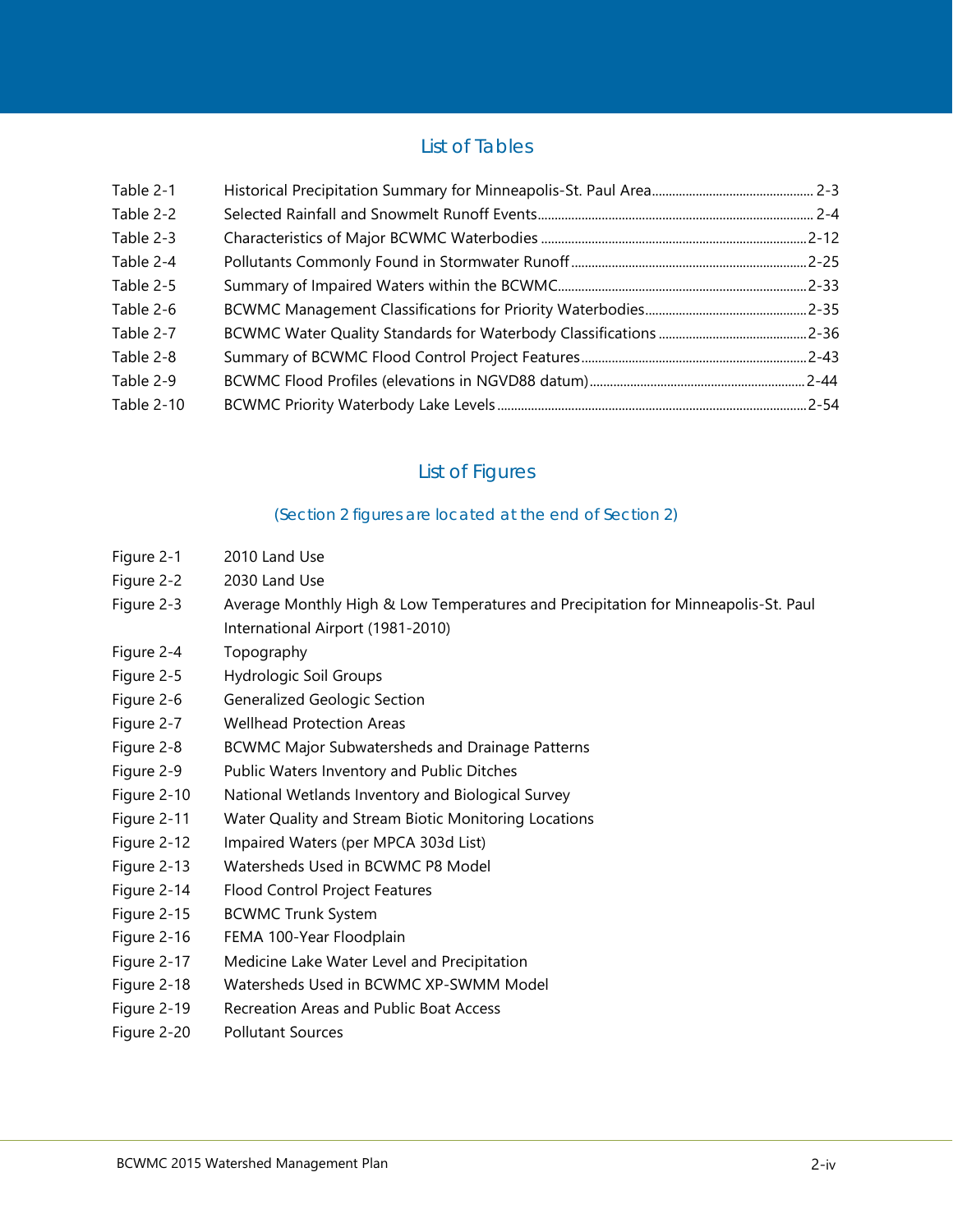## List of Tables

| | | |
|---|---|---|
| Table 2-1 | Historical Precipitation Summary for Minneapolis-St. Paul Area | 2-3 |
| Table 2-2 | Selected Rainfall and Snowmelt Runoff Events | 2-4 |
| Table 2-3 | Characteristics of Major BCWMC Waterbodies | 2-12 |
| Table 2-4 | Pollutants Commonly Found in Stormwater Runoff | 2-25 |
| Table 2-5 | Summary of Impaired Waters within the BCWMC | 2-33 |
| Table 2-6 | BCWMC Management Classifications for Priority Waterbodies | 2-35 |
| Table 2-7 | BCWMC Water Quality Standards for Waterbody Classifications | 2-36 |
| Table 2-8 | Summary of BCWMC Flood Control Project Features | 2-43 |
| Table 2-9 | BCWMC Flood Profiles (elevations in NGVD88 datum) | 2-44 |
| Table 2-10 | BCWMC Priority Waterbody Lake Levels | 2-54 |

## List of Figures

*(Section 2 figures are located at the end of Section 2)*

| | |
|---|---|
| Figure 2-1 | 2010 Land Use |
| Figure 2-2 | 2030 Land Use |
| Figure 2-3 | Average Monthly High & Low Temperatures and Precipitation for Minneapolis-St. Paul International Airport (1981-2010) |
| Figure 2-4 | Topography |
| Figure 2-5 | Hydrologic Soil Groups |
| Figure 2-6 | Generalized Geologic Section |
| Figure 2-7 | Wellhead Protection Areas |
| Figure 2-8 | BCWMC Major Subwatersheds and Drainage Patterns |
| Figure 2-9 | Public Waters Inventory and Public Ditches |
| Figure 2-10 | National Wetlands Inventory and Biological Survey |
| Figure 2-11 | Water Quality and Stream Biotic Monitoring Locations |
| Figure 2-12 | Impaired Waters (per MPCA 303d List) |
| Figure 2-13 | Watersheds Used in BCWMC P8 Model |
| Figure 2-14 | Flood Control Project Features |
| Figure 2-15 | BCWMC Trunk System |
| Figure 2-16 | FEMA 100-Year Floodplain |
| Figure 2-17 | Medicine Lake Water Level and Precipitation |
| Figure 2-18 | Watersheds Used in BCWMC XP-SWMM Model |
| Figure 2-19 | Recreation Areas and Public Boat Access |
| Figure 2-20 | Pollutant Sources |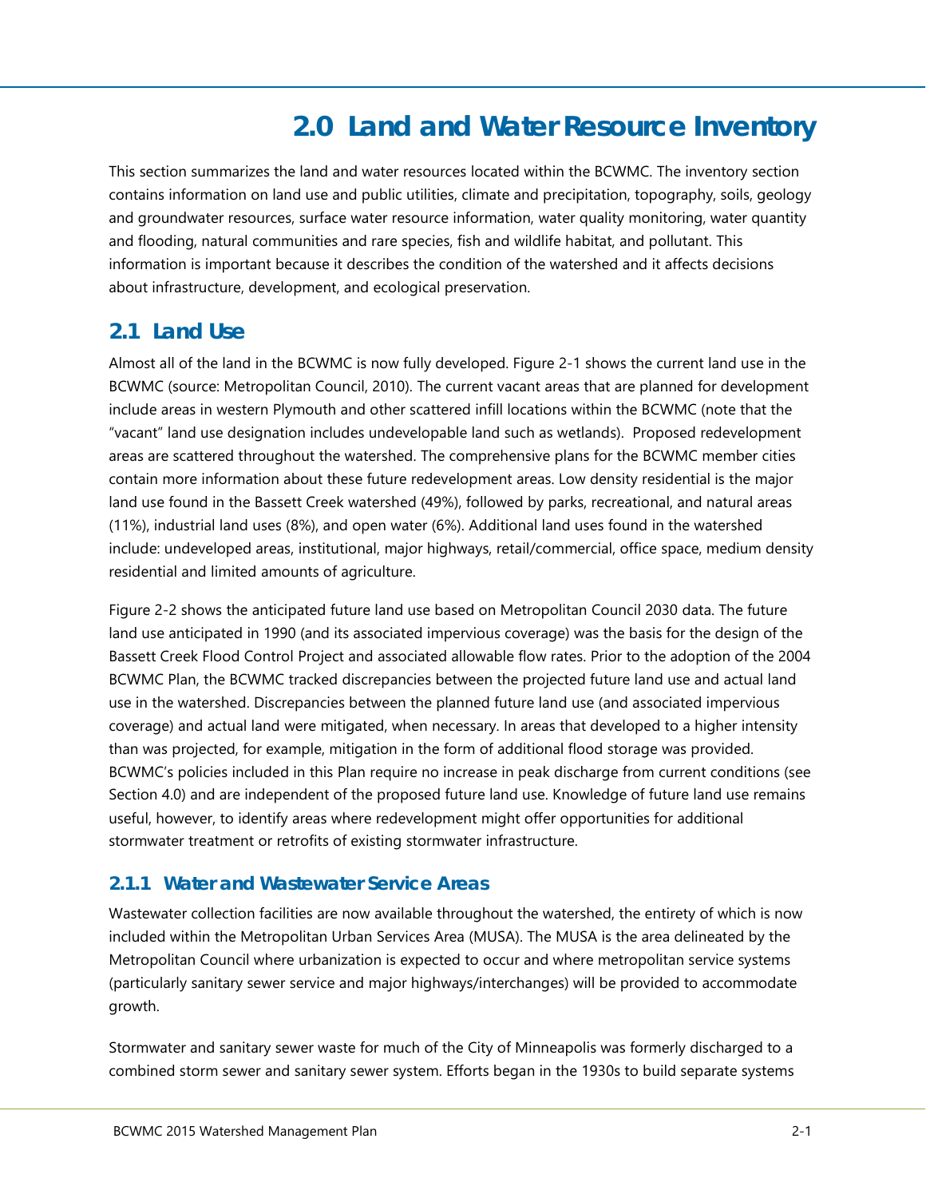# 2.0 Land and Water Resource Inventory

This section summarizes the land and water resources located within the BCWMC. The inventory section contains information on land use and public utilities, climate and precipitation, topography, soils, geology and groundwater resources, surface water resource information, water quality monitoring, water quantity and flooding, natural communities and rare species, fish and wildlife habitat, and pollutant. This information is important because it describes the condition of the watershed and it affects decisions about infrastructure, development, and ecological preservation.

## 2.1 Land Use

Almost all of the land in the BCWMC is now fully developed. Figure 2-1 shows the current land use in the BCWMC (source: Metropolitan Council, 2010). The current vacant areas that are planned for development include areas in western Plymouth and other scattered infill locations within the BCWMC (note that the "vacant" land use designation includes undevelopable land such as wetlands). Proposed redevelopment areas are scattered throughout the watershed. The comprehensive plans for the BCWMC member cities contain more information about these future redevelopment areas. Low density residential is the major land use found in the Bassett Creek watershed (49%), followed by parks, recreational, and natural areas (11%), industrial land uses (8%), and open water (6%). Additional land uses found in the watershed include: undeveloped areas, institutional, major highways, retail/commercial, office space, medium density residential and limited amounts of agriculture.

Figure 2-2 shows the anticipated future land use based on Metropolitan Council 2030 data. The future land use anticipated in 1990 (and its associated impervious coverage) was the basis for the design of the Bassett Creek Flood Control Project and associated allowable flow rates. Prior to the adoption of the 2004 BCWMC Plan, the BCWMC tracked discrepancies between the projected future land use and actual land use in the watershed. Discrepancies between the planned future land use (and associated impervious coverage) and actual land were mitigated, when necessary. In areas that developed to a higher intensity than was projected, for example, mitigation in the form of additional flood storage was provided. BCWMC's policies included in this Plan require no increase in peak discharge from current conditions (see Section 4.0) and are independent of the proposed future land use. Knowledge of future land use remains useful, however, to identify areas where redevelopment might offer opportunities for additional stormwater treatment or retrofits of existing stormwater infrastructure.

### 2.1.1 Water and Wastewater Service Areas

Wastewater collection facilities are now available throughout the watershed, the entirety of which is now included within the Metropolitan Urban Services Area (MUSA). The MUSA is the area delineated by the Metropolitan Council where urbanization is expected to occur and where metropolitan service systems (particularly sanitary sewer service and major highways/interchanges) will be provided to accommodate growth.

Stormwater and sanitary sewer waste for much of the City of Minneapolis was formerly discharged to a combined storm sewer and sanitary sewer system. Efforts began in the 1930s to build separate systems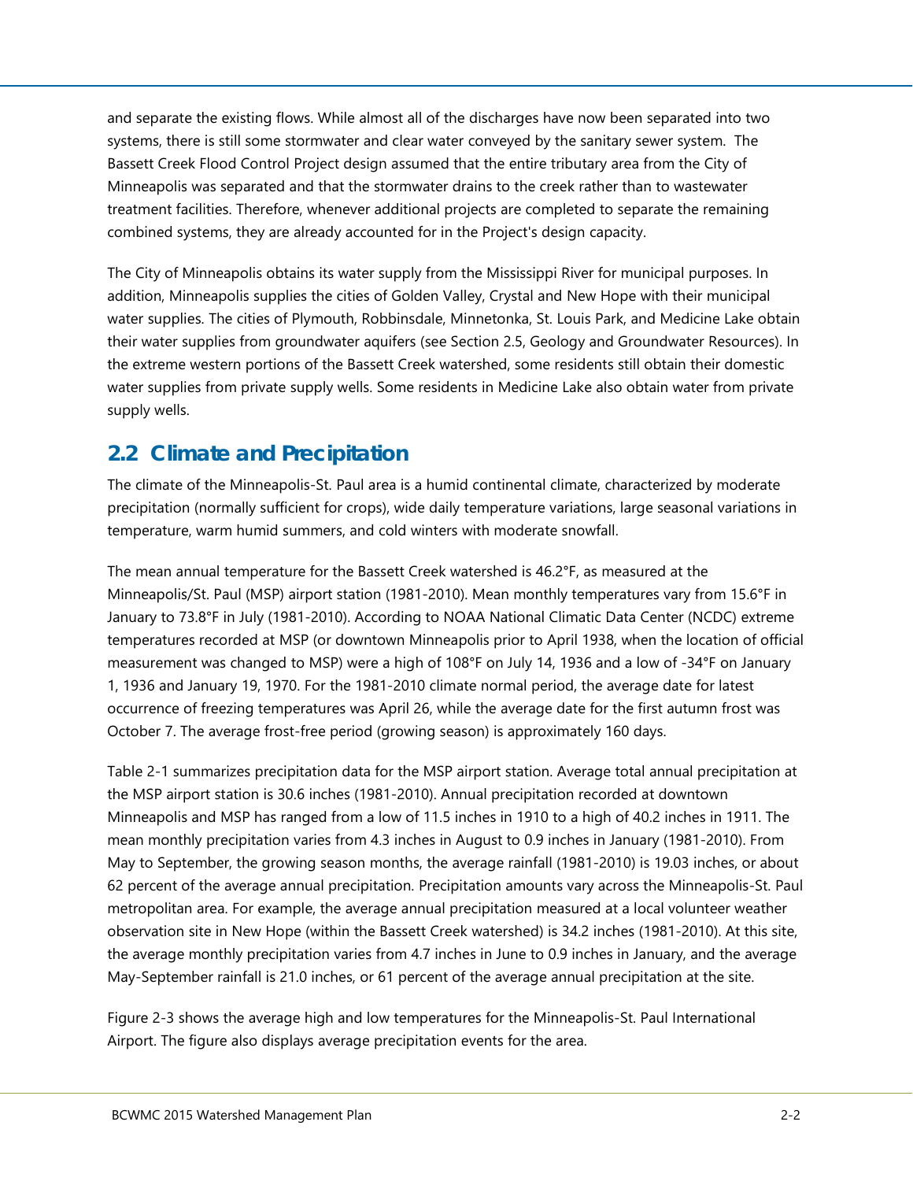and separate the existing flows. While almost all of the discharges have now been separated into two systems, there is still some stormwater and clear water conveyed by the sanitary sewer system. The Bassett Creek Flood Control Project design assumed that the entire tributary area from the City of Minneapolis was separated and that the stormwater drains to the creek rather than to wastewater treatment facilities. Therefore, whenever additional projects are completed to separate the remaining combined systems, they are already accounted for in the Project's design capacity.

The City of Minneapolis obtains its water supply from the Mississippi River for municipal purposes. In addition, Minneapolis supplies the cities of Golden Valley, Crystal and New Hope with their municipal water supplies. The cities of Plymouth, Robbinsdale, Minnetonka, St. Louis Park, and Medicine Lake obtain their water supplies from groundwater aquifers (see Section 2.5, Geology and Groundwater Resources). In the extreme western portions of the Bassett Creek watershed, some residents still obtain their domestic water supplies from private supply wells. Some residents in Medicine Lake also obtain water from private supply wells.

## 2.2 Climate and Precipitation

The climate of the Minneapolis-St. Paul area is a humid continental climate, characterized by moderate precipitation (normally sufficient for crops), wide daily temperature variations, large seasonal variations in temperature, warm humid summers, and cold winters with moderate snowfall.

The mean annual temperature for the Bassett Creek watershed is 46.2°F, as measured at the Minneapolis/St. Paul (MSP) airport station (1981-2010). Mean monthly temperatures vary from 15.6°F in January to 73.8°F in July (1981-2010). According to NOAA National Climatic Data Center (NCDC) extreme temperatures recorded at MSP (or downtown Minneapolis prior to April 1938, when the location of official measurement was changed to MSP) were a high of 108°F on July 14, 1936 and a low of -34°F on January 1, 1936 and January 19, 1970. For the 1981-2010 climate normal period, the average date for latest occurrence of freezing temperatures was April 26, while the average date for the first autumn frost was October 7. The average frost-free period (growing season) is approximately 160 days.

Table 2-1 summarizes precipitation data for the MSP airport station. Average total annual precipitation at the MSP airport station is 30.6 inches (1981-2010). Annual precipitation recorded at downtown Minneapolis and MSP has ranged from a low of 11.5 inches in 1910 to a high of 40.2 inches in 1911. The mean monthly precipitation varies from 4.3 inches in August to 0.9 inches in January (1981-2010). From May to September, the growing season months, the average rainfall (1981-2010) is 19.03 inches, or about 62 percent of the average annual precipitation. Precipitation amounts vary across the Minneapolis-St. Paul metropolitan area. For example, the average annual precipitation measured at a local volunteer weather observation site in New Hope (within the Bassett Creek watershed) is 34.2 inches (1981-2010). At this site, the average monthly precipitation varies from 4.7 inches in June to 0.9 inches in January, and the average May-September rainfall is 21.0 inches, or 61 percent of the average annual precipitation at the site.

Figure 2-3 shows the average high and low temperatures for the Minneapolis-St. Paul International Airport. The figure also displays average precipitation events for the area.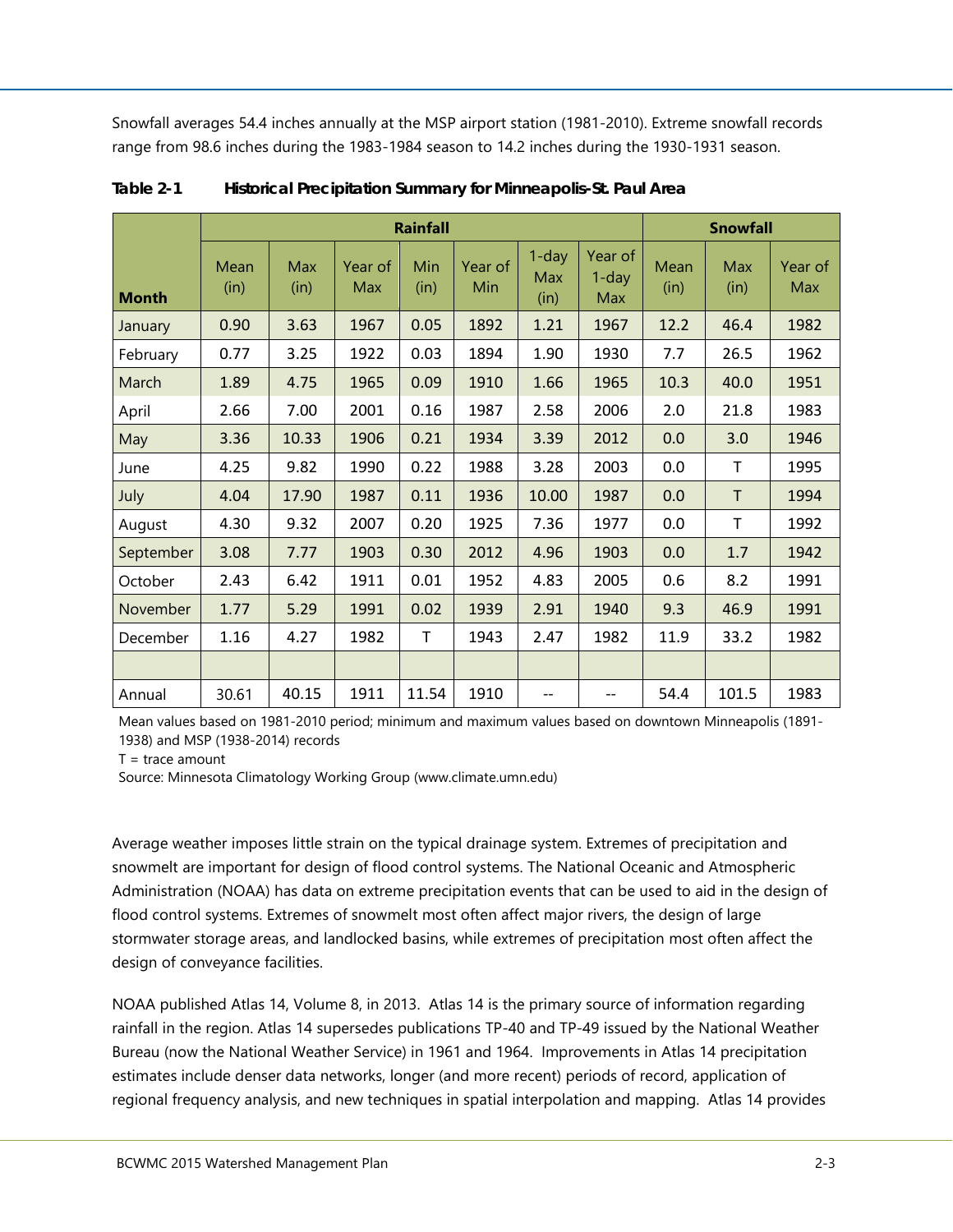Snowfall averages 54.4 inches annually at the MSP airport station (1981-2010). Extreme snowfall records range from 98.6 inches during the 1983-1984 season to 14.2 inches during the 1930-1931 season.

**Table 2-1 Historical Precipitation Summary for Minneapolis-St. Paul Area**

| Month | Rainfall | | | | | | | Snowfall | | |
|---|---|---|---|---|---|---|---|---|---|---|
| | Mean (in) | Max (in) | Year of Max | Min (in) | Year of Min | 1-day Max (in) | Year of 1-day Max | Mean (in) | Max (in) | Year of Max |
| January | 0.90 | 3.63 | 1967 | 0.05 | 1892 | 1.21 | 1967 | 12.2 | 46.4 | 1982 |
| February | 0.77 | 3.25 | 1922 | 0.03 | 1894 | 1.90 | 1930 | 7.7 | 26.5 | 1962 |
| March | 1.89 | 4.75 | 1965 | 0.09 | 1910 | 1.66 | 1965 | 10.3 | 40.0 | 1951 |
| April | 2.66 | 7.00 | 2001 | 0.16 | 1987 | 2.58 | 2006 | 2.0 | 21.8 | 1983 |
| May | 3.36 | 10.33 | 1906 | 0.21 | 1934 | 3.39 | 2012 | 0.0 | 3.0 | 1946 |
| June | 4.25 | 9.82 | 1990 | 0.22 | 1988 | 3.28 | 2003 | 0.0 | T | 1995 |
| July | 4.04 | 17.90 | 1987 | 0.11 | 1936 | 10.00 | 1987 | 0.0 | T | 1994 |
| August | 4.30 | 9.32 | 2007 | 0.20 | 1925 | 7.36 | 1977 | 0.0 | T | 1992 |
| September | 3.08 | 7.77 | 1903 | 0.30 | 2012 | 4.96 | 1903 | 0.0 | 1.7 | 1942 |
| October | 2.43 | 6.42 | 1911 | 0.01 | 1952 | 4.83 | 2005 | 0.6 | 8.2 | 1991 |
| November | 1.77 | 5.29 | 1991 | 0.02 | 1939 | 2.91 | 1940 | 9.3 | 46.9 | 1991 |
| December | 1.16 | 4.27 | 1982 | T | 1943 | 2.47 | 1982 | 11.9 | 33.2 | 1982 |
| | | | | | | | | | | |
| Annual | 30.61 | 40.15 | 1911 | 11.54 | 1910 | -- | -- | 54.4 | 101.5 | 1983 |

Mean values based on 1981-2010 period; minimum and maximum values based on downtown Minneapolis (1891-1938) and MSP (1938-2014) records

T = trace amount

Source: Minnesota Climatology Working Group (www.climate.umn.edu)

Average weather imposes little strain on the typical drainage system. Extremes of precipitation and snowmelt are important for design of flood control systems. The National Oceanic and Atmospheric Administration (NOAA) has data on extreme precipitation events that can be used to aid in the design of flood control systems. Extremes of snowmelt most often affect major rivers, the design of large stormwater storage areas, and landlocked basins, while extremes of precipitation most often affect the design of conveyance facilities.

NOAA published Atlas 14, Volume 8, in 2013. Atlas 14 is the primary source of information regarding rainfall in the region. Atlas 14 supersedes publications TP-40 and TP-49 issued by the National Weather Bureau (now the National Weather Service) in 1961 and 1964. Improvements in Atlas 14 precipitation estimates include denser data networks, longer (and more recent) periods of record, application of regional frequency analysis, and new techniques in spatial interpolation and mapping. Atlas 14 provides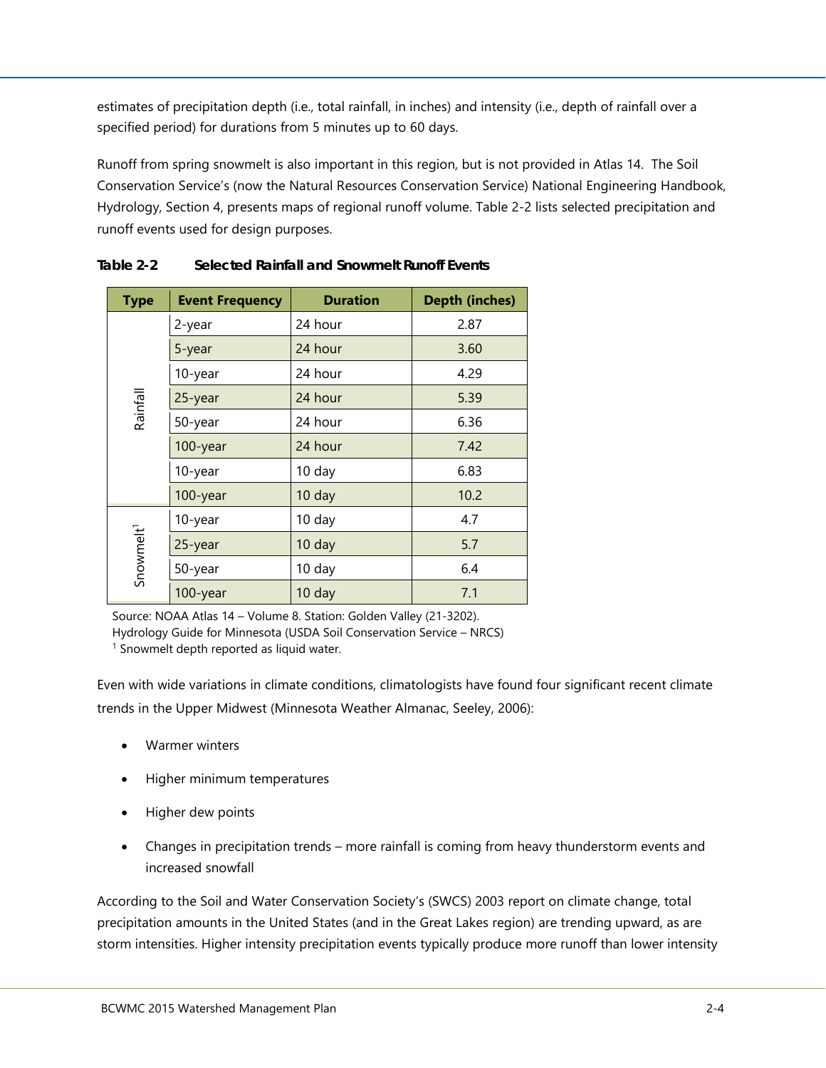estimates of precipitation depth (i.e., total rainfall, in inches) and intensity (i.e., depth of rainfall over a specified period) for durations from 5 minutes up to 60 days.

Runoff from spring snowmelt is also important in this region, but is not provided in Atlas 14. The Soil Conservation Service's (now the Natural Resources Conservation Service) National Engineering Handbook, Hydrology, Section 4, presents maps of regional runoff volume. Table 2-2 lists selected precipitation and runoff events used for design purposes.

**Table 2-2 Selected Rainfall and Snowmelt Runoff Events**

| Type | Event Frequency | Duration | Depth (inches) |
|---|---|---|---|
| Rainfall | 2-year | 24 hour | 2.87 |
| | 5-year | 24 hour | 3.60 |
| | 10-year | 24 hour | 4.29 |
| | 25-year | 24 hour | 5.39 |
| | 50-year | 24 hour | 6.36 |
| | 100-year | 24 hour | 7.42 |
| | 10-year | 10 day | 6.83 |
| | 100-year | 10 day | 10.2 |
| Snowmelt[1] | 10-year | 10 day | 4.7 |
| | 25-year | 10 day | 5.7 |
| | 50-year | 10 day | 6.4 |
| | 100-year | 10 day | 7.1 |

Source: NOAA Atlas 14 – Volume 8. Station: Golden Valley (21-3202).
Hydrology Guide for Minnesota (USDA Soil Conservation Service – NRCS)
[1] Snowmelt depth reported as liquid water.

Even with wide variations in climate conditions, climatologists have found four significant recent climate trends in the Upper Midwest (Minnesota Weather Almanac, Seeley, 2006):

- Warmer winters
- Higher minimum temperatures
- Higher dew points
- Changes in precipitation trends – more rainfall is coming from heavy thunderstorm events and increased snowfall

According to the Soil and Water Conservation Society's (SWCS) 2003 report on climate change, total precipitation amounts in the United States (and in the Great Lakes region) are trending upward, as are storm intensities. Higher intensity precipitation events typically produce more runoff than lower intensity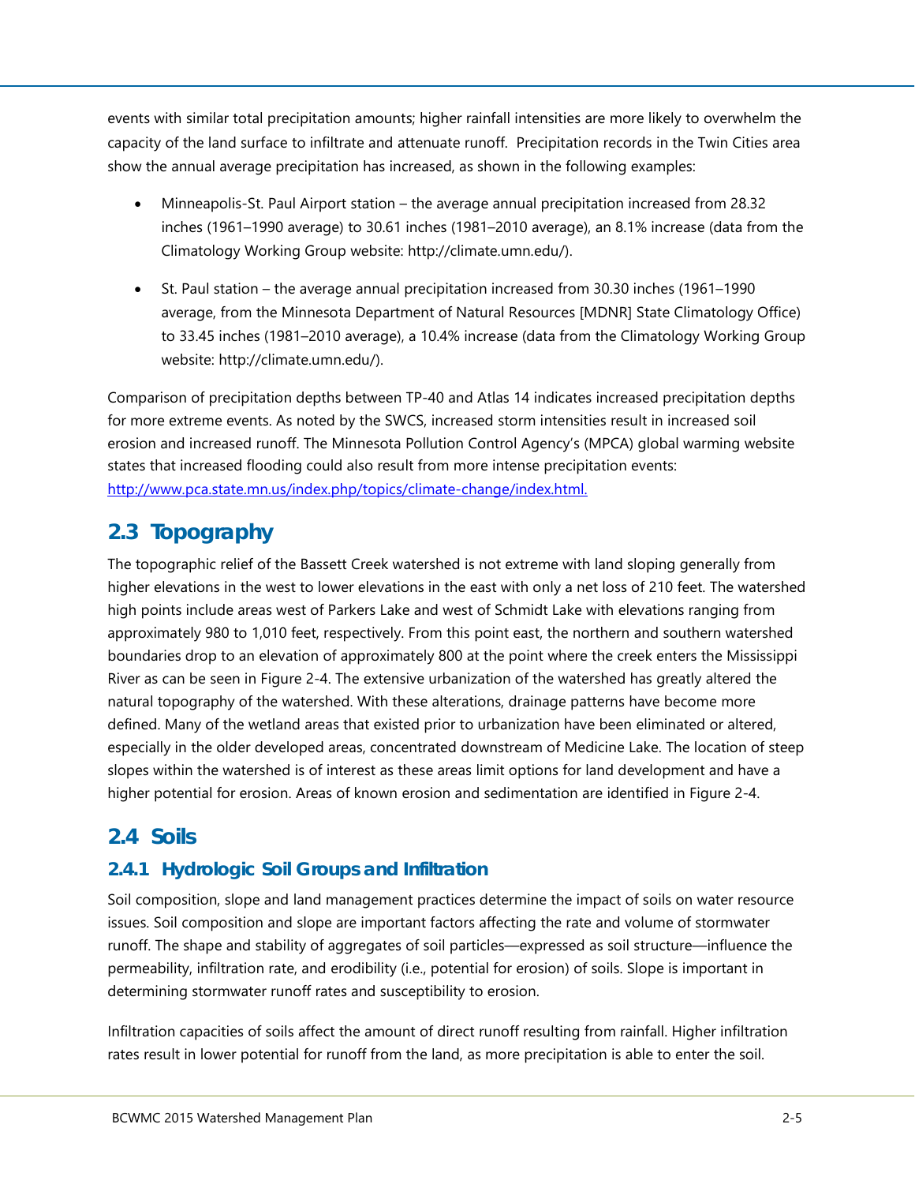events with similar total precipitation amounts; higher rainfall intensities are more likely to overwhelm the capacity of the land surface to infiltrate and attenuate runoff. Precipitation records in the Twin Cities area show the annual average precipitation has increased, as shown in the following examples:

- Minneapolis-St. Paul Airport station – the average annual precipitation increased from 28.32 inches (1961–1990 average) to 30.61 inches (1981–2010 average), an 8.1% increase (data from the Climatology Working Group website: http://climate.umn.edu/).
- St. Paul station – the average annual precipitation increased from 30.30 inches (1961–1990 average, from the Minnesota Department of Natural Resources [MDNR] State Climatology Office) to 33.45 inches (1981–2010 average), a 10.4% increase (data from the Climatology Working Group website: http://climate.umn.edu/).

Comparison of precipitation depths between TP-40 and Atlas 14 indicates increased precipitation depths for more extreme events. As noted by the SWCS, increased storm intensities result in increased soil erosion and increased runoff. The Minnesota Pollution Control Agency's (MPCA) global warming website states that increased flooding could also result from more intense precipitation events: http://www.pca.state.mn.us/index.php/topics/climate-change/index.html.

## 2.3 Topography

The topographic relief of the Bassett Creek watershed is not extreme with land sloping generally from higher elevations in the west to lower elevations in the east with only a net loss of 210 feet. The watershed high points include areas west of Parkers Lake and west of Schmidt Lake with elevations ranging from approximately 980 to 1,010 feet, respectively. From this point east, the northern and southern watershed boundaries drop to an elevation of approximately 800 at the point where the creek enters the Mississippi River as can be seen in Figure 2-4. The extensive urbanization of the watershed has greatly altered the natural topography of the watershed. With these alterations, drainage patterns have become more defined. Many of the wetland areas that existed prior to urbanization have been eliminated or altered, especially in the older developed areas, concentrated downstream of Medicine Lake. The location of steep slopes within the watershed is of interest as these areas limit options for land development and have a higher potential for erosion. Areas of known erosion and sedimentation are identified in Figure 2-4.

## 2.4 Soils

### 2.4.1 Hydrologic Soil Groups and Infiltration

Soil composition, slope and land management practices determine the impact of soils on water resource issues. Soil composition and slope are important factors affecting the rate and volume of stormwater runoff. The shape and stability of aggregates of soil particles—expressed as soil structure—influence the permeability, infiltration rate, and erodibility (i.e., potential for erosion) of soils. Slope is important in determining stormwater runoff rates and susceptibility to erosion.

Infiltration capacities of soils affect the amount of direct runoff resulting from rainfall. Higher infiltration rates result in lower potential for runoff from the land, as more precipitation is able to enter the soil.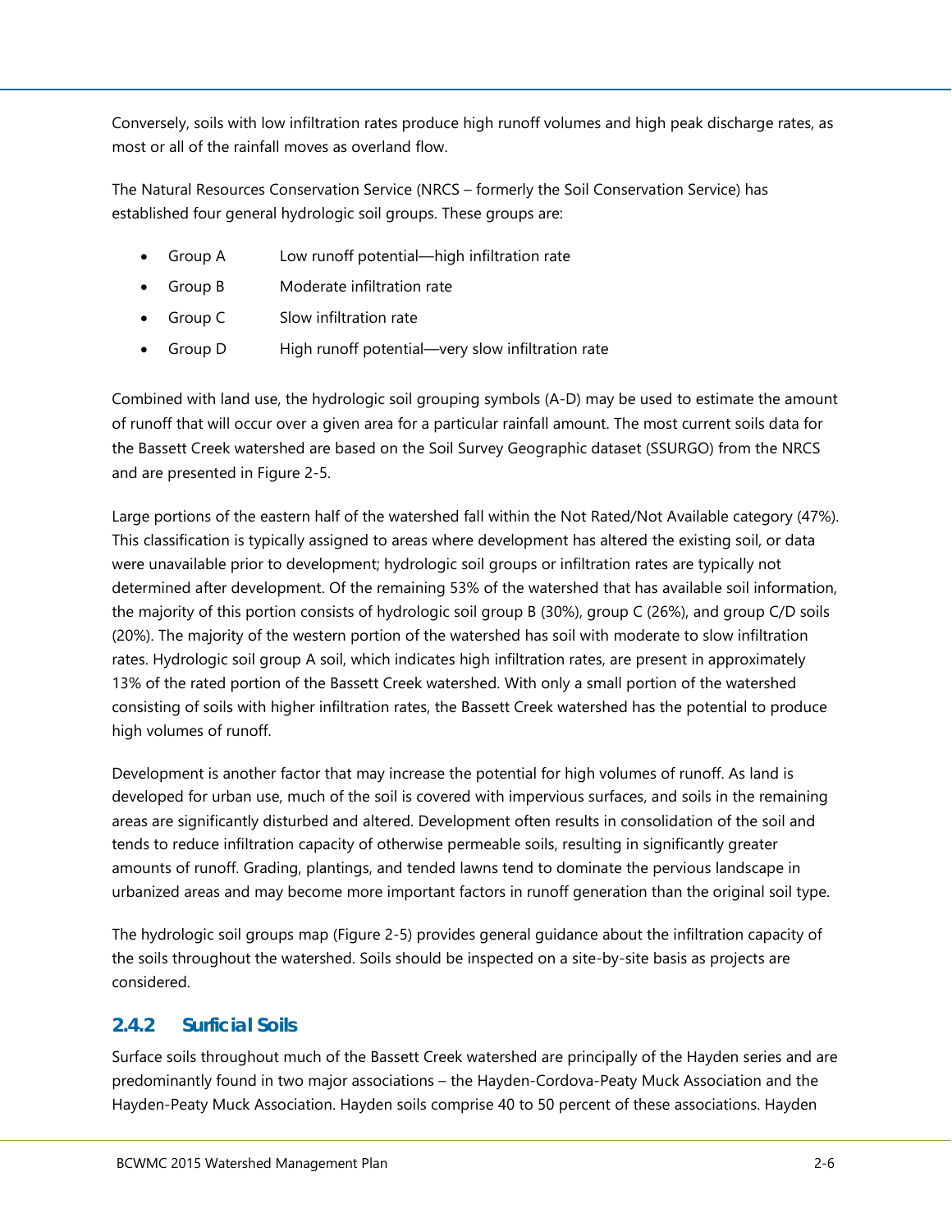Conversely, soils with low infiltration rates produce high runoff volumes and high peak discharge rates, as most or all of the rainfall moves as overland flow.

The Natural Resources Conservation Service (NRCS – formerly the Soil Conservation Service) has established four general hydrologic soil groups. These groups are:

- Group A Low runoff potential—high infiltration rate
- Group B Moderate infiltration rate
- Group C Slow infiltration rate
- Group D High runoff potential—very slow infiltration rate

Combined with land use, the hydrologic soil grouping symbols (A-D) may be used to estimate the amount of runoff that will occur over a given area for a particular rainfall amount. The most current soils data for the Bassett Creek watershed are based on the Soil Survey Geographic dataset (SSURGO) from the NRCS and are presented in Figure 2-5.

Large portions of the eastern half of the watershed fall within the Not Rated/Not Available category (47%). This classification is typically assigned to areas where development has altered the existing soil, or data were unavailable prior to development; hydrologic soil groups or infiltration rates are typically not determined after development. Of the remaining 53% of the watershed that has available soil information, the majority of this portion consists of hydrologic soil group B (30%), group C (26%), and group C/D soils (20%). The majority of the western portion of the watershed has soil with moderate to slow infiltration rates. Hydrologic soil group A soil, which indicates high infiltration rates, are present in approximately 13% of the rated portion of the Bassett Creek watershed. With only a small portion of the watershed consisting of soils with higher infiltration rates, the Bassett Creek watershed has the potential to produce high volumes of runoff.

Development is another factor that may increase the potential for high volumes of runoff. As land is developed for urban use, much of the soil is covered with impervious surfaces, and soils in the remaining areas are significantly disturbed and altered. Development often results in consolidation of the soil and tends to reduce infiltration capacity of otherwise permeable soils, resulting in significantly greater amounts of runoff. Grading, plantings, and tended lawns tend to dominate the pervious landscape in urbanized areas and may become more important factors in runoff generation than the original soil type.

The hydrologic soil groups map (Figure 2-5) provides general guidance about the infiltration capacity of the soils throughout the watershed. Soils should be inspected on a site-by-site basis as projects are considered.

### 2.4.2 Surficial Soils

Surface soils throughout much of the Bassett Creek watershed are principally of the Hayden series and are predominantly found in two major associations – the Hayden-Cordova-Peaty Muck Association and the Hayden-Peaty Muck Association. Hayden soils comprise 40 to 50 percent of these associations. Hayden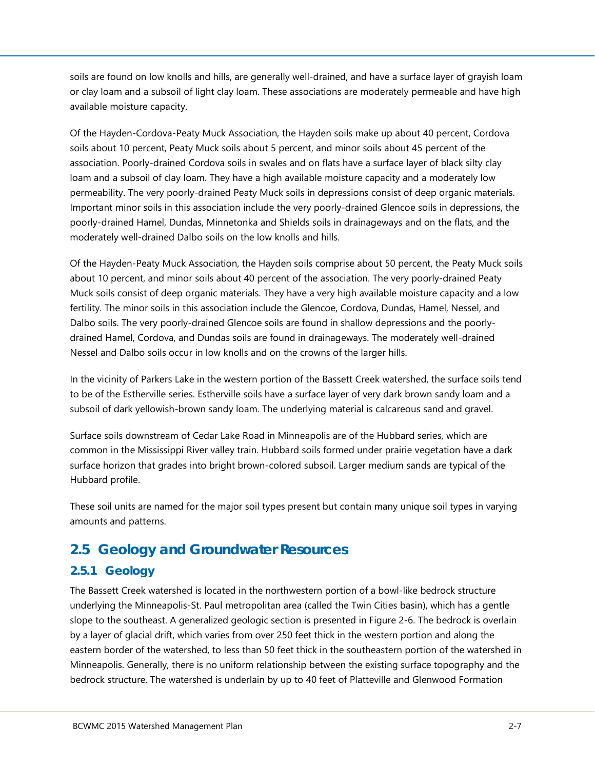soils are found on low knolls and hills, are generally well-drained, and have a surface layer of grayish loam or clay loam and a subsoil of light clay loam. These associations are moderately permeable and have high available moisture capacity.

Of the Hayden-Cordova-Peaty Muck Association, the Hayden soils make up about 40 percent, Cordova soils about 10 percent, Peaty Muck soils about 5 percent, and minor soils about 45 percent of the association. Poorly-drained Cordova soils in swales and on flats have a surface layer of black silty clay loam and a subsoil of clay loam. They have a high available moisture capacity and a moderately low permeability. The very poorly-drained Peaty Muck soils in depressions consist of deep organic materials. Important minor soils in this association include the very poorly-drained Glencoe soils in depressions, the poorly-drained Hamel, Dundas, Minnetonka and Shields soils in drainageways and on the flats, and the moderately well-drained Dalbo soils on the low knolls and hills.

Of the Hayden-Peaty Muck Association, the Hayden soils comprise about 50 percent, the Peaty Muck soils about 10 percent, and minor soils about 40 percent of the association. The very poorly-drained Peaty Muck soils consist of deep organic materials. They have a very high available moisture capacity and a low fertility. The minor soils in this association include the Glencoe, Cordova, Dundas, Hamel, Nessel, and Dalbo soils. The very poorly-drained Glencoe soils are found in shallow depressions and the poorly-drained Hamel, Cordova, and Dundas soils are found in drainageways. The moderately well-drained Nessel and Dalbo soils occur in low knolls and on the crowns of the larger hills.

In the vicinity of Parkers Lake in the western portion of the Bassett Creek watershed, the surface soils tend to be of the Estherville series. Estherville soils have a surface layer of very dark brown sandy loam and a subsoil of dark yellowish-brown sandy loam. The underlying material is calcareous sand and gravel.

Surface soils downstream of Cedar Lake Road in Minneapolis are of the Hubbard series, which are common in the Mississippi River valley train. Hubbard soils formed under prairie vegetation have a dark surface horizon that grades into bright brown-colored subsoil. Larger medium sands are typical of the Hubbard profile.

These soil units are named for the major soil types present but contain many unique soil types in varying amounts and patterns.

## 2.5 Geology and Groundwater Resources

### 2.5.1 Geology

The Bassett Creek watershed is located in the northwestern portion of a bowl-like bedrock structure underlying the Minneapolis-St. Paul metropolitan area (called the Twin Cities basin), which has a gentle slope to the southeast. A generalized geologic section is presented in Figure 2-6. The bedrock is overlain by a layer of glacial drift, which varies from over 250 feet thick in the western portion and along the eastern border of the watershed, to less than 50 feet thick in the southeastern portion of the watershed in Minneapolis. Generally, there is no uniform relationship between the existing surface topography and the bedrock structure. The watershed is underlain by up to 40 feet of Platteville and Glenwood Formation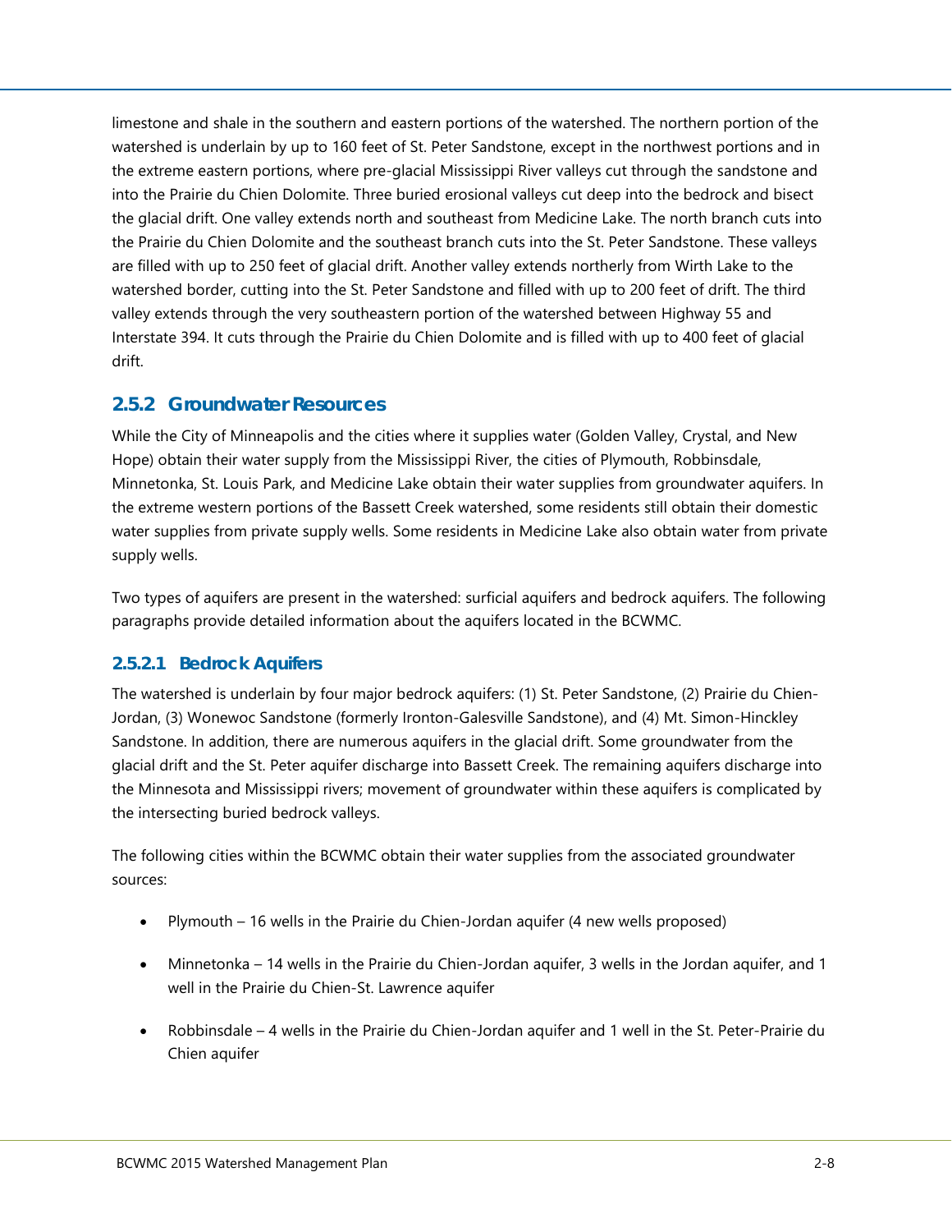limestone and shale in the southern and eastern portions of the watershed. The northern portion of the watershed is underlain by up to 160 feet of St. Peter Sandstone, except in the northwest portions and in the extreme eastern portions, where pre-glacial Mississippi River valleys cut through the sandstone and into the Prairie du Chien Dolomite. Three buried erosional valleys cut deep into the bedrock and bisect the glacial drift. One valley extends north and southeast from Medicine Lake. The north branch cuts into the Prairie du Chien Dolomite and the southeast branch cuts into the St. Peter Sandstone. These valleys are filled with up to 250 feet of glacial drift. Another valley extends northerly from Wirth Lake to the watershed border, cutting into the St. Peter Sandstone and filled with up to 200 feet of drift. The third valley extends through the very southeastern portion of the watershed between Highway 55 and Interstate 394. It cuts through the Prairie du Chien Dolomite and is filled with up to 400 feet of glacial drift.

### 2.5.2 Groundwater Resources

While the City of Minneapolis and the cities where it supplies water (Golden Valley, Crystal, and New Hope) obtain their water supply from the Mississippi River, the cities of Plymouth, Robbinsdale, Minnetonka, St. Louis Park, and Medicine Lake obtain their water supplies from groundwater aquifers. In the extreme western portions of the Bassett Creek watershed, some residents still obtain their domestic water supplies from private supply wells. Some residents in Medicine Lake also obtain water from private supply wells.

Two types of aquifers are present in the watershed: surficial aquifers and bedrock aquifers. The following paragraphs provide detailed information about the aquifers located in the BCWMC.

#### 2.5.2.1 Bedrock Aquifers

The watershed is underlain by four major bedrock aquifers: (1) St. Peter Sandstone, (2) Prairie du Chien-Jordan, (3) Wonewoc Sandstone (formerly Ironton-Galesville Sandstone), and (4) Mt. Simon-Hinckley Sandstone. In addition, there are numerous aquifers in the glacial drift. Some groundwater from the glacial drift and the St. Peter aquifer discharge into Bassett Creek. The remaining aquifers discharge into the Minnesota and Mississippi rivers; movement of groundwater within these aquifers is complicated by the intersecting buried bedrock valleys.

The following cities within the BCWMC obtain their water supplies from the associated groundwater sources:

- Plymouth – 16 wells in the Prairie du Chien-Jordan aquifer (4 new wells proposed)
- Minnetonka – 14 wells in the Prairie du Chien-Jordan aquifer, 3 wells in the Jordan aquifer, and 1 well in the Prairie du Chien-St. Lawrence aquifer
- Robbinsdale – 4 wells in the Prairie du Chien-Jordan aquifer and 1 well in the St. Peter-Prairie du Chien aquifer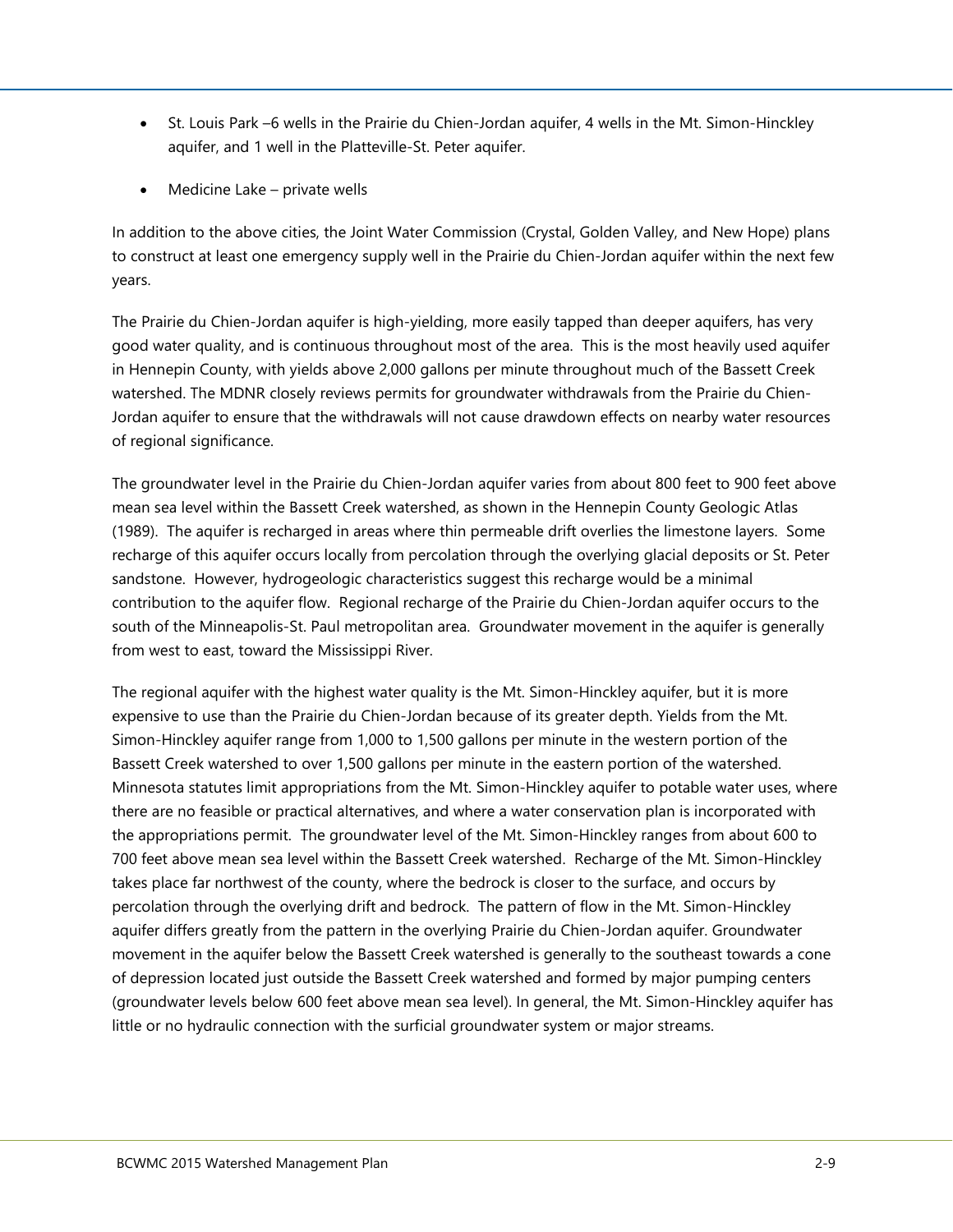- St. Louis Park –6 wells in the Prairie du Chien-Jordan aquifer, 4 wells in the Mt. Simon-Hinckley aquifer, and 1 well in the Platteville-St. Peter aquifer.
- Medicine Lake – private wells

In addition to the above cities, the Joint Water Commission (Crystal, Golden Valley, and New Hope) plans to construct at least one emergency supply well in the Prairie du Chien-Jordan aquifer within the next few years.

The Prairie du Chien-Jordan aquifer is high-yielding, more easily tapped than deeper aquifers, has very good water quality, and is continuous throughout most of the area. This is the most heavily used aquifer in Hennepin County, with yields above 2,000 gallons per minute throughout much of the Bassett Creek watershed. The MDNR closely reviews permits for groundwater withdrawals from the Prairie du Chien-Jordan aquifer to ensure that the withdrawals will not cause drawdown effects on nearby water resources of regional significance.

The groundwater level in the Prairie du Chien-Jordan aquifer varies from about 800 feet to 900 feet above mean sea level within the Bassett Creek watershed, as shown in the Hennepin County Geologic Atlas (1989). The aquifer is recharged in areas where thin permeable drift overlies the limestone layers. Some recharge of this aquifer occurs locally from percolation through the overlying glacial deposits or St. Peter sandstone. However, hydrogeologic characteristics suggest this recharge would be a minimal contribution to the aquifer flow. Regional recharge of the Prairie du Chien-Jordan aquifer occurs to the south of the Minneapolis-St. Paul metropolitan area. Groundwater movement in the aquifer is generally from west to east, toward the Mississippi River.

The regional aquifer with the highest water quality is the Mt. Simon-Hinckley aquifer, but it is more expensive to use than the Prairie du Chien-Jordan because of its greater depth. Yields from the Mt. Simon-Hinckley aquifer range from 1,000 to 1,500 gallons per minute in the western portion of the Bassett Creek watershed to over 1,500 gallons per minute in the eastern portion of the watershed. Minnesota statutes limit appropriations from the Mt. Simon-Hinckley aquifer to potable water uses, where there are no feasible or practical alternatives, and where a water conservation plan is incorporated with the appropriations permit. The groundwater level of the Mt. Simon-Hinckley ranges from about 600 to 700 feet above mean sea level within the Bassett Creek watershed. Recharge of the Mt. Simon-Hinckley takes place far northwest of the county, where the bedrock is closer to the surface, and occurs by percolation through the overlying drift and bedrock. The pattern of flow in the Mt. Simon-Hinckley aquifer differs greatly from the pattern in the overlying Prairie du Chien-Jordan aquifer. Groundwater movement in the aquifer below the Bassett Creek watershed is generally to the southeast towards a cone of depression located just outside the Bassett Creek watershed and formed by major pumping centers (groundwater levels below 600 feet above mean sea level). In general, the Mt. Simon-Hinckley aquifer has little or no hydraulic connection with the surficial groundwater system or major streams.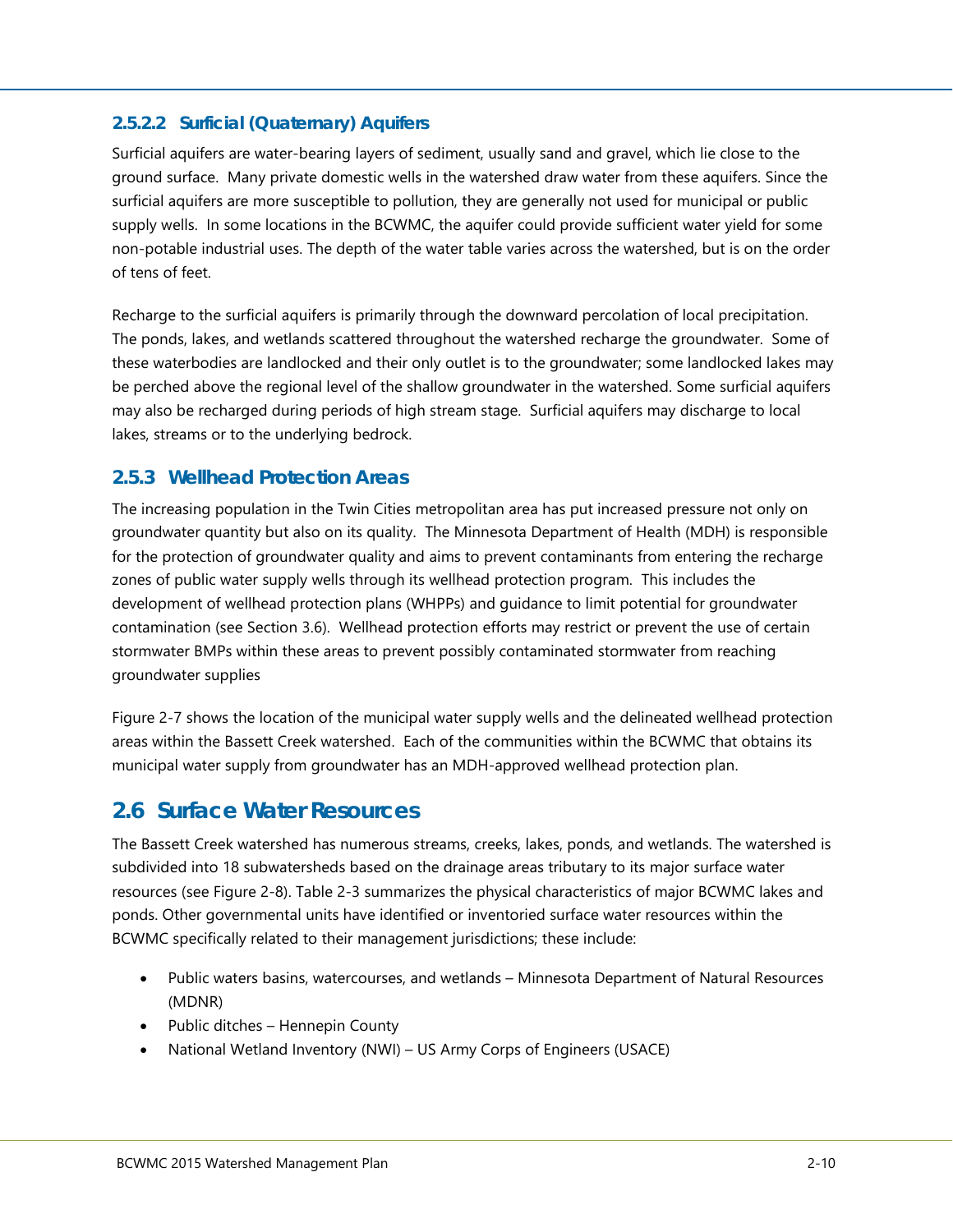#### 2.5.2.2 Surficial (Quaternary) Aquifers

Surficial aquifers are water-bearing layers of sediment, usually sand and gravel, which lie close to the ground surface. Many private domestic wells in the watershed draw water from these aquifers. Since the surficial aquifers are more susceptible to pollution, they are generally not used for municipal or public supply wells. In some locations in the BCWMC, the aquifer could provide sufficient water yield for some non-potable industrial uses. The depth of the water table varies across the watershed, but is on the order of tens of feet.

Recharge to the surficial aquifers is primarily through the downward percolation of local precipitation. The ponds, lakes, and wetlands scattered throughout the watershed recharge the groundwater. Some of these waterbodies are landlocked and their only outlet is to the groundwater; some landlocked lakes may be perched above the regional level of the shallow groundwater in the watershed. Some surficial aquifers may also be recharged during periods of high stream stage. Surficial aquifers may discharge to local lakes, streams or to the underlying bedrock.

### 2.5.3 Wellhead Protection Areas

The increasing population in the Twin Cities metropolitan area has put increased pressure not only on groundwater quantity but also on its quality. The Minnesota Department of Health (MDH) is responsible for the protection of groundwater quality and aims to prevent contaminants from entering the recharge zones of public water supply wells through its wellhead protection program. This includes the development of wellhead protection plans (WHPPs) and guidance to limit potential for groundwater contamination (see Section 3.6). Wellhead protection efforts may restrict or prevent the use of certain stormwater BMPs within these areas to prevent possibly contaminated stormwater from reaching groundwater supplies

Figure 2-7 shows the location of the municipal water supply wells and the delineated wellhead protection areas within the Bassett Creek watershed. Each of the communities within the BCWMC that obtains its municipal water supply from groundwater has an MDH-approved wellhead protection plan.

## 2.6 Surface Water Resources

The Bassett Creek watershed has numerous streams, creeks, lakes, ponds, and wetlands. The watershed is subdivided into 18 subwatersheds based on the drainage areas tributary to its major surface water resources (see Figure 2-8). Table 2-3 summarizes the physical characteristics of major BCWMC lakes and ponds. Other governmental units have identified or inventoried surface water resources within the BCWMC specifically related to their management jurisdictions; these include:

- Public waters basins, watercourses, and wetlands – Minnesota Department of Natural Resources (MDNR)
- Public ditches – Hennepin County
- National Wetland Inventory (NWI) – US Army Corps of Engineers (USACE)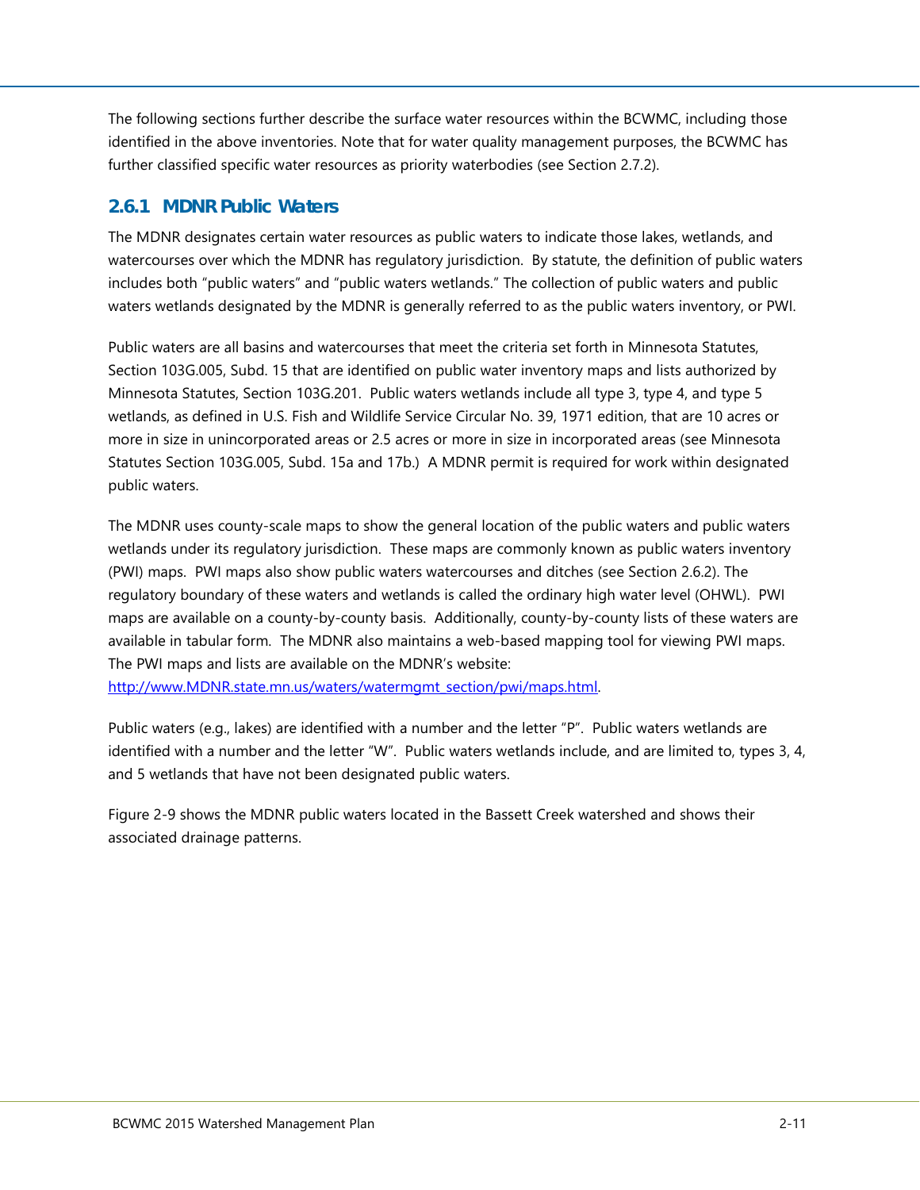The following sections further describe the surface water resources within the BCWMC, including those identified in the above inventories. Note that for water quality management purposes, the BCWMC has further classified specific water resources as priority waterbodies (see Section 2.7.2).

### 2.6.1 MDNR Public Waters

The MDNR designates certain water resources as public waters to indicate those lakes, wetlands, and watercourses over which the MDNR has regulatory jurisdiction. By statute, the definition of public waters includes both "public waters" and "public waters wetlands." The collection of public waters and public waters wetlands designated by the MDNR is generally referred to as the public waters inventory, or PWI.

Public waters are all basins and watercourses that meet the criteria set forth in Minnesota Statutes, Section 103G.005, Subd. 15 that are identified on public water inventory maps and lists authorized by Minnesota Statutes, Section 103G.201. Public waters wetlands include all type 3, type 4, and type 5 wetlands, as defined in U.S. Fish and Wildlife Service Circular No. 39, 1971 edition, that are 10 acres or more in size in unincorporated areas or 2.5 acres or more in size in incorporated areas (see Minnesota Statutes Section 103G.005, Subd. 15a and 17b.) A MDNR permit is required for work within designated public waters.

The MDNR uses county-scale maps to show the general location of the public waters and public waters wetlands under its regulatory jurisdiction. These maps are commonly known as public waters inventory (PWI) maps. PWI maps also show public waters watercourses and ditches (see Section 2.6.2). The regulatory boundary of these waters and wetlands is called the ordinary high water level (OHWL). PWI maps are available on a county-by-county basis. Additionally, county-by-county lists of these waters are available in tabular form. The MDNR also maintains a web-based mapping tool for viewing PWI maps. The PWI maps and lists are available on the MDNR's website: [http://www.MDNR.state.mn.us/waters/watermgmt_section/pwi/maps.html](http://www.MDNR.state.mn.us/waters/watermgmt_section/pwi/maps.html).

Public waters (e.g., lakes) are identified with a number and the letter "P". Public waters wetlands are identified with a number and the letter "W". Public waters wetlands include, and are limited to, types 3, 4, and 5 wetlands that have not been designated public waters.

Figure 2-9 shows the MDNR public waters located in the Bassett Creek watershed and shows their associated drainage patterns.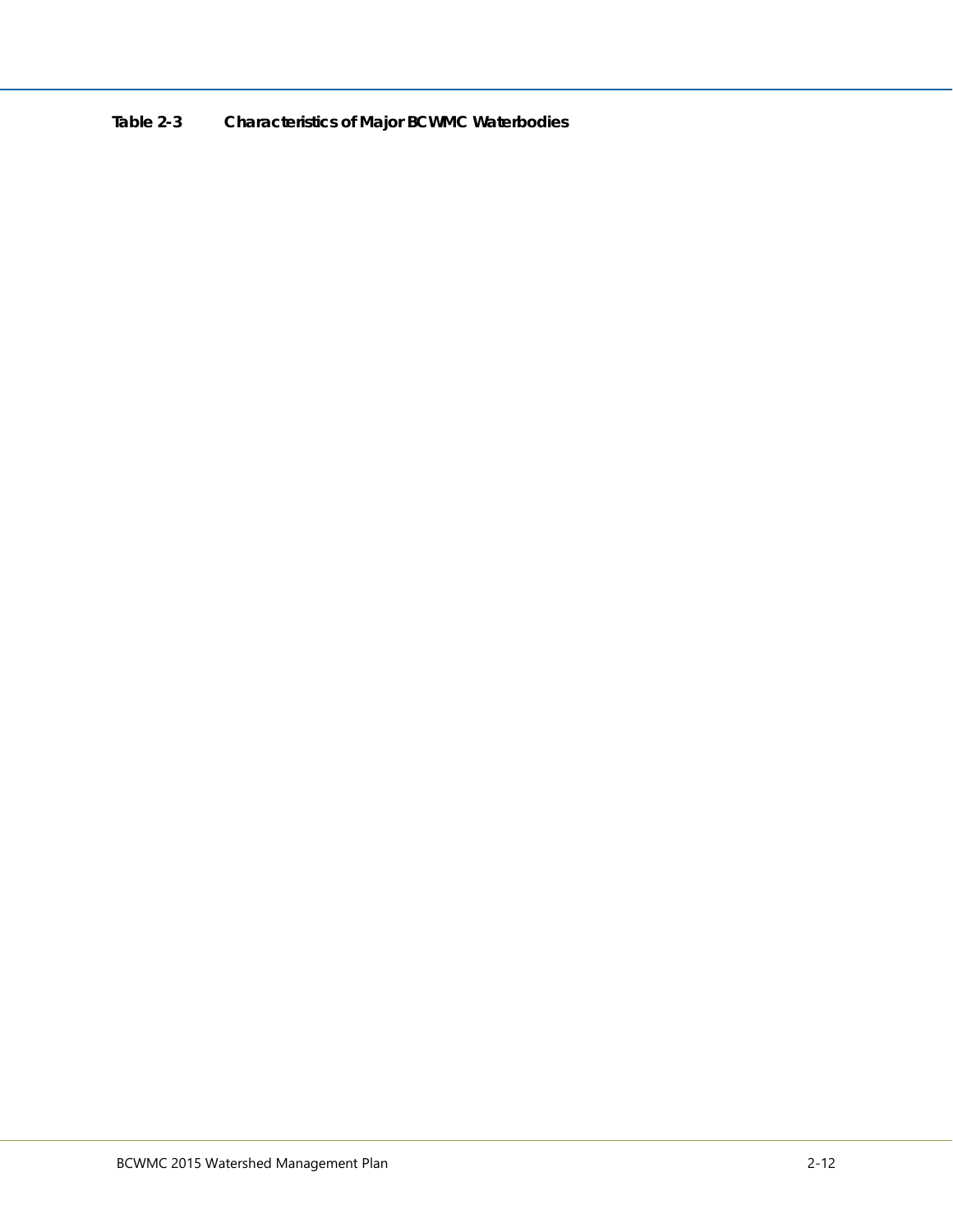**Table 2-3 Characteristics of Major BCWMC Waterbodies**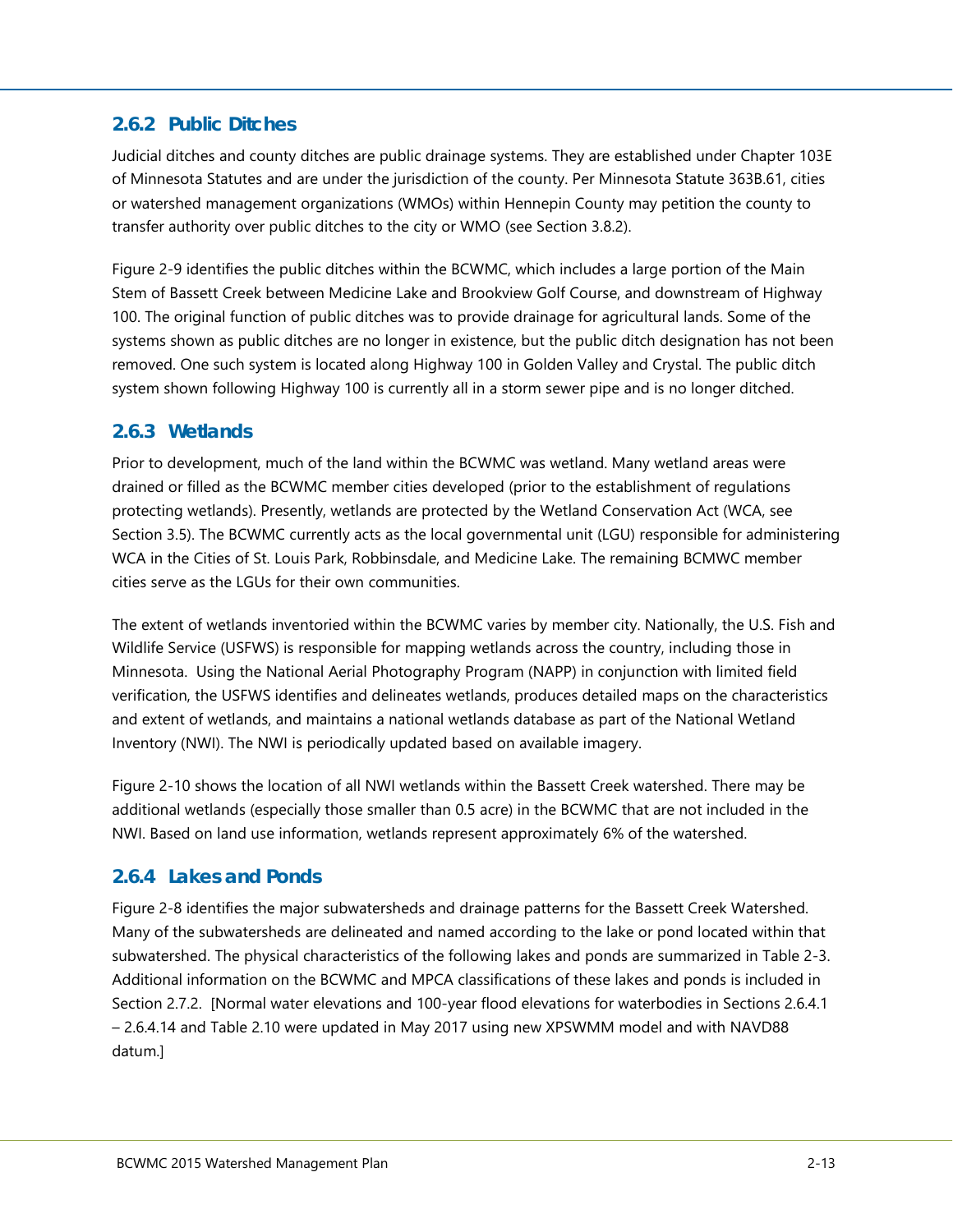### 2.6.2 Public Ditches

Judicial ditches and county ditches are public drainage systems. They are established under Chapter 103E of Minnesota Statutes and are under the jurisdiction of the county. Per Minnesota Statute 363B.61, cities or watershed management organizations (WMOs) within Hennepin County may petition the county to transfer authority over public ditches to the city or WMO (see Section 3.8.2).

Figure 2-9 identifies the public ditches within the BCWMC, which includes a large portion of the Main Stem of Bassett Creek between Medicine Lake and Brookview Golf Course, and downstream of Highway 100. The original function of public ditches was to provide drainage for agricultural lands. Some of the systems shown as public ditches are no longer in existence, but the public ditch designation has not been removed. One such system is located along Highway 100 in Golden Valley and Crystal. The public ditch system shown following Highway 100 is currently all in a storm sewer pipe and is no longer ditched.

### 2.6.3 Wetlands

Prior to development, much of the land within the BCWMC was wetland. Many wetland areas were drained or filled as the BCWMC member cities developed (prior to the establishment of regulations protecting wetlands). Presently, wetlands are protected by the Wetland Conservation Act (WCA, see Section 3.5). The BCWMC currently acts as the local governmental unit (LGU) responsible for administering WCA in the Cities of St. Louis Park, Robbinsdale, and Medicine Lake. The remaining BCMWC member cities serve as the LGUs for their own communities.

The extent of wetlands inventoried within the BCWMC varies by member city. Nationally, the U.S. Fish and Wildlife Service (USFWS) is responsible for mapping wetlands across the country, including those in Minnesota. Using the National Aerial Photography Program (NAPP) in conjunction with limited field verification, the USFWS identifies and delineates wetlands, produces detailed maps on the characteristics and extent of wetlands, and maintains a national wetlands database as part of the National Wetland Inventory (NWI). The NWI is periodically updated based on available imagery.

Figure 2-10 shows the location of all NWI wetlands within the Bassett Creek watershed. There may be additional wetlands (especially those smaller than 0.5 acre) in the BCWMC that are not included in the NWI. Based on land use information, wetlands represent approximately 6% of the watershed.

### 2.6.4 Lakes and Ponds

Figure 2-8 identifies the major subwatersheds and drainage patterns for the Bassett Creek Watershed. Many of the subwatersheds are delineated and named according to the lake or pond located within that subwatershed. The physical characteristics of the following lakes and ponds are summarized in Table 2-3. Additional information on the BCWMC and MPCA classifications of these lakes and ponds is included in Section 2.7.2. [Normal water elevations and 100-year flood elevations for waterbodies in Sections 2.6.4.1 – 2.6.4.14 and Table 2.10 were updated in May 2017 using new XPSWMM model and with NAVD88 datum.]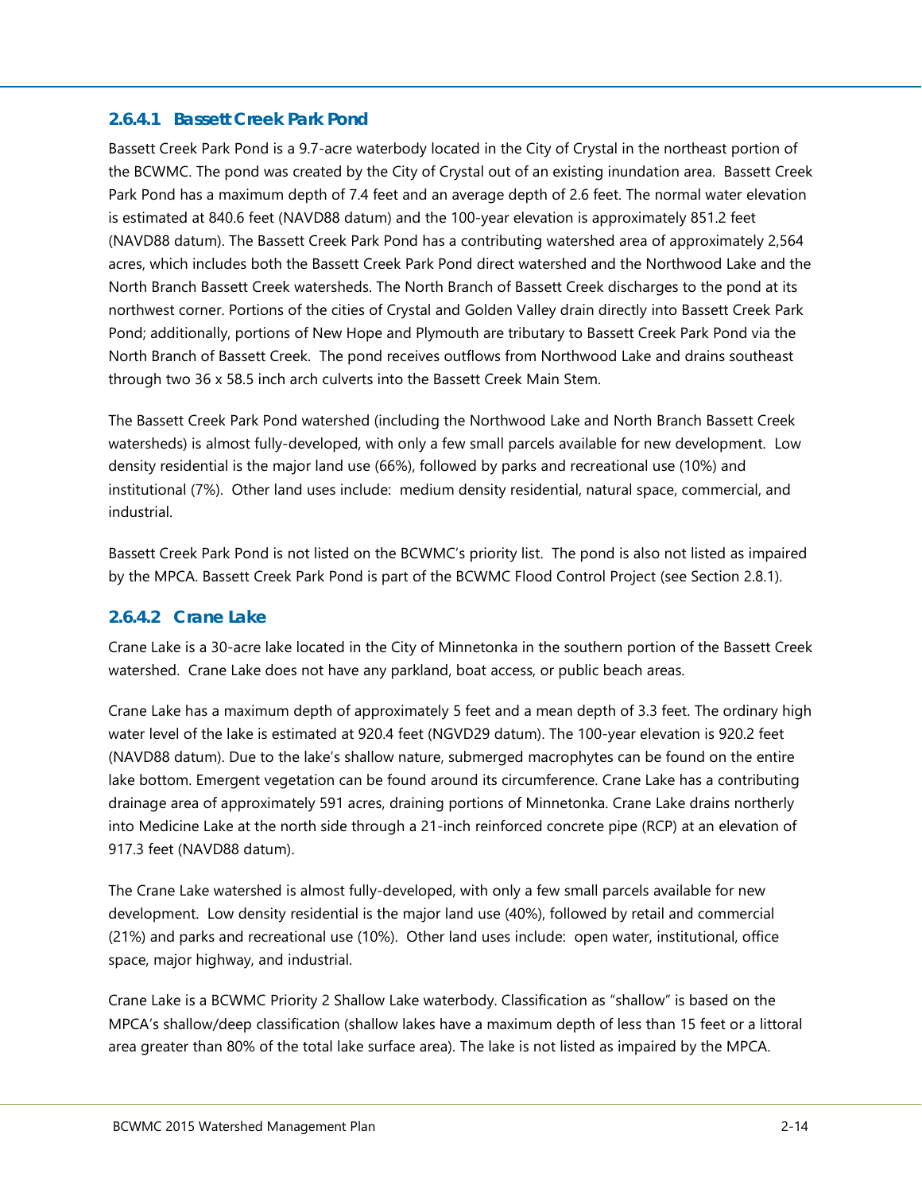#### 2.6.4.1 Bassett Creek Park Pond

Bassett Creek Park Pond is a 9.7-acre waterbody located in the City of Crystal in the northeast portion of the BCWMC. The pond was created by the City of Crystal out of an existing inundation area. Bassett Creek Park Pond has a maximum depth of 7.4 feet and an average depth of 2.6 feet. The normal water elevation is estimated at 840.6 feet (NAVD88 datum) and the 100-year elevation is approximately 851.2 feet (NAVD88 datum). The Bassett Creek Park Pond has a contributing watershed area of approximately 2,564 acres, which includes both the Bassett Creek Park Pond direct watershed and the Northwood Lake and the North Branch Bassett Creek watersheds. The North Branch of Bassett Creek discharges to the pond at its northwest corner. Portions of the cities of Crystal and Golden Valley drain directly into Bassett Creek Park Pond; additionally, portions of New Hope and Plymouth are tributary to Bassett Creek Park Pond via the North Branch of Bassett Creek. The pond receives outflows from Northwood Lake and drains southeast through two 36 x 58.5 inch arch culverts into the Bassett Creek Main Stem.

The Bassett Creek Park Pond watershed (including the Northwood Lake and North Branch Bassett Creek watersheds) is almost fully-developed, with only a few small parcels available for new development. Low density residential is the major land use (66%), followed by parks and recreational use (10%) and institutional (7%). Other land uses include: medium density residential, natural space, commercial, and industrial.

Bassett Creek Park Pond is not listed on the BCWMC's priority list. The pond is also not listed as impaired by the MPCA. Bassett Creek Park Pond is part of the BCWMC Flood Control Project (see Section 2.8.1).

#### 2.6.4.2 Crane Lake

Crane Lake is a 30-acre lake located in the City of Minnetonka in the southern portion of the Bassett Creek watershed. Crane Lake does not have any parkland, boat access, or public beach areas.

Crane Lake has a maximum depth of approximately 5 feet and a mean depth of 3.3 feet. The ordinary high water level of the lake is estimated at 920.4 feet (NGVD29 datum). The 100-year elevation is 920.2 feet (NAVD88 datum). Due to the lake's shallow nature, submerged macrophytes can be found on the entire lake bottom. Emergent vegetation can be found around its circumference. Crane Lake has a contributing drainage area of approximately 591 acres, draining portions of Minnetonka. Crane Lake drains northerly into Medicine Lake at the north side through a 21-inch reinforced concrete pipe (RCP) at an elevation of 917.3 feet (NAVD88 datum).

The Crane Lake watershed is almost fully-developed, with only a few small parcels available for new development. Low density residential is the major land use (40%), followed by retail and commercial (21%) and parks and recreational use (10%). Other land uses include: open water, institutional, office space, major highway, and industrial.

Crane Lake is a BCWMC Priority 2 Shallow Lake waterbody. Classification as "shallow" is based on the MPCA's shallow/deep classification (shallow lakes have a maximum depth of less than 15 feet or a littoral area greater than 80% of the total lake surface area). The lake is not listed as impaired by the MPCA.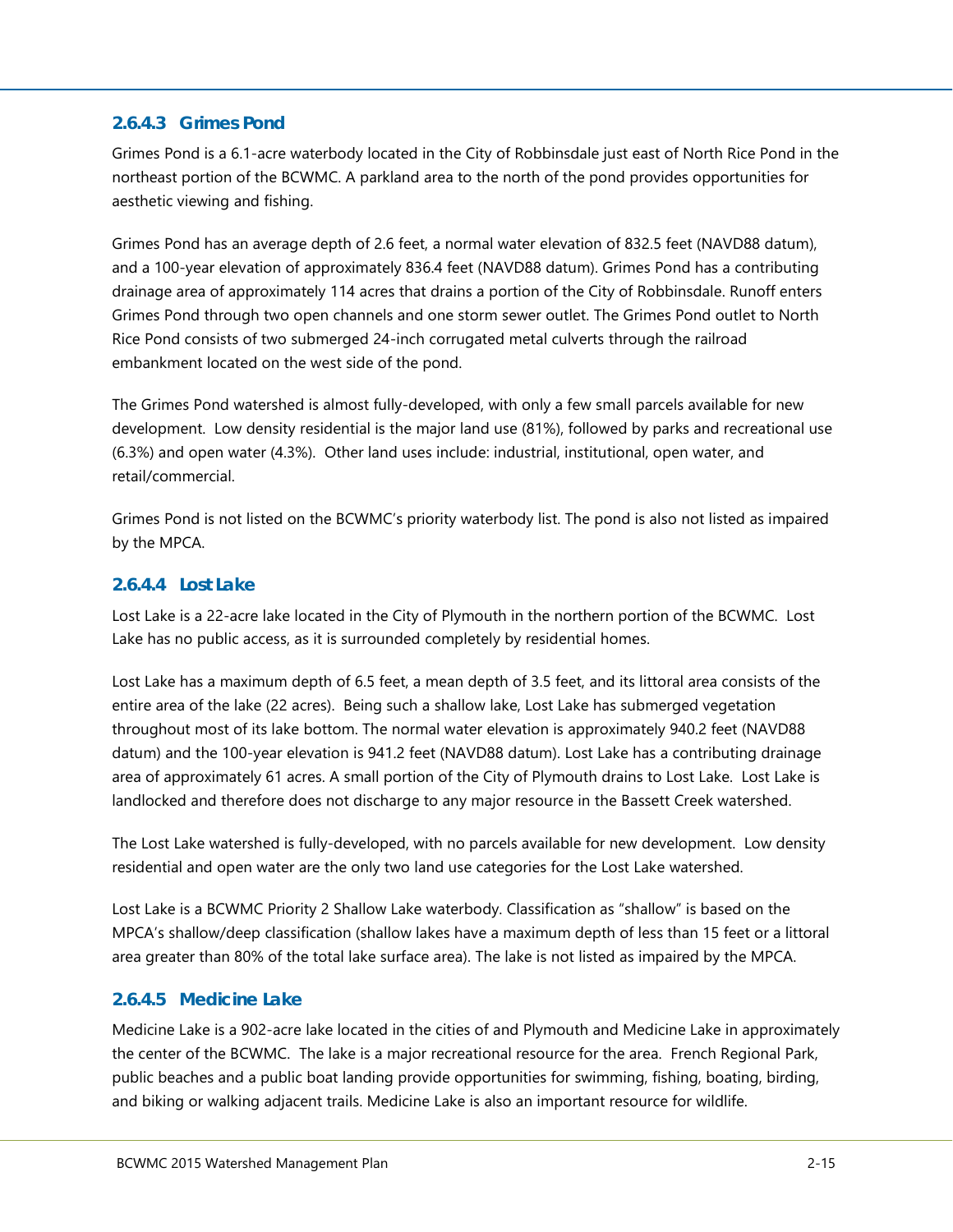#### 2.6.4.3 Grimes Pond

Grimes Pond is a 6.1-acre waterbody located in the City of Robbinsdale just east of North Rice Pond in the northeast portion of the BCWMC. A parkland area to the north of the pond provides opportunities for aesthetic viewing and fishing.

Grimes Pond has an average depth of 2.6 feet, a normal water elevation of 832.5 feet (NAVD88 datum), and a 100-year elevation of approximately 836.4 feet (NAVD88 datum). Grimes Pond has a contributing drainage area of approximately 114 acres that drains a portion of the City of Robbinsdale. Runoff enters Grimes Pond through two open channels and one storm sewer outlet. The Grimes Pond outlet to North Rice Pond consists of two submerged 24-inch corrugated metal culverts through the railroad embankment located on the west side of the pond.

The Grimes Pond watershed is almost fully-developed, with only a few small parcels available for new development. Low density residential is the major land use (81%), followed by parks and recreational use (6.3%) and open water (4.3%). Other land uses include: industrial, institutional, open water, and retail/commercial.

Grimes Pond is not listed on the BCWMC's priority waterbody list. The pond is also not listed as impaired by the MPCA.

#### 2.6.4.4 Lost Lake

Lost Lake is a 22-acre lake located in the City of Plymouth in the northern portion of the BCWMC. Lost Lake has no public access, as it is surrounded completely by residential homes.

Lost Lake has a maximum depth of 6.5 feet, a mean depth of 3.5 feet, and its littoral area consists of the entire area of the lake (22 acres). Being such a shallow lake, Lost Lake has submerged vegetation throughout most of its lake bottom. The normal water elevation is approximately 940.2 feet (NAVD88 datum) and the 100-year elevation is 941.2 feet (NAVD88 datum). Lost Lake has a contributing drainage area of approximately 61 acres. A small portion of the City of Plymouth drains to Lost Lake. Lost Lake is landlocked and therefore does not discharge to any major resource in the Bassett Creek watershed.

The Lost Lake watershed is fully-developed, with no parcels available for new development. Low density residential and open water are the only two land use categories for the Lost Lake watershed.

Lost Lake is a BCWMC Priority 2 Shallow Lake waterbody. Classification as "shallow" is based on the MPCA's shallow/deep classification (shallow lakes have a maximum depth of less than 15 feet or a littoral area greater than 80% of the total lake surface area). The lake is not listed as impaired by the MPCA.

#### 2.6.4.5 Medicine Lake

Medicine Lake is a 902-acre lake located in the cities of and Plymouth and Medicine Lake in approximately the center of the BCWMC. The lake is a major recreational resource for the area. French Regional Park, public beaches and a public boat landing provide opportunities for swimming, fishing, boating, birding, and biking or walking adjacent trails. Medicine Lake is also an important resource for wildlife.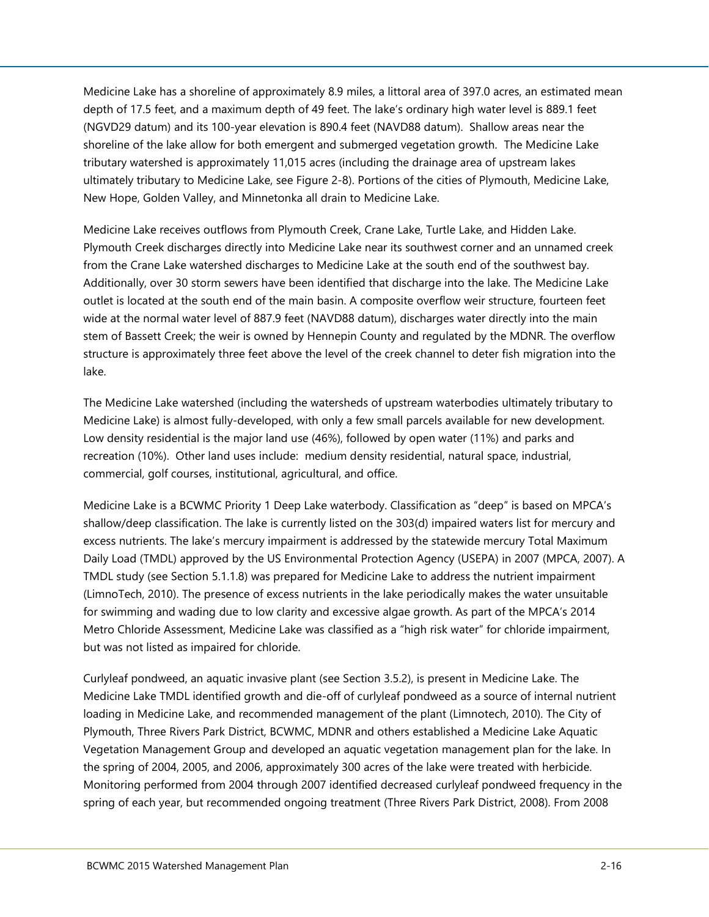Medicine Lake has a shoreline of approximately 8.9 miles, a littoral area of 397.0 acres, an estimated mean depth of 17.5 feet, and a maximum depth of 49 feet. The lake's ordinary high water level is 889.1 feet (NGVD29 datum) and its 100-year elevation is 890.4 feet (NAVD88 datum). Shallow areas near the shoreline of the lake allow for both emergent and submerged vegetation growth. The Medicine Lake tributary watershed is approximately 11,015 acres (including the drainage area of upstream lakes ultimately tributary to Medicine Lake, see Figure 2-8). Portions of the cities of Plymouth, Medicine Lake, New Hope, Golden Valley, and Minnetonka all drain to Medicine Lake.

Medicine Lake receives outflows from Plymouth Creek, Crane Lake, Turtle Lake, and Hidden Lake. Plymouth Creek discharges directly into Medicine Lake near its southwest corner and an unnamed creek from the Crane Lake watershed discharges to Medicine Lake at the south end of the southwest bay. Additionally, over 30 storm sewers have been identified that discharge into the lake. The Medicine Lake outlet is located at the south end of the main basin. A composite overflow weir structure, fourteen feet wide at the normal water level of 887.9 feet (NAVD88 datum), discharges water directly into the main stem of Bassett Creek; the weir is owned by Hennepin County and regulated by the MDNR. The overflow structure is approximately three feet above the level of the creek channel to deter fish migration into the lake.

The Medicine Lake watershed (including the watersheds of upstream waterbodies ultimately tributary to Medicine Lake) is almost fully-developed, with only a few small parcels available for new development. Low density residential is the major land use (46%), followed by open water (11%) and parks and recreation (10%). Other land uses include: medium density residential, natural space, industrial, commercial, golf courses, institutional, agricultural, and office.

Medicine Lake is a BCWMC Priority 1 Deep Lake waterbody. Classification as "deep" is based on MPCA's shallow/deep classification. The lake is currently listed on the 303(d) impaired waters list for mercury and excess nutrients. The lake's mercury impairment is addressed by the statewide mercury Total Maximum Daily Load (TMDL) approved by the US Environmental Protection Agency (USEPA) in 2007 (MPCA, 2007). A TMDL study (see Section 5.1.1.8) was prepared for Medicine Lake to address the nutrient impairment (LimnoTech, 2010). The presence of excess nutrients in the lake periodically makes the water unsuitable for swimming and wading due to low clarity and excessive algae growth. As part of the MPCA's 2014 Metro Chloride Assessment, Medicine Lake was classified as a "high risk water" for chloride impairment, but was not listed as impaired for chloride.

Curlyleaf pondweed, an aquatic invasive plant (see Section 3.5.2), is present in Medicine Lake. The Medicine Lake TMDL identified growth and die-off of curlyleaf pondweed as a source of internal nutrient loading in Medicine Lake, and recommended management of the plant (Limnotech, 2010). The City of Plymouth, Three Rivers Park District, BCWMC, MDNR and others established a Medicine Lake Aquatic Vegetation Management Group and developed an aquatic vegetation management plan for the lake. In the spring of 2004, 2005, and 2006, approximately 300 acres of the lake were treated with herbicide. Monitoring performed from 2004 through 2007 identified decreased curlyleaf pondweed frequency in the spring of each year, but recommended ongoing treatment (Three Rivers Park District, 2008). From 2008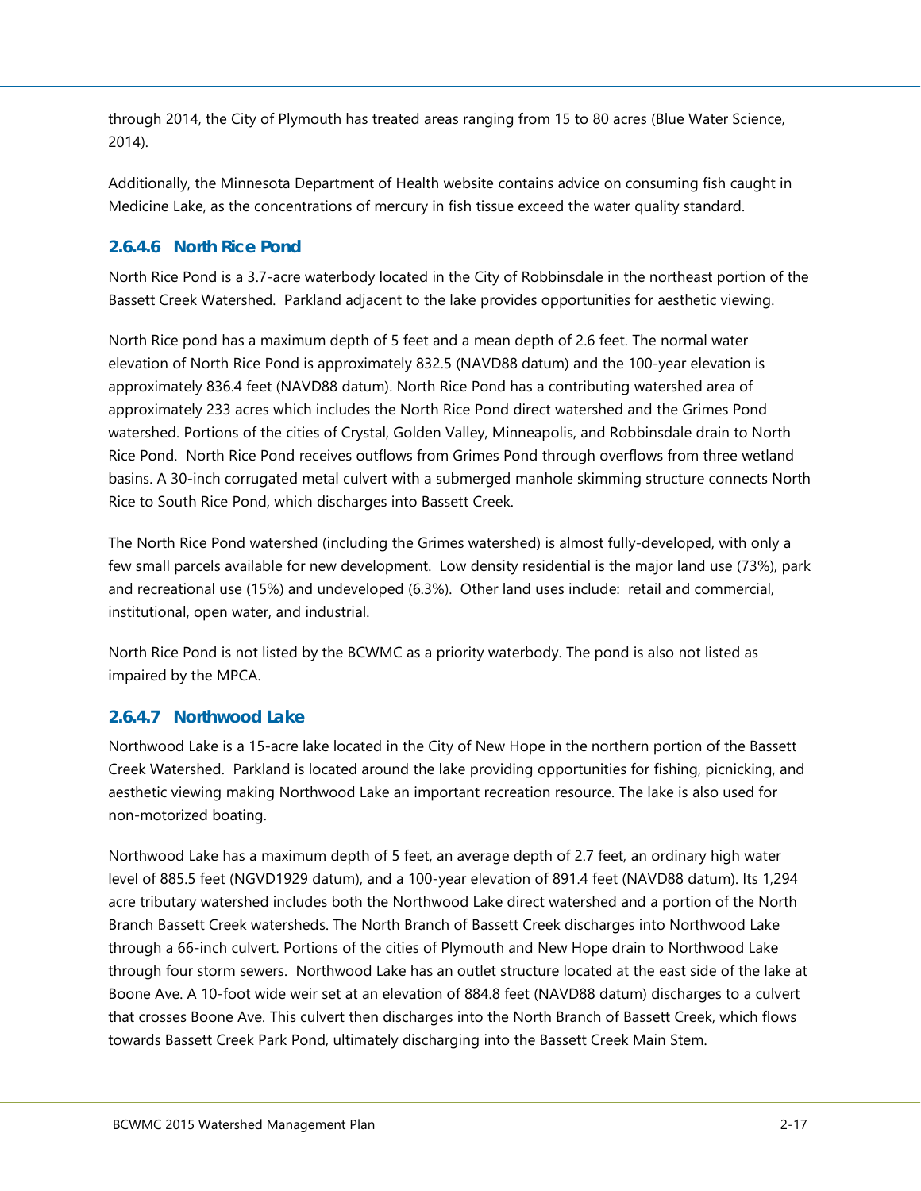through 2014, the City of Plymouth has treated areas ranging from 15 to 80 acres (Blue Water Science, 2014).

Additionally, the Minnesota Department of Health website contains advice on consuming fish caught in Medicine Lake, as the concentrations of mercury in fish tissue exceed the water quality standard.

#### 2.6.4.6 North Rice Pond

North Rice Pond is a 3.7-acre waterbody located in the City of Robbinsdale in the northeast portion of the Bassett Creek Watershed. Parkland adjacent to the lake provides opportunities for aesthetic viewing.

North Rice pond has a maximum depth of 5 feet and a mean depth of 2.6 feet. The normal water elevation of North Rice Pond is approximately 832.5 (NAVD88 datum) and the 100-year elevation is approximately 836.4 feet (NAVD88 datum). North Rice Pond has a contributing watershed area of approximately 233 acres which includes the North Rice Pond direct watershed and the Grimes Pond watershed. Portions of the cities of Crystal, Golden Valley, Minneapolis, and Robbinsdale drain to North Rice Pond. North Rice Pond receives outflows from Grimes Pond through overflows from three wetland basins. A 30-inch corrugated metal culvert with a submerged manhole skimming structure connects North Rice to South Rice Pond, which discharges into Bassett Creek.

The North Rice Pond watershed (including the Grimes watershed) is almost fully-developed, with only a few small parcels available for new development. Low density residential is the major land use (73%), park and recreational use (15%) and undeveloped (6.3%). Other land uses include: retail and commercial, institutional, open water, and industrial.

North Rice Pond is not listed by the BCWMC as a priority waterbody. The pond is also not listed as impaired by the MPCA.

#### 2.6.4.7 Northwood Lake

Northwood Lake is a 15-acre lake located in the City of New Hope in the northern portion of the Bassett Creek Watershed. Parkland is located around the lake providing opportunities for fishing, picnicking, and aesthetic viewing making Northwood Lake an important recreation resource. The lake is also used for non-motorized boating.

Northwood Lake has a maximum depth of 5 feet, an average depth of 2.7 feet, an ordinary high water level of 885.5 feet (NGVD1929 datum), and a 100-year elevation of 891.4 feet (NAVD88 datum). Its 1,294 acre tributary watershed includes both the Northwood Lake direct watershed and a portion of the North Branch Bassett Creek watersheds. The North Branch of Bassett Creek discharges into Northwood Lake through a 66-inch culvert. Portions of the cities of Plymouth and New Hope drain to Northwood Lake through four storm sewers. Northwood Lake has an outlet structure located at the east side of the lake at Boone Ave. A 10-foot wide weir set at an elevation of 884.8 feet (NAVD88 datum) discharges to a culvert that crosses Boone Ave. This culvert then discharges into the North Branch of Bassett Creek, which flows towards Bassett Creek Park Pond, ultimately discharging into the Bassett Creek Main Stem.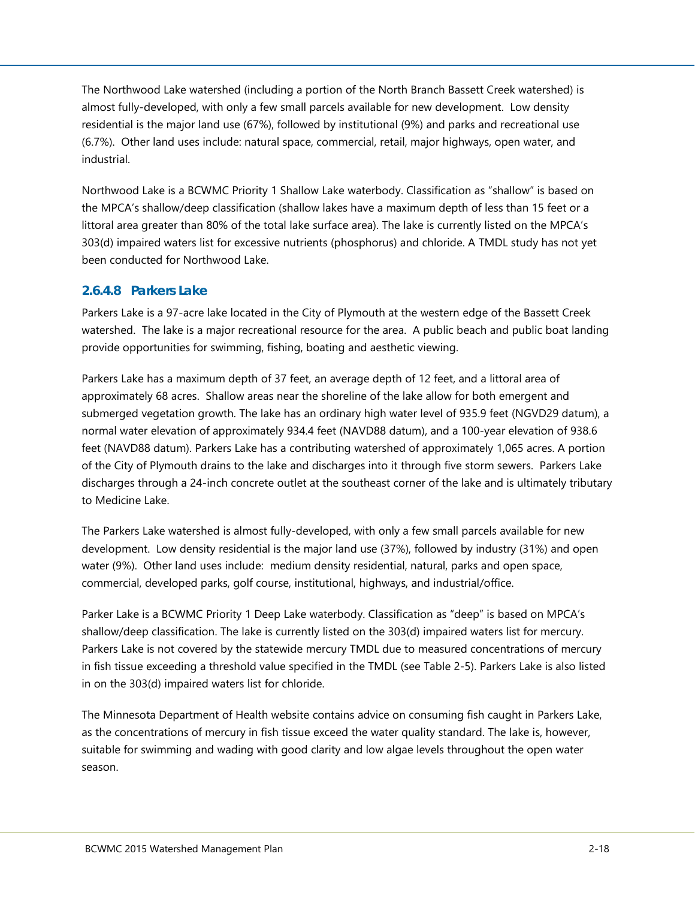The Northwood Lake watershed (including a portion of the North Branch Bassett Creek watershed) is almost fully-developed, with only a few small parcels available for new development. Low density residential is the major land use (67%), followed by institutional (9%) and parks and recreational use (6.7%). Other land uses include: natural space, commercial, retail, major highways, open water, and industrial.

Northwood Lake is a BCWMC Priority 1 Shallow Lake waterbody. Classification as "shallow" is based on the MPCA's shallow/deep classification (shallow lakes have a maximum depth of less than 15 feet or a littoral area greater than 80% of the total lake surface area). The lake is currently listed on the MPCA's 303(d) impaired waters list for excessive nutrients (phosphorus) and chloride. A TMDL study has not yet been conducted for Northwood Lake.

#### 2.6.4.8 Parkers Lake

Parkers Lake is a 97-acre lake located in the City of Plymouth at the western edge of the Bassett Creek watershed. The lake is a major recreational resource for the area. A public beach and public boat landing provide opportunities for swimming, fishing, boating and aesthetic viewing.

Parkers Lake has a maximum depth of 37 feet, an average depth of 12 feet, and a littoral area of approximately 68 acres. Shallow areas near the shoreline of the lake allow for both emergent and submerged vegetation growth. The lake has an ordinary high water level of 935.9 feet (NGVD29 datum), a normal water elevation of approximately 934.4 feet (NAVD88 datum), and a 100-year elevation of 938.6 feet (NAVD88 datum). Parkers Lake has a contributing watershed of approximately 1,065 acres. A portion of the City of Plymouth drains to the lake and discharges into it through five storm sewers. Parkers Lake discharges through a 24-inch concrete outlet at the southeast corner of the lake and is ultimately tributary to Medicine Lake.

The Parkers Lake watershed is almost fully-developed, with only a few small parcels available for new development. Low density residential is the major land use (37%), followed by industry (31%) and open water (9%). Other land uses include: medium density residential, natural, parks and open space, commercial, developed parks, golf course, institutional, highways, and industrial/office.

Parker Lake is a BCWMC Priority 1 Deep Lake waterbody. Classification as "deep" is based on MPCA's shallow/deep classification. The lake is currently listed on the 303(d) impaired waters list for mercury. Parkers Lake is not covered by the statewide mercury TMDL due to measured concentrations of mercury in fish tissue exceeding a threshold value specified in the TMDL (see Table 2-5). Parkers Lake is also listed in on the 303(d) impaired waters list for chloride.

The Minnesota Department of Health website contains advice on consuming fish caught in Parkers Lake, as the concentrations of mercury in fish tissue exceed the water quality standard. The lake is, however, suitable for swimming and wading with good clarity and low algae levels throughout the open water season.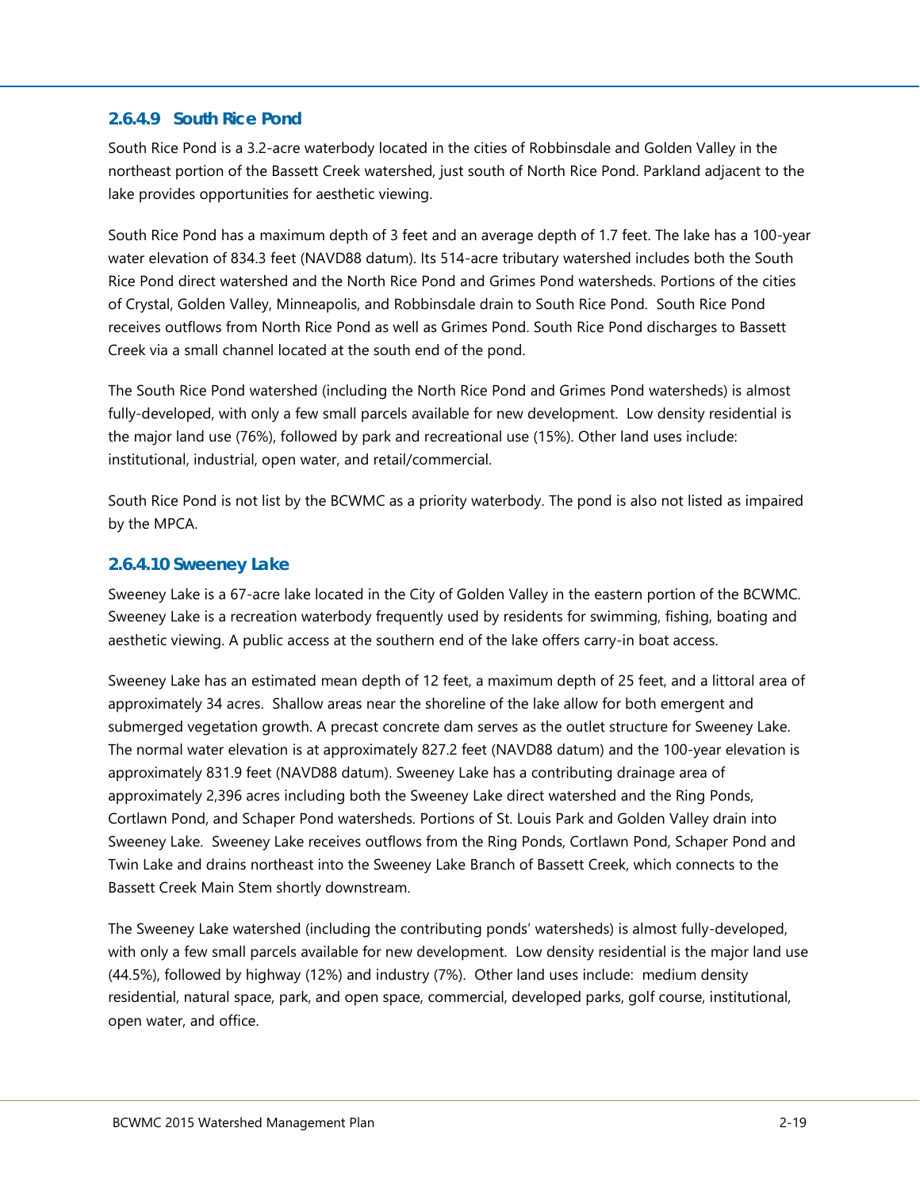#### 2.6.4.9 South Rice Pond

South Rice Pond is a 3.2-acre waterbody located in the cities of Robbinsdale and Golden Valley in the northeast portion of the Bassett Creek watershed, just south of North Rice Pond. Parkland adjacent to the lake provides opportunities for aesthetic viewing.

South Rice Pond has a maximum depth of 3 feet and an average depth of 1.7 feet. The lake has a 100-year water elevation of 834.3 feet (NAVD88 datum). Its 514-acre tributary watershed includes both the South Rice Pond direct watershed and the North Rice Pond and Grimes Pond watersheds. Portions of the cities of Crystal, Golden Valley, Minneapolis, and Robbinsdale drain to South Rice Pond. South Rice Pond receives outflows from North Rice Pond as well as Grimes Pond. South Rice Pond discharges to Bassett Creek via a small channel located at the south end of the pond.

The South Rice Pond watershed (including the North Rice Pond and Grimes Pond watersheds) is almost fully-developed, with only a few small parcels available for new development. Low density residential is the major land use (76%), followed by park and recreational use (15%). Other land uses include: institutional, industrial, open water, and retail/commercial.

South Rice Pond is not list by the BCWMC as a priority waterbody. The pond is also not listed as impaired by the MPCA.

#### 2.6.4.10 Sweeney Lake

Sweeney Lake is a 67-acre lake located in the City of Golden Valley in the eastern portion of the BCWMC. Sweeney Lake is a recreation waterbody frequently used by residents for swimming, fishing, boating and aesthetic viewing. A public access at the southern end of the lake offers carry-in boat access.

Sweeney Lake has an estimated mean depth of 12 feet, a maximum depth of 25 feet, and a littoral area of approximately 34 acres. Shallow areas near the shoreline of the lake allow for both emergent and submerged vegetation growth. A precast concrete dam serves as the outlet structure for Sweeney Lake. The normal water elevation is at approximately 827.2 feet (NAVD88 datum) and the 100-year elevation is approximately 831.9 feet (NAVD88 datum). Sweeney Lake has a contributing drainage area of approximately 2,396 acres including both the Sweeney Lake direct watershed and the Ring Ponds, Cortlawn Pond, and Schaper Pond watersheds. Portions of St. Louis Park and Golden Valley drain into Sweeney Lake. Sweeney Lake receives outflows from the Ring Ponds, Cortlawn Pond, Schaper Pond and Twin Lake and drains northeast into the Sweeney Lake Branch of Bassett Creek, which connects to the Bassett Creek Main Stem shortly downstream.

The Sweeney Lake watershed (including the contributing ponds' watersheds) is almost fully-developed, with only a few small parcels available for new development. Low density residential is the major land use (44.5%), followed by highway (12%) and industry (7%). Other land uses include: medium density residential, natural space, park, and open space, commercial, developed parks, golf course, institutional, open water, and office.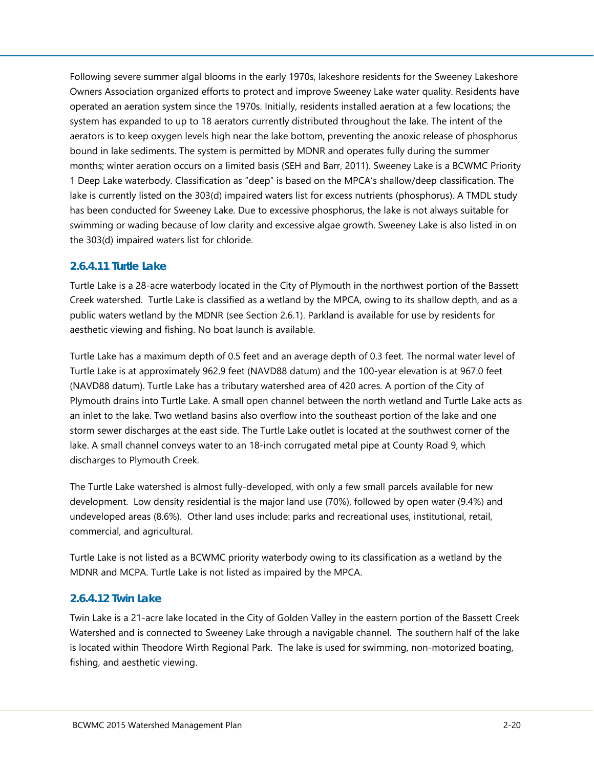Following severe summer algal blooms in the early 1970s, lakeshore residents for the Sweeney Lakeshore Owners Association organized efforts to protect and improve Sweeney Lake water quality. Residents have operated an aeration system since the 1970s. Initially, residents installed aeration at a few locations; the system has expanded to up to 18 aerators currently distributed throughout the lake. The intent of the aerators is to keep oxygen levels high near the lake bottom, preventing the anoxic release of phosphorus bound in lake sediments. The system is permitted by MDNR and operates fully during the summer months; winter aeration occurs on a limited basis (SEH and Barr, 2011). Sweeney Lake is a BCWMC Priority 1 Deep Lake waterbody. Classification as "deep" is based on the MPCA's shallow/deep classification. The lake is currently listed on the 303(d) impaired waters list for excess nutrients (phosphorus). A TMDL study has been conducted for Sweeney Lake. Due to excessive phosphorus, the lake is not always suitable for swimming or wading because of low clarity and excessive algae growth. Sweeney Lake is also listed in on the 303(d) impaired waters list for chloride.

#### 2.6.4.11 Turtle Lake

Turtle Lake is a 28-acre waterbody located in the City of Plymouth in the northwest portion of the Bassett Creek watershed. Turtle Lake is classified as a wetland by the MPCA, owing to its shallow depth, and as a public waters wetland by the MDNR (see Section 2.6.1). Parkland is available for use by residents for aesthetic viewing and fishing. No boat launch is available.

Turtle Lake has a maximum depth of 0.5 feet and an average depth of 0.3 feet. The normal water level of Turtle Lake is at approximately 962.9 feet (NAVD88 datum) and the 100-year elevation is at 967.0 feet (NAVD88 datum). Turtle Lake has a tributary watershed area of 420 acres. A portion of the City of Plymouth drains into Turtle Lake. A small open channel between the north wetland and Turtle Lake acts as an inlet to the lake. Two wetland basins also overflow into the southeast portion of the lake and one storm sewer discharges at the east side. The Turtle Lake outlet is located at the southwest corner of the lake. A small channel conveys water to an 18-inch corrugated metal pipe at County Road 9, which discharges to Plymouth Creek.

The Turtle Lake watershed is almost fully-developed, with only a few small parcels available for new development. Low density residential is the major land use (70%), followed by open water (9.4%) and undeveloped areas (8.6%). Other land uses include: parks and recreational uses, institutional, retail, commercial, and agricultural.

Turtle Lake is not listed as a BCWMC priority waterbody owing to its classification as a wetland by the MDNR and MCPA. Turtle Lake is not listed as impaired by the MPCA.

#### 2.6.4.12 Twin Lake

Twin Lake is a 21-acre lake located in the City of Golden Valley in the eastern portion of the Bassett Creek Watershed and is connected to Sweeney Lake through a navigable channel. The southern half of the lake is located within Theodore Wirth Regional Park. The lake is used for swimming, non-motorized boating, fishing, and aesthetic viewing.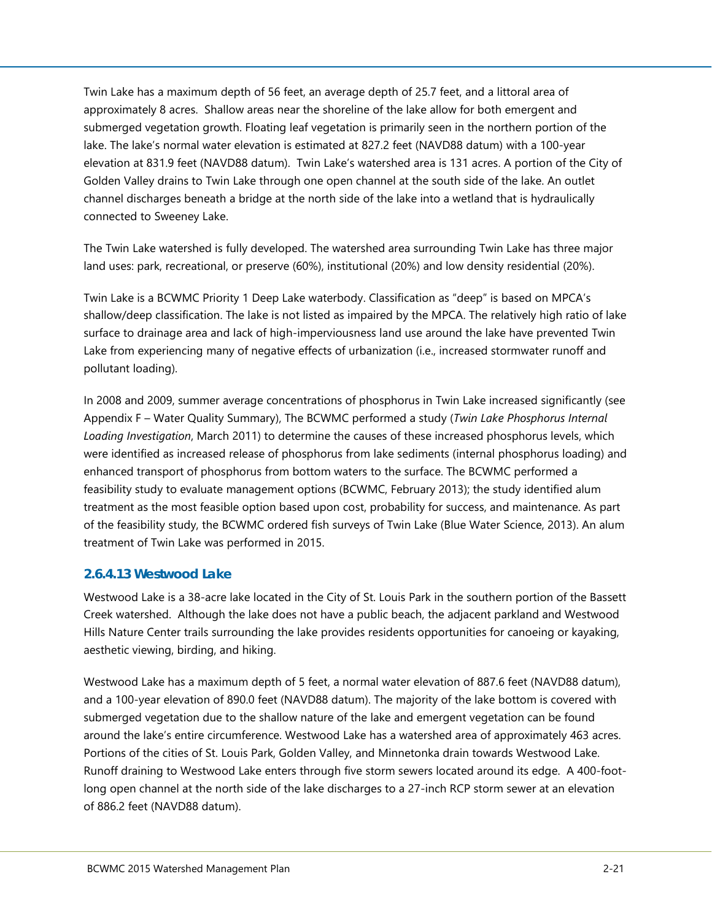Twin Lake has a maximum depth of 56 feet, an average depth of 25.7 feet, and a littoral area of approximately 8 acres. Shallow areas near the shoreline of the lake allow for both emergent and submerged vegetation growth. Floating leaf vegetation is primarily seen in the northern portion of the lake. The lake's normal water elevation is estimated at 827.2 feet (NAVD88 datum) with a 100-year elevation at 831.9 feet (NAVD88 datum). Twin Lake's watershed area is 131 acres. A portion of the City of Golden Valley drains to Twin Lake through one open channel at the south side of the lake. An outlet channel discharges beneath a bridge at the north side of the lake into a wetland that is hydraulically connected to Sweeney Lake.

The Twin Lake watershed is fully developed. The watershed area surrounding Twin Lake has three major land uses: park, recreational, or preserve (60%), institutional (20%) and low density residential (20%).

Twin Lake is a BCWMC Priority 1 Deep Lake waterbody. Classification as "deep" is based on MPCA's shallow/deep classification. The lake is not listed as impaired by the MPCA. The relatively high ratio of lake surface to drainage area and lack of high-imperviousness land use around the lake have prevented Twin Lake from experiencing many of negative effects of urbanization (i.e., increased stormwater runoff and pollutant loading).

In 2008 and 2009, summer average concentrations of phosphorus in Twin Lake increased significantly (see Appendix F – Water Quality Summary), The BCWMC performed a study (*Twin Lake Phosphorus Internal Loading Investigation*, March 2011) to determine the causes of these increased phosphorus levels, which were identified as increased release of phosphorus from lake sediments (internal phosphorus loading) and enhanced transport of phosphorus from bottom waters to the surface. The BCWMC performed a feasibility study to evaluate management options (BCWMC, February 2013); the study identified alum treatment as the most feasible option based upon cost, probability for success, and maintenance. As part of the feasibility study, the BCWMC ordered fish surveys of Twin Lake (Blue Water Science, 2013). An alum treatment of Twin Lake was performed in 2015.

#### 2.6.4.13 Westwood Lake

Westwood Lake is a 38-acre lake located in the City of St. Louis Park in the southern portion of the Bassett Creek watershed. Although the lake does not have a public beach, the adjacent parkland and Westwood Hills Nature Center trails surrounding the lake provides residents opportunities for canoeing or kayaking, aesthetic viewing, birding, and hiking.

Westwood Lake has a maximum depth of 5 feet, a normal water elevation of 887.6 feet (NAVD88 datum), and a 100-year elevation of 890.0 feet (NAVD88 datum). The majority of the lake bottom is covered with submerged vegetation due to the shallow nature of the lake and emergent vegetation can be found around the lake's entire circumference. Westwood Lake has a watershed area of approximately 463 acres. Portions of the cities of St. Louis Park, Golden Valley, and Minnetonka drain towards Westwood Lake. Runoff draining to Westwood Lake enters through five storm sewers located around its edge. A 400-foot-long open channel at the north side of the lake discharges to a 27-inch RCP storm sewer at an elevation of 886.2 feet (NAVD88 datum).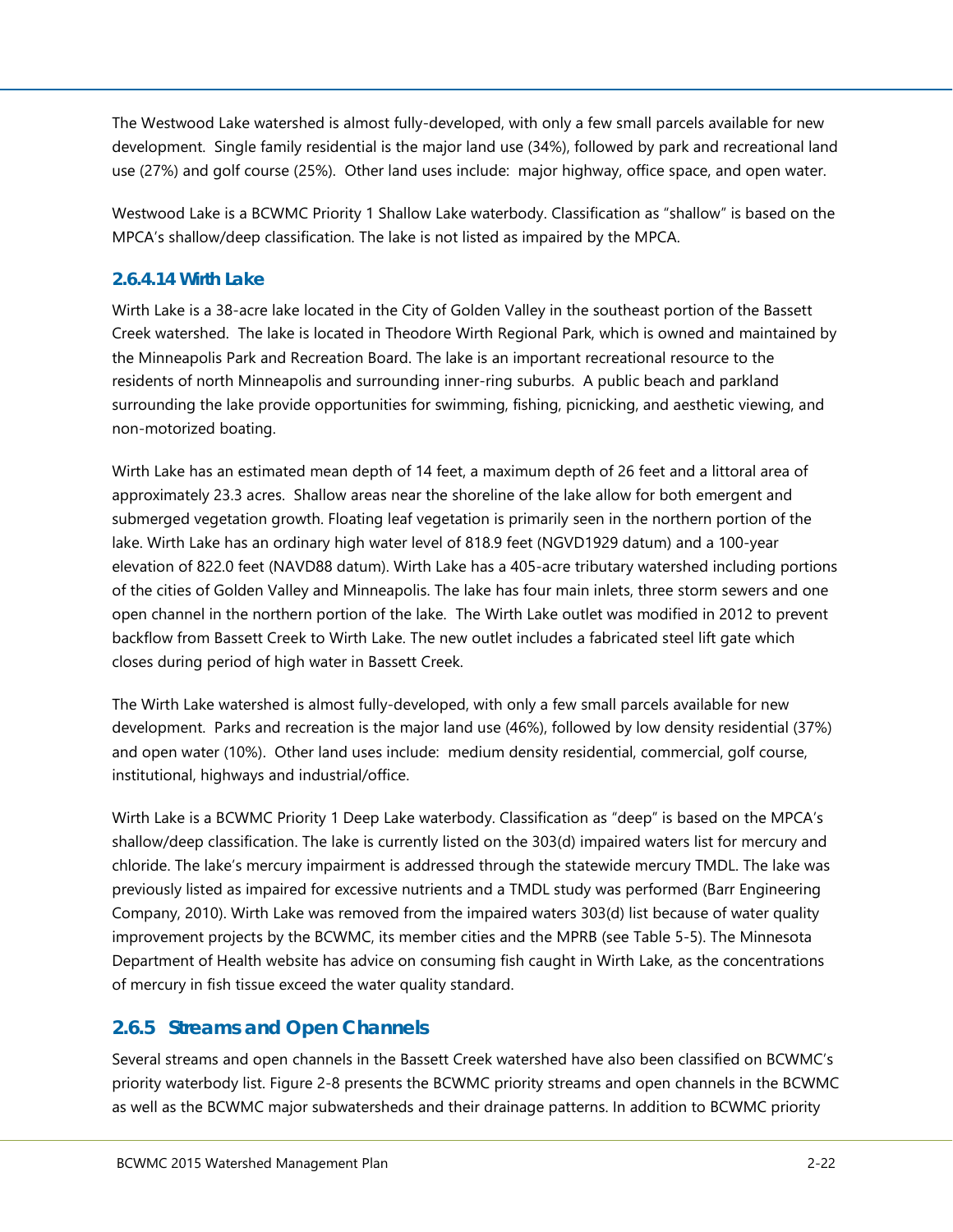The Westwood Lake watershed is almost fully-developed, with only a few small parcels available for new development. Single family residential is the major land use (34%), followed by park and recreational land use (27%) and golf course (25%). Other land uses include: major highway, office space, and open water.

Westwood Lake is a BCWMC Priority 1 Shallow Lake waterbody. Classification as "shallow" is based on the MPCA's shallow/deep classification. The lake is not listed as impaired by the MPCA.

#### 2.6.4.14 Wirth Lake

Wirth Lake is a 38-acre lake located in the City of Golden Valley in the southeast portion of the Bassett Creek watershed. The lake is located in Theodore Wirth Regional Park, which is owned and maintained by the Minneapolis Park and Recreation Board. The lake is an important recreational resource to the residents of north Minneapolis and surrounding inner-ring suburbs. A public beach and parkland surrounding the lake provide opportunities for swimming, fishing, picnicking, and aesthetic viewing, and non-motorized boating.

Wirth Lake has an estimated mean depth of 14 feet, a maximum depth of 26 feet and a littoral area of approximately 23.3 acres. Shallow areas near the shoreline of the lake allow for both emergent and submerged vegetation growth. Floating leaf vegetation is primarily seen in the northern portion of the lake. Wirth Lake has an ordinary high water level of 818.9 feet (NGVD1929 datum) and a 100-year elevation of 822.0 feet (NAVD88 datum). Wirth Lake has a 405-acre tributary watershed including portions of the cities of Golden Valley and Minneapolis. The lake has four main inlets, three storm sewers and one open channel in the northern portion of the lake. The Wirth Lake outlet was modified in 2012 to prevent backflow from Bassett Creek to Wirth Lake. The new outlet includes a fabricated steel lift gate which closes during period of high water in Bassett Creek.

The Wirth Lake watershed is almost fully-developed, with only a few small parcels available for new development. Parks and recreation is the major land use (46%), followed by low density residential (37%) and open water (10%). Other land uses include: medium density residential, commercial, golf course, institutional, highways and industrial/office.

Wirth Lake is a BCWMC Priority 1 Deep Lake waterbody. Classification as "deep" is based on the MPCA's shallow/deep classification. The lake is currently listed on the 303(d) impaired waters list for mercury and chloride. The lake's mercury impairment is addressed through the statewide mercury TMDL. The lake was previously listed as impaired for excessive nutrients and a TMDL study was performed (Barr Engineering Company, 2010). Wirth Lake was removed from the impaired waters 303(d) list because of water quality improvement projects by the BCWMC, its member cities and the MPRB (see Table 5-5). The Minnesota Department of Health website has advice on consuming fish caught in Wirth Lake, as the concentrations of mercury in fish tissue exceed the water quality standard.

### 2.6.5 Streams and Open Channels

Several streams and open channels in the Bassett Creek watershed have also been classified on BCWMC's priority waterbody list. Figure 2-8 presents the BCWMC priority streams and open channels in the BCWMC as well as the BCWMC major subwatersheds and their drainage patterns. In addition to BCWMC priority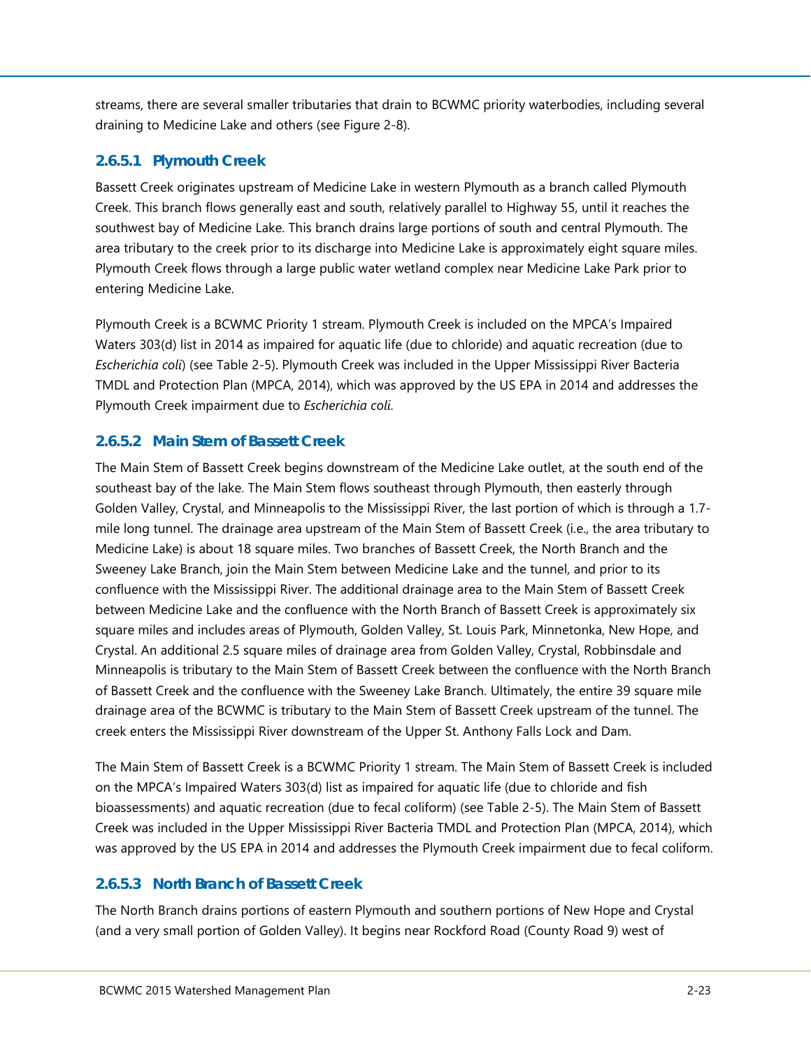streams, there are several smaller tributaries that drain to BCWMC priority waterbodies, including several draining to Medicine Lake and others (see Figure 2-8).

#### 2.6.5.1 Plymouth Creek

Bassett Creek originates upstream of Medicine Lake in western Plymouth as a branch called Plymouth Creek. This branch flows generally east and south, relatively parallel to Highway 55, until it reaches the southwest bay of Medicine Lake. This branch drains large portions of south and central Plymouth. The area tributary to the creek prior to its discharge into Medicine Lake is approximately eight square miles. Plymouth Creek flows through a large public water wetland complex near Medicine Lake Park prior to entering Medicine Lake.

Plymouth Creek is a BCWMC Priority 1 stream. Plymouth Creek is included on the MPCA's Impaired Waters 303(d) list in 2014 as impaired for aquatic life (due to chloride) and aquatic recreation (due to *Escherichia coli*) (see Table 2-5). Plymouth Creek was included in the Upper Mississippi River Bacteria TMDL and Protection Plan (MPCA, 2014), which was approved by the US EPA in 2014 and addresses the Plymouth Creek impairment due to *Escherichia coli*.

#### 2.6.5.2 Main Stem of Bassett Creek

The Main Stem of Bassett Creek begins downstream of the Medicine Lake outlet, at the south end of the southeast bay of the lake. The Main Stem flows southeast through Plymouth, then easterly through Golden Valley, Crystal, and Minneapolis to the Mississippi River, the last portion of which is through a 1.7-mile long tunnel. The drainage area upstream of the Main Stem of Bassett Creek (i.e., the area tributary to Medicine Lake) is about 18 square miles. Two branches of Bassett Creek, the North Branch and the Sweeney Lake Branch, join the Main Stem between Medicine Lake and the tunnel, and prior to its confluence with the Mississippi River. The additional drainage area to the Main Stem of Bassett Creek between Medicine Lake and the confluence with the North Branch of Bassett Creek is approximately six square miles and includes areas of Plymouth, Golden Valley, St. Louis Park, Minnetonka, New Hope, and Crystal. An additional 2.5 square miles of drainage area from Golden Valley, Crystal, Robbinsdale and Minneapolis is tributary to the Main Stem of Bassett Creek between the confluence with the North Branch of Bassett Creek and the confluence with the Sweeney Lake Branch. Ultimately, the entire 39 square mile drainage area of the BCWMC is tributary to the Main Stem of Bassett Creek upstream of the tunnel. The creek enters the Mississippi River downstream of the Upper St. Anthony Falls Lock and Dam.

The Main Stem of Bassett Creek is a BCWMC Priority 1 stream. The Main Stem of Bassett Creek is included on the MPCA's Impaired Waters 303(d) list as impaired for aquatic life (due to chloride and fish bioassessments) and aquatic recreation (due to fecal coliform) (see Table 2-5). The Main Stem of Bassett Creek was included in the Upper Mississippi River Bacteria TMDL and Protection Plan (MPCA, 2014), which was approved by the US EPA in 2014 and addresses the Plymouth Creek impairment due to fecal coliform.

#### 2.6.5.3 North Branch of Bassett Creek

The North Branch drains portions of eastern Plymouth and southern portions of New Hope and Crystal (and a very small portion of Golden Valley). It begins near Rockford Road (County Road 9) west of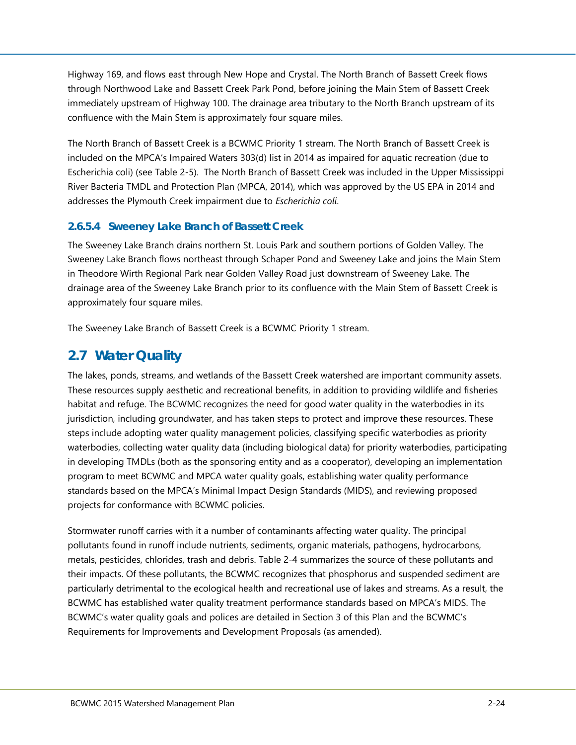Highway 169, and flows east through New Hope and Crystal. The North Branch of Bassett Creek flows through Northwood Lake and Bassett Creek Park Pond, before joining the Main Stem of Bassett Creek immediately upstream of Highway 100. The drainage area tributary to the North Branch upstream of its confluence with the Main Stem is approximately four square miles.

The North Branch of Bassett Creek is a BCWMC Priority 1 stream. The North Branch of Bassett Creek is included on the MPCA's Impaired Waters 303(d) list in 2014 as impaired for aquatic recreation (due to Escherichia coli) (see Table 2-5). The North Branch of Bassett Creek was included in the Upper Mississippi River Bacteria TMDL and Protection Plan (MPCA, 2014), which was approved by the US EPA in 2014 and addresses the Plymouth Creek impairment due to *Escherichia coli*.

### 2.6.5.4 Sweeney Lake Branch of Bassett Creek

The Sweeney Lake Branch drains northern St. Louis Park and southern portions of Golden Valley. The Sweeney Lake Branch flows northeast through Schaper Pond and Sweeney Lake and joins the Main Stem in Theodore Wirth Regional Park near Golden Valley Road just downstream of Sweeney Lake. The drainage area of the Sweeney Lake Branch prior to its confluence with the Main Stem of Bassett Creek is approximately four square miles.

The Sweeney Lake Branch of Bassett Creek is a BCWMC Priority 1 stream.

## 2.7 Water Quality

The lakes, ponds, streams, and wetlands of the Bassett Creek watershed are important community assets. These resources supply aesthetic and recreational benefits, in addition to providing wildlife and fisheries habitat and refuge. The BCWMC recognizes the need for good water quality in the waterbodies in its jurisdiction, including groundwater, and has taken steps to protect and improve these resources. These steps include adopting water quality management policies, classifying specific waterbodies as priority waterbodies, collecting water quality data (including biological data) for priority waterbodies, participating in developing TMDLs (both as the sponsoring entity and as a cooperator), developing an implementation program to meet BCWMC and MPCA water quality goals, establishing water quality performance standards based on the MPCA's Minimal Impact Design Standards (MIDS), and reviewing proposed projects for conformance with BCWMC policies.

Stormwater runoff carries with it a number of contaminants affecting water quality. The principal pollutants found in runoff include nutrients, sediments, organic materials, pathogens, hydrocarbons, metals, pesticides, chlorides, trash and debris. Table 2-4 summarizes the source of these pollutants and their impacts. Of these pollutants, the BCWMC recognizes that phosphorus and suspended sediment are particularly detrimental to the ecological health and recreational use of lakes and streams. As a result, the BCWMC has established water quality treatment performance standards based on MPCA's MIDS. The BCWMC's water quality goals and polices are detailed in Section 3 of this Plan and the BCWMC's Requirements for Improvements and Development Proposals (as amended).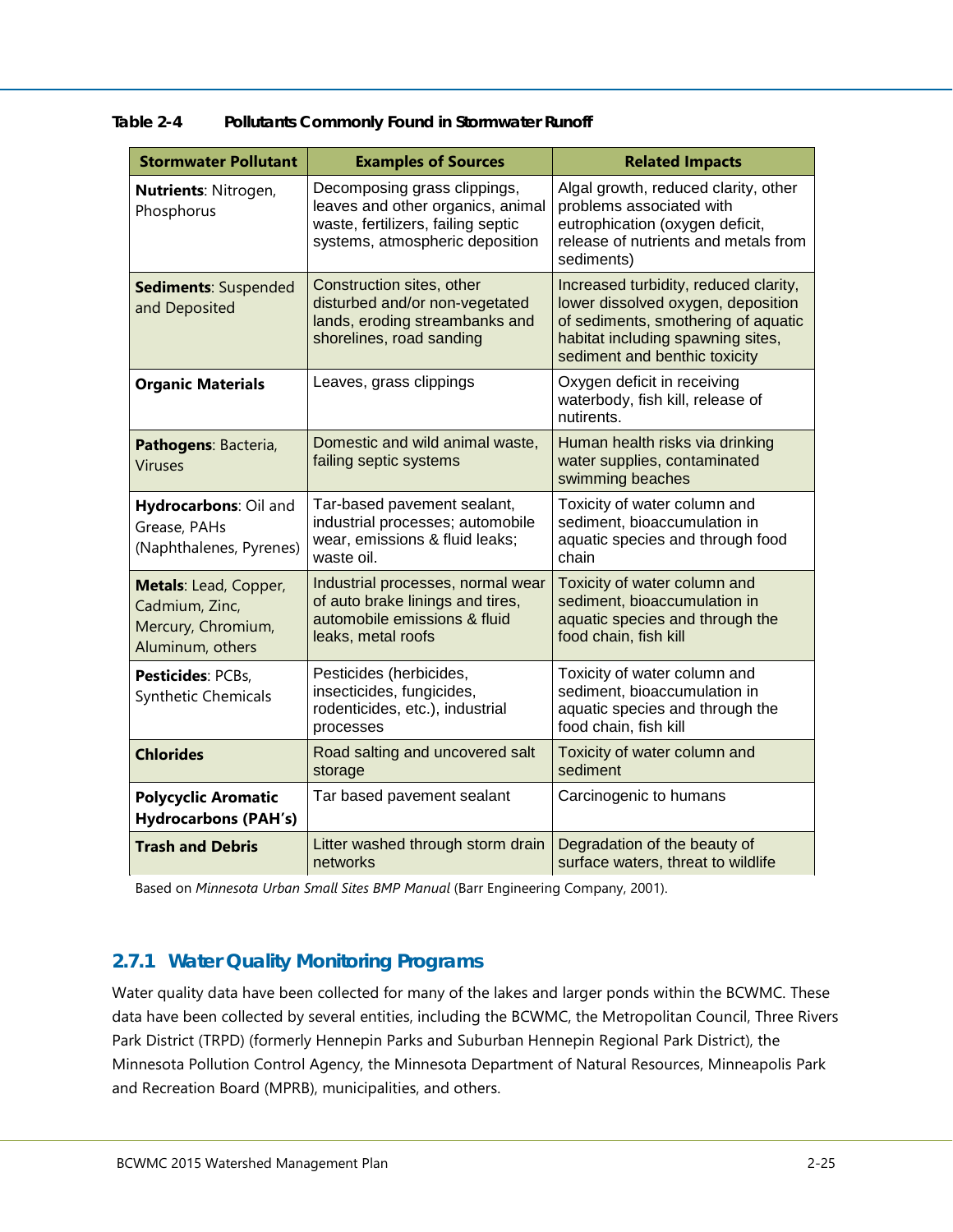**Table 2-4 Pollutants Commonly Found in Stormwater Runoff**

| Stormwater Pollutant | Examples of Sources | Related Impacts |
|---|---|---|
| **Nutrients**: Nitrogen, Phosphorus | Decomposing grass clippings, leaves and other organics, animal waste, fertilizers, failing septic systems, atmospheric deposition | Algal growth, reduced clarity, other problems associated with eutrophication (oxygen deficit, release of nutrients and metals from sediments) |
| **Sediments**: Suspended and Deposited | Construction sites, other disturbed and/or non-vegetated lands, eroding streambanks and shorelines, road sanding | Increased turbidity, reduced clarity, lower dissolved oxygen, deposition of sediments, smothering of aquatic habitat including spawning sites, sediment and benthic toxicity |
| **Organic Materials** | Leaves, grass clippings | Oxygen deficit in receiving waterbody, fish kill, release of nutirents. |
| **Pathogens**: Bacteria, Viruses | Domestic and wild animal waste, failing septic systems | Human health risks via drinking water supplies, contaminated swimming beaches |
| **Hydrocarbons**: Oil and Grease, PAHs (Naphthalenes, Pyrenes) | Tar-based pavement sealant, industrial processes; automobile wear, emissions & fluid leaks; waste oil. | Toxicity of water column and sediment, bioaccumulation in aquatic species and through food chain |
| **Metals**: Lead, Copper, Cadmium, Zinc, Mercury, Chromium, Aluminum, others | Industrial processes, normal wear of auto brake linings and tires, automobile emissions & fluid leaks, metal roofs | Toxicity of water column and sediment, bioaccumulation in aquatic species and through the food chain, fish kill |
| **Pesticides**: PCBs, Synthetic Chemicals | Pesticides (herbicides, insecticides, fungicides, rodenticides, etc.), industrial processes | Toxicity of water column and sediment, bioaccumulation in aquatic species and through the food chain, fish kill |
| **Chlorides** | Road salting and uncovered salt storage | Toxicity of water column and sediment |
| **Polycyclic Aromatic Hydrocarbons (PAH's)** | Tar based pavement sealant | Carcinogenic to humans |
| **Trash and Debris** | Litter washed through storm drain networks | Degradation of the beauty of surface waters, threat to wildlife |

Based on *Minnesota Urban Small Sites BMP Manual* (Barr Engineering Company, 2001).

### 2.7.1 Water Quality Monitoring Programs

Water quality data have been collected for many of the lakes and larger ponds within the BCWMC. These data have been collected by several entities, including the BCWMC, the Metropolitan Council, Three Rivers Park District (TRPD) (formerly Hennepin Parks and Suburban Hennepin Regional Park District), the Minnesota Pollution Control Agency, the Minnesota Department of Natural Resources, Minneapolis Park and Recreation Board (MPRB), municipalities, and others.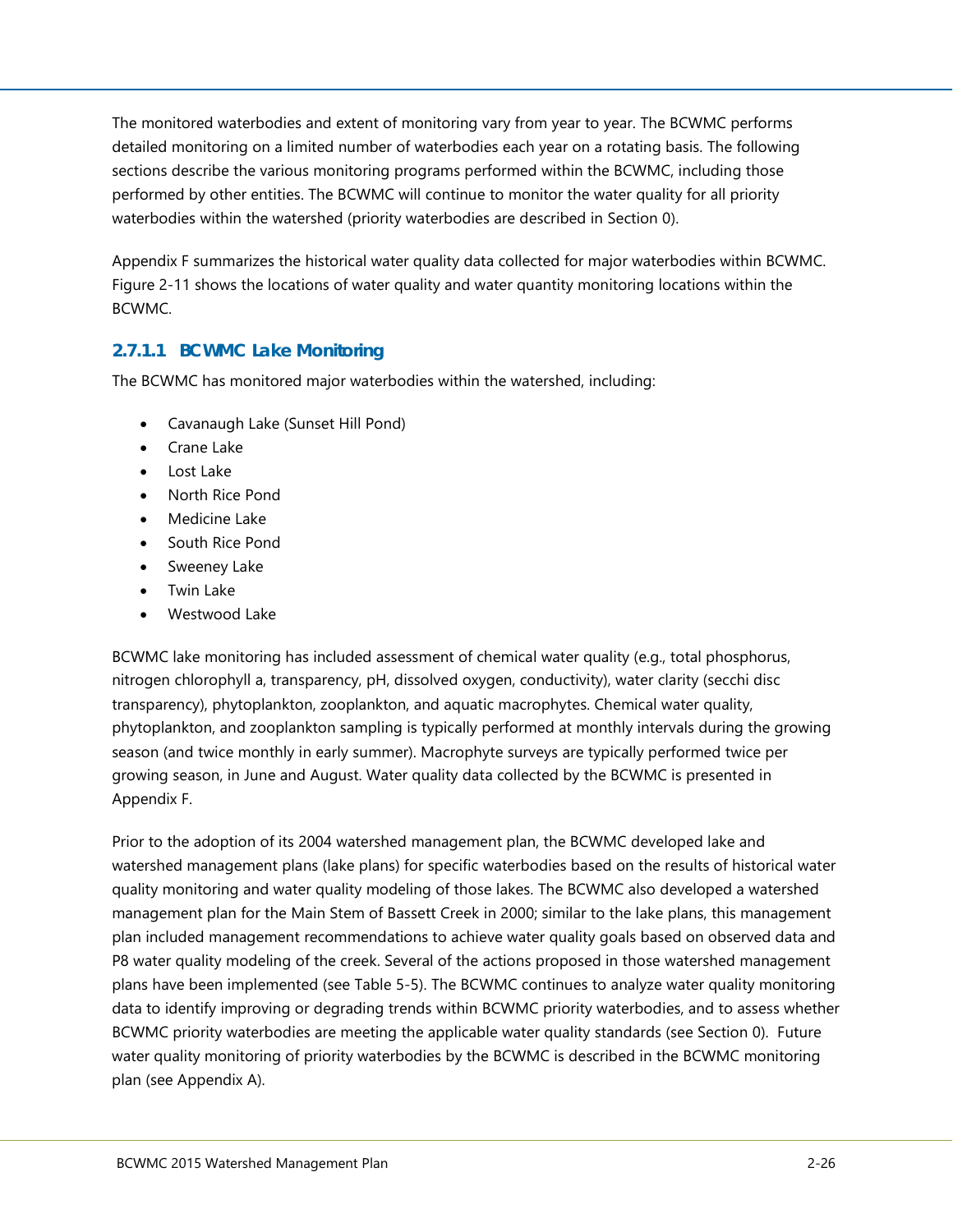The monitored waterbodies and extent of monitoring vary from year to year. The BCWMC performs detailed monitoring on a limited number of waterbodies each year on a rotating basis. The following sections describe the various monitoring programs performed within the BCWMC, including those performed by other entities. The BCWMC will continue to monitor the water quality for all priority waterbodies within the watershed (priority waterbodies are described in Section 0).

Appendix F summarizes the historical water quality data collected for major waterbodies within BCWMC. Figure 2-11 shows the locations of water quality and water quantity monitoring locations within the BCWMC.

#### 2.7.1.1 BCWMC Lake Monitoring

The BCWMC has monitored major waterbodies within the watershed, including:

- Cavanaugh Lake (Sunset Hill Pond)
- Crane Lake
- Lost Lake
- North Rice Pond
- Medicine Lake
- South Rice Pond
- Sweeney Lake
- Twin Lake
- Westwood Lake

BCWMC lake monitoring has included assessment of chemical water quality (e.g., total phosphorus, nitrogen chlorophyll a, transparency, pH, dissolved oxygen, conductivity), water clarity (secchi disc transparency), phytoplankton, zooplankton, and aquatic macrophytes. Chemical water quality, phytoplankton, and zooplankton sampling is typically performed at monthly intervals during the growing season (and twice monthly in early summer). Macrophyte surveys are typically performed twice per growing season, in June and August. Water quality data collected by the BCWMC is presented in Appendix F.

Prior to the adoption of its 2004 watershed management plan, the BCWMC developed lake and watershed management plans (lake plans) for specific waterbodies based on the results of historical water quality monitoring and water quality modeling of those lakes. The BCWMC also developed a watershed management plan for the Main Stem of Bassett Creek in 2000; similar to the lake plans, this management plan included management recommendations to achieve water quality goals based on observed data and P8 water quality modeling of the creek. Several of the actions proposed in those watershed management plans have been implemented (see Table 5-5). The BCWMC continues to analyze water quality monitoring data to identify improving or degrading trends within BCWMC priority waterbodies, and to assess whether BCWMC priority waterbodies are meeting the applicable water quality standards (see Section 0). Future water quality monitoring of priority waterbodies by the BCWMC is described in the BCWMC monitoring plan (see Appendix A).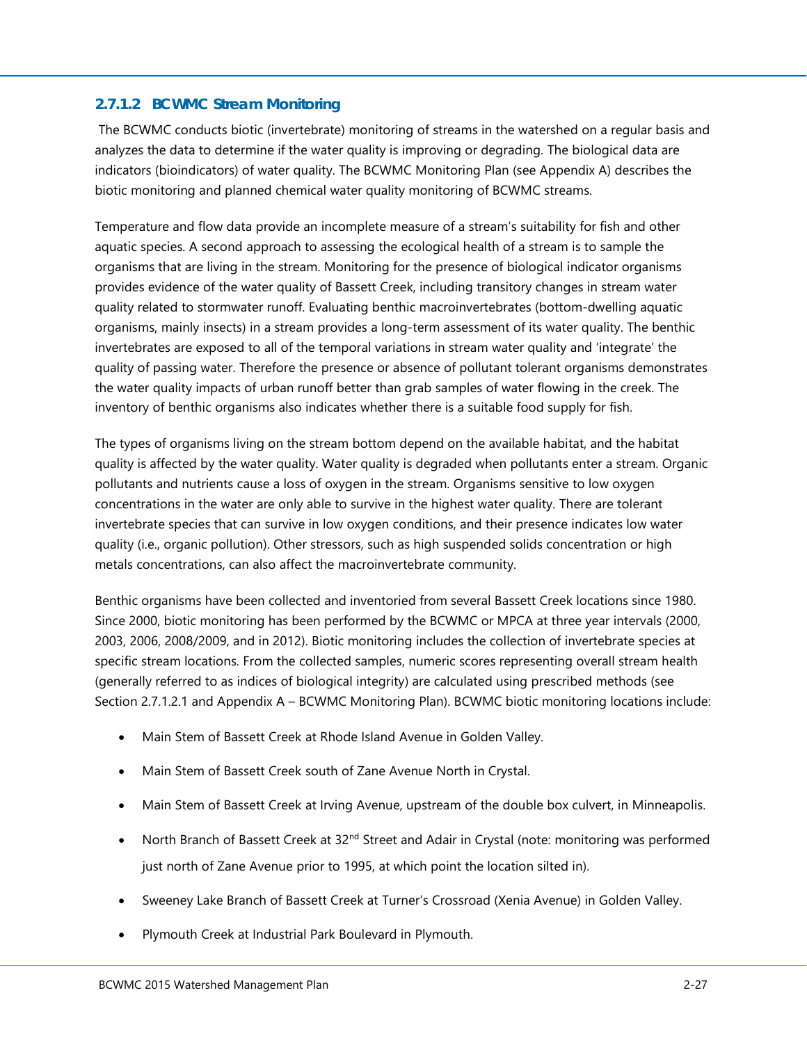#### 2.7.1.2 BCWMC Stream Monitoring

The BCWMC conducts biotic (invertebrate) monitoring of streams in the watershed on a regular basis and analyzes the data to determine if the water quality is improving or degrading. The biological data are indicators (bioindicators) of water quality. The BCWMC Monitoring Plan (see Appendix A) describes the biotic monitoring and planned chemical water quality monitoring of BCWMC streams.

Temperature and flow data provide an incomplete measure of a stream's suitability for fish and other aquatic species. A second approach to assessing the ecological health of a stream is to sample the organisms that are living in the stream. Monitoring for the presence of biological indicator organisms provides evidence of the water quality of Bassett Creek, including transitory changes in stream water quality related to stormwater runoff. Evaluating benthic macroinvertebrates (bottom-dwelling aquatic organisms, mainly insects) in a stream provides a long-term assessment of its water quality. The benthic invertebrates are exposed to all of the temporal variations in stream water quality and 'integrate' the quality of passing water. Therefore the presence or absence of pollutant tolerant organisms demonstrates the water quality impacts of urban runoff better than grab samples of water flowing in the creek. The inventory of benthic organisms also indicates whether there is a suitable food supply for fish.

The types of organisms living on the stream bottom depend on the available habitat, and the habitat quality is affected by the water quality. Water quality is degraded when pollutants enter a stream. Organic pollutants and nutrients cause a loss of oxygen in the stream. Organisms sensitive to low oxygen concentrations in the water are only able to survive in the highest water quality. There are tolerant invertebrate species that can survive in low oxygen conditions, and their presence indicates low water quality (i.e., organic pollution). Other stressors, such as high suspended solids concentration or high metals concentrations, can also affect the macroinvertebrate community.

Benthic organisms have been collected and inventoried from several Bassett Creek locations since 1980. Since 2000, biotic monitoring has been performed by the BCWMC or MPCA at three year intervals (2000, 2003, 2006, 2008/2009, and in 2012). Biotic monitoring includes the collection of invertebrate species at specific stream locations. From the collected samples, numeric scores representing overall stream health (generally referred to as indices of biological integrity) are calculated using prescribed methods (see Section 2.7.1.2.1 and Appendix A – BCWMC Monitoring Plan). BCWMC biotic monitoring locations include:

- Main Stem of Bassett Creek at Rhode Island Avenue in Golden Valley.
- Main Stem of Bassett Creek south of Zane Avenue North in Crystal.
- Main Stem of Bassett Creek at Irving Avenue, upstream of the double box culvert, in Minneapolis.
- North Branch of Bassett Creek at 32nd Street and Adair in Crystal (note: monitoring was performed just north of Zane Avenue prior to 1995, at which point the location silted in).
- Sweeney Lake Branch of Bassett Creek at Turner's Crossroad (Xenia Avenue) in Golden Valley.
- Plymouth Creek at Industrial Park Boulevard in Plymouth.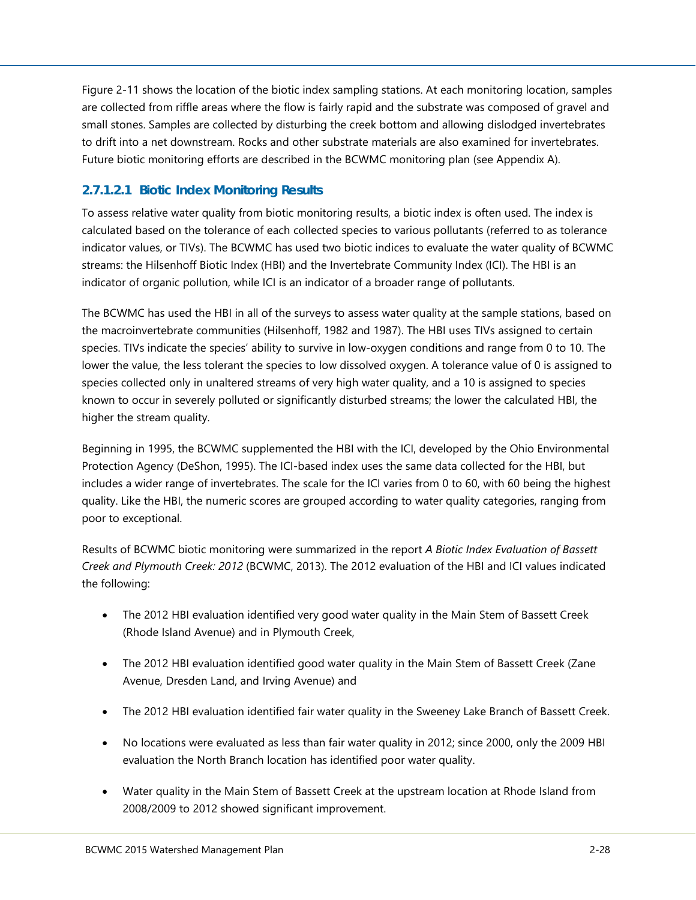Figure 2-11 shows the location of the biotic index sampling stations. At each monitoring location, samples are collected from riffle areas where the flow is fairly rapid and the substrate was composed of gravel and small stones. Samples are collected by disturbing the creek bottom and allowing dislodged invertebrates to drift into a net downstream. Rocks and other substrate materials are also examined for invertebrates. Future biotic monitoring efforts are described in the BCWMC monitoring plan (see Appendix A).

#### 2.7.1.2.1 Biotic Index Monitoring Results

To assess relative water quality from biotic monitoring results, a biotic index is often used. The index is calculated based on the tolerance of each collected species to various pollutants (referred to as tolerance indicator values, or TIVs). The BCWMC has used two biotic indices to evaluate the water quality of BCWMC streams: the Hilsenhoff Biotic Index (HBI) and the Invertebrate Community Index (ICI). The HBI is an indicator of organic pollution, while ICI is an indicator of a broader range of pollutants.

The BCWMC has used the HBI in all of the surveys to assess water quality at the sample stations, based on the macroinvertebrate communities (Hilsenhoff, 1982 and 1987). The HBI uses TIVs assigned to certain species. TIVs indicate the species' ability to survive in low-oxygen conditions and range from 0 to 10. The lower the value, the less tolerant the species to low dissolved oxygen. A tolerance value of 0 is assigned to species collected only in unaltered streams of very high water quality, and a 10 is assigned to species known to occur in severely polluted or significantly disturbed streams; the lower the calculated HBI, the higher the stream quality.

Beginning in 1995, the BCWMC supplemented the HBI with the ICI, developed by the Ohio Environmental Protection Agency (DeShon, 1995). The ICI-based index uses the same data collected for the HBI, but includes a wider range of invertebrates. The scale for the ICI varies from 0 to 60, with 60 being the highest quality. Like the HBI, the numeric scores are grouped according to water quality categories, ranging from poor to exceptional.

Results of BCWMC biotic monitoring were summarized in the report *A Biotic Index Evaluation of Bassett Creek and Plymouth Creek: 2012* (BCWMC, 2013). The 2012 evaluation of the HBI and ICI values indicated the following:

- The 2012 HBI evaluation identified very good water quality in the Main Stem of Bassett Creek (Rhode Island Avenue) and in Plymouth Creek,
- The 2012 HBI evaluation identified good water quality in the Main Stem of Bassett Creek (Zane Avenue, Dresden Land, and Irving Avenue) and
- The 2012 HBI evaluation identified fair water quality in the Sweeney Lake Branch of Bassett Creek.
- No locations were evaluated as less than fair water quality in 2012; since 2000, only the 2009 HBI evaluation the North Branch location has identified poor water quality.
- Water quality in the Main Stem of Bassett Creek at the upstream location at Rhode Island from 2008/2009 to 2012 showed significant improvement.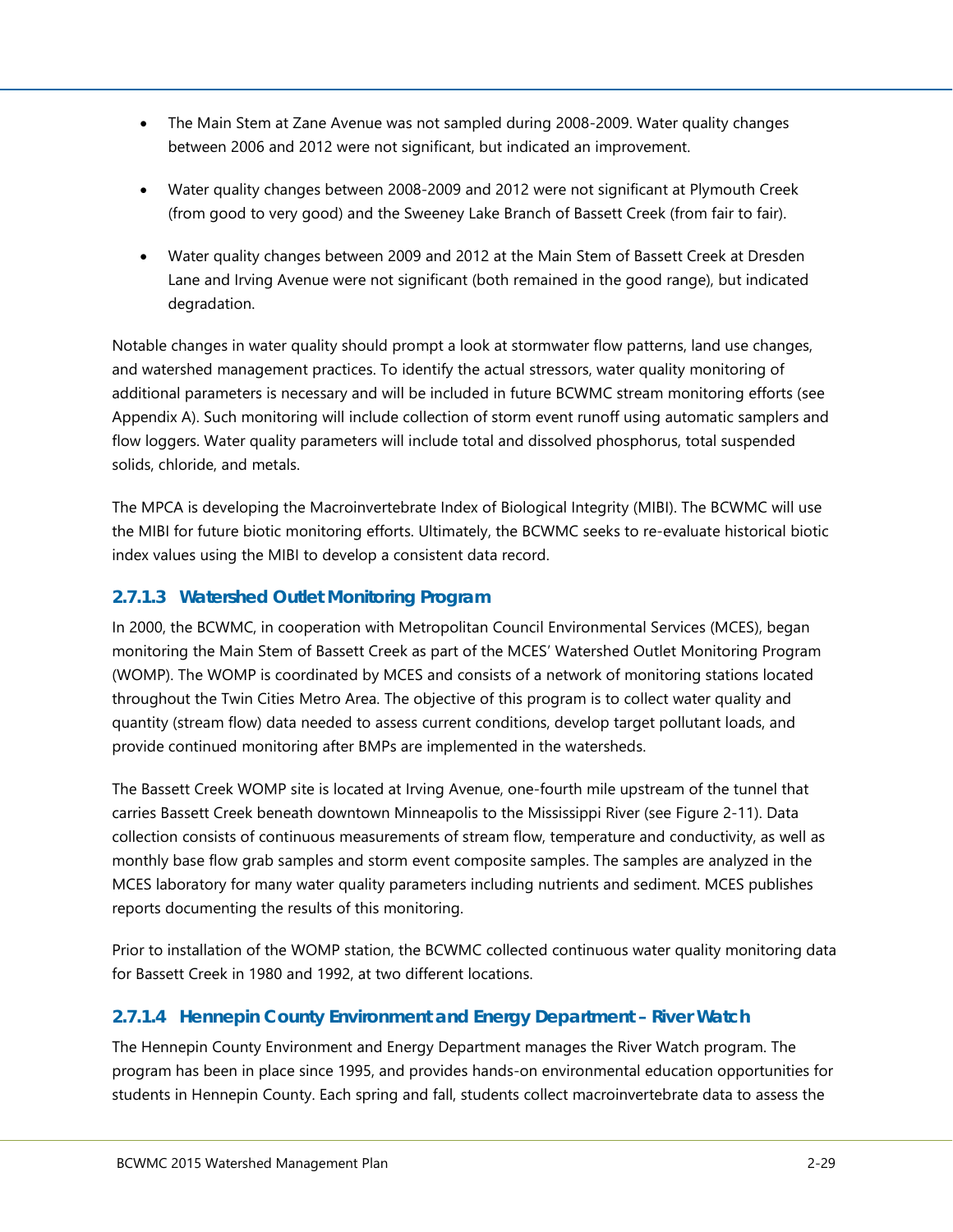- The Main Stem at Zane Avenue was not sampled during 2008-2009. Water quality changes between 2006 and 2012 were not significant, but indicated an improvement.
- Water quality changes between 2008-2009 and 2012 were not significant at Plymouth Creek (from good to very good) and the Sweeney Lake Branch of Bassett Creek (from fair to fair).
- Water quality changes between 2009 and 2012 at the Main Stem of Bassett Creek at Dresden Lane and Irving Avenue were not significant (both remained in the good range), but indicated degradation.

Notable changes in water quality should prompt a look at stormwater flow patterns, land use changes, and watershed management practices. To identify the actual stressors, water quality monitoring of additional parameters is necessary and will be included in future BCWMC stream monitoring efforts (see Appendix A). Such monitoring will include collection of storm event runoff using automatic samplers and flow loggers. Water quality parameters will include total and dissolved phosphorus, total suspended solids, chloride, and metals.

The MPCA is developing the Macroinvertebrate Index of Biological Integrity (MIBI). The BCWMC will use the MIBI for future biotic monitoring efforts. Ultimately, the BCWMC seeks to re-evaluate historical biotic index values using the MIBI to develop a consistent data record.

#### 2.7.1.3 Watershed Outlet Monitoring Program

In 2000, the BCWMC, in cooperation with Metropolitan Council Environmental Services (MCES), began monitoring the Main Stem of Bassett Creek as part of the MCES' Watershed Outlet Monitoring Program (WOMP). The WOMP is coordinated by MCES and consists of a network of monitoring stations located throughout the Twin Cities Metro Area. The objective of this program is to collect water quality and quantity (stream flow) data needed to assess current conditions, develop target pollutant loads, and provide continued monitoring after BMPs are implemented in the watersheds.

The Bassett Creek WOMP site is located at Irving Avenue, one-fourth mile upstream of the tunnel that carries Bassett Creek beneath downtown Minneapolis to the Mississippi River (see Figure 2-11). Data collection consists of continuous measurements of stream flow, temperature and conductivity, as well as monthly base flow grab samples and storm event composite samples. The samples are analyzed in the MCES laboratory for many water quality parameters including nutrients and sediment. MCES publishes reports documenting the results of this monitoring.

Prior to installation of the WOMP station, the BCWMC collected continuous water quality monitoring data for Bassett Creek in 1980 and 1992, at two different locations.

#### 2.7.1.4 Hennepin County Environment and Energy Department – River Watch

The Hennepin County Environment and Energy Department manages the River Watch program. The program has been in place since 1995, and provides hands-on environmental education opportunities for students in Hennepin County. Each spring and fall, students collect macroinvertebrate data to assess the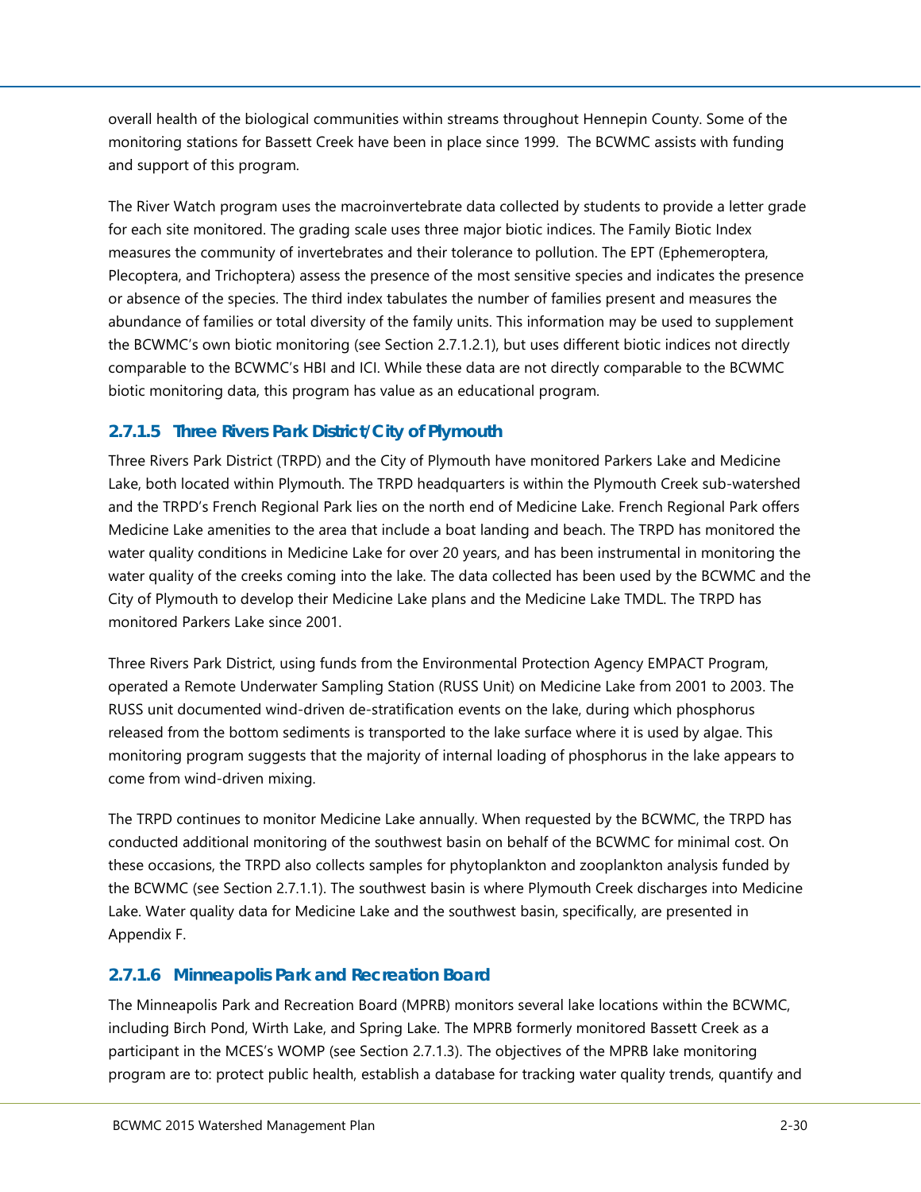overall health of the biological communities within streams throughout Hennepin County. Some of the monitoring stations for Bassett Creek have been in place since 1999. The BCWMC assists with funding and support of this program.

The River Watch program uses the macroinvertebrate data collected by students to provide a letter grade for each site monitored. The grading scale uses three major biotic indices. The Family Biotic Index measures the community of invertebrates and their tolerance to pollution. The EPT (Ephemeroptera, Plecoptera, and Trichoptera) assess the presence of the most sensitive species and indicates the presence or absence of the species. The third index tabulates the number of families present and measures the abundance of families or total diversity of the family units. This information may be used to supplement the BCWMC's own biotic monitoring (see Section 2.7.1.2.1), but uses different biotic indices not directly comparable to the BCWMC's HBI and ICI. While these data are not directly comparable to the BCWMC biotic monitoring data, this program has value as an educational program.

#### 2.7.1.5 Three Rivers Park District/City of Plymouth

Three Rivers Park District (TRPD) and the City of Plymouth have monitored Parkers Lake and Medicine Lake, both located within Plymouth. The TRPD headquarters is within the Plymouth Creek sub-watershed and the TRPD's French Regional Park lies on the north end of Medicine Lake. French Regional Park offers Medicine Lake amenities to the area that include a boat landing and beach. The TRPD has monitored the water quality conditions in Medicine Lake for over 20 years, and has been instrumental in monitoring the water quality of the creeks coming into the lake. The data collected has been used by the BCWMC and the City of Plymouth to develop their Medicine Lake plans and the Medicine Lake TMDL. The TRPD has monitored Parkers Lake since 2001.

Three Rivers Park District, using funds from the Environmental Protection Agency EMPACT Program, operated a Remote Underwater Sampling Station (RUSS Unit) on Medicine Lake from 2001 to 2003. The RUSS unit documented wind-driven de-stratification events on the lake, during which phosphorus released from the bottom sediments is transported to the lake surface where it is used by algae. This monitoring program suggests that the majority of internal loading of phosphorus in the lake appears to come from wind-driven mixing.

The TRPD continues to monitor Medicine Lake annually. When requested by the BCWMC, the TRPD has conducted additional monitoring of the southwest basin on behalf of the BCWMC for minimal cost. On these occasions, the TRPD also collects samples for phytoplankton and zooplankton analysis funded by the BCWMC (see Section 2.7.1.1). The southwest basin is where Plymouth Creek discharges into Medicine Lake. Water quality data for Medicine Lake and the southwest basin, specifically, are presented in Appendix F.

#### 2.7.1.6 Minneapolis Park and Recreation Board

The Minneapolis Park and Recreation Board (MPRB) monitors several lake locations within the BCWMC, including Birch Pond, Wirth Lake, and Spring Lake. The MPRB formerly monitored Bassett Creek as a participant in the MCES's WOMP (see Section 2.7.1.3). The objectives of the MPRB lake monitoring program are to: protect public health, establish a database for tracking water quality trends, quantify and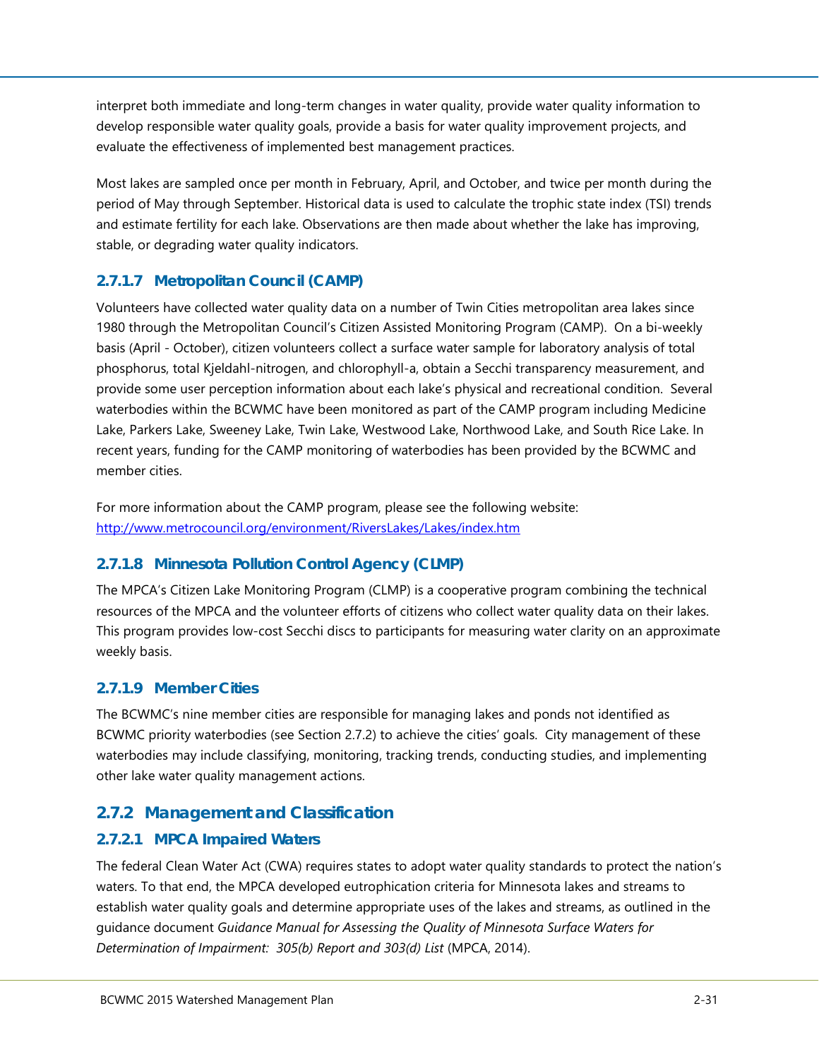interpret both immediate and long-term changes in water quality, provide water quality information to develop responsible water quality goals, provide a basis for water quality improvement projects, and evaluate the effectiveness of implemented best management practices.

Most lakes are sampled once per month in February, April, and October, and twice per month during the period of May through September. Historical data is used to calculate the trophic state index (TSI) trends and estimate fertility for each lake. Observations are then made about whether the lake has improving, stable, or degrading water quality indicators.

#### 2.7.1.7 Metropolitan Council (CAMP)

Volunteers have collected water quality data on a number of Twin Cities metropolitan area lakes since 1980 through the Metropolitan Council's Citizen Assisted Monitoring Program (CAMP). On a bi-weekly basis (April - October), citizen volunteers collect a surface water sample for laboratory analysis of total phosphorus, total Kjeldahl-nitrogen, and chlorophyll-a, obtain a Secchi transparency measurement, and provide some user perception information about each lake's physical and recreational condition. Several waterbodies within the BCWMC have been monitored as part of the CAMP program including Medicine Lake, Parkers Lake, Sweeney Lake, Twin Lake, Westwood Lake, Northwood Lake, and South Rice Lake. In recent years, funding for the CAMP monitoring of waterbodies has been provided by the BCWMC and member cities.

For more information about the CAMP program, please see the following website: http://www.metrocouncil.org/environment/RiversLakes/Lakes/index.htm

#### 2.7.1.8 Minnesota Pollution Control Agency (CLMP)

The MPCA's Citizen Lake Monitoring Program (CLMP) is a cooperative program combining the technical resources of the MPCA and the volunteer efforts of citizens who collect water quality data on their lakes. This program provides low-cost Secchi discs to participants for measuring water clarity on an approximate weekly basis.

#### 2.7.1.9 Member Cities

The BCWMC's nine member cities are responsible for managing lakes and ponds not identified as BCWMC priority waterbodies (see Section 2.7.2) to achieve the cities' goals. City management of these waterbodies may include classifying, monitoring, tracking trends, conducting studies, and implementing other lake water quality management actions.

### 2.7.2 Management and Classification

#### 2.7.2.1 MPCA Impaired Waters

The federal Clean Water Act (CWA) requires states to adopt water quality standards to protect the nation's waters. To that end, the MPCA developed eutrophication criteria for Minnesota lakes and streams to establish water quality goals and determine appropriate uses of the lakes and streams, as outlined in the guidance document *Guidance Manual for Assessing the Quality of Minnesota Surface Waters for Determination of Impairment: 305(b) Report and 303(d) List* (MPCA, 2014).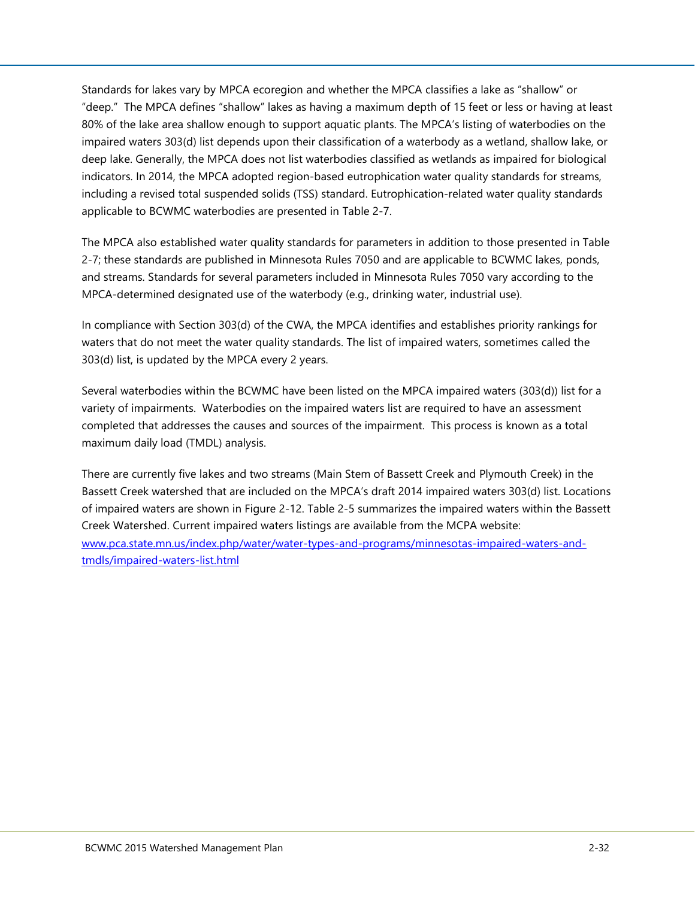Standards for lakes vary by MPCA ecoregion and whether the MPCA classifies a lake as "shallow" or "deep." The MPCA defines "shallow" lakes as having a maximum depth of 15 feet or less or having at least 80% of the lake area shallow enough to support aquatic plants. The MPCA's listing of waterbodies on the impaired waters 303(d) list depends upon their classification of a waterbody as a wetland, shallow lake, or deep lake. Generally, the MPCA does not list waterbodies classified as wetlands as impaired for biological indicators. In 2014, the MPCA adopted region-based eutrophication water quality standards for streams, including a revised total suspended solids (TSS) standard. Eutrophication-related water quality standards applicable to BCWMC waterbodies are presented in Table 2-7.

The MPCA also established water quality standards for parameters in addition to those presented in Table 2-7; these standards are published in Minnesota Rules 7050 and are applicable to BCWMC lakes, ponds, and streams. Standards for several parameters included in Minnesota Rules 7050 vary according to the MPCA-determined designated use of the waterbody (e.g., drinking water, industrial use).

In compliance with Section 303(d) of the CWA, the MPCA identifies and establishes priority rankings for waters that do not meet the water quality standards. The list of impaired waters, sometimes called the 303(d) list, is updated by the MPCA every 2 years.

Several waterbodies within the BCWMC have been listed on the MPCA impaired waters (303(d)) list for a variety of impairments. Waterbodies on the impaired waters list are required to have an assessment completed that addresses the causes and sources of the impairment. This process is known as a total maximum daily load (TMDL) analysis.

There are currently five lakes and two streams (Main Stem of Bassett Creek and Plymouth Creek) in the Bassett Creek watershed that are included on the MPCA's draft 2014 impaired waters 303(d) list. Locations of impaired waters are shown in Figure 2-12. Table 2-5 summarizes the impaired waters within the Bassett Creek Watershed. Current impaired waters listings are available from the MCPA website: [www.pca.state.mn.us/index.php/water/water-types-and-programs/minnesotas-impaired-waters-and-tmdls/impaired-waters-list.html](www.pca.state.mn.us/index.php/water/water-types-and-programs/minnesotas-impaired-waters-and-tmdls/impaired-waters-list.html)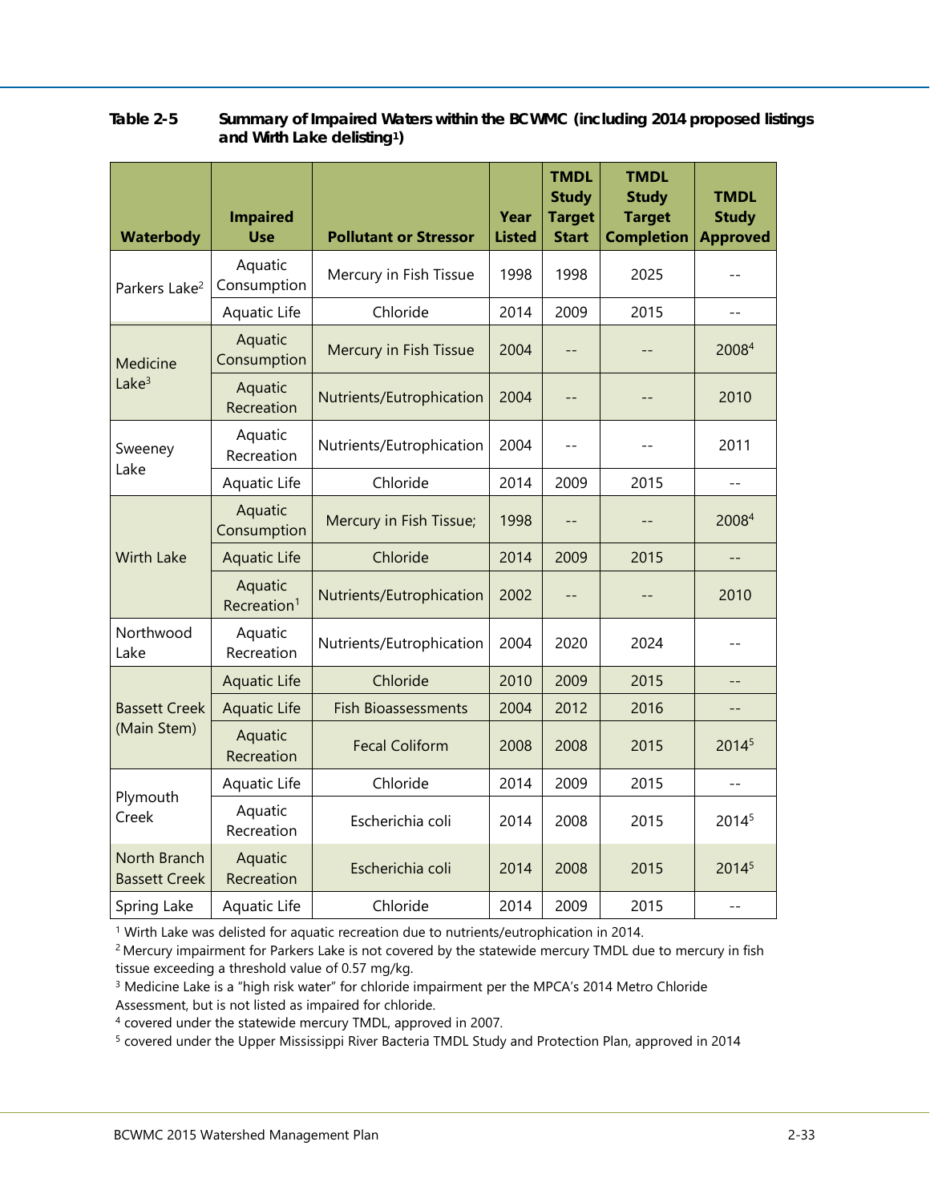**Table 2-5 Summary of Impaired Waters within the BCWMC (including 2014 proposed listings and Wirth Lake delisting[1])**

| Waterbody | Impaired Use | Pollutant or Stressor | Year Listed | TMDL Study Target Start | TMDL Study Target Completion | TMDL Study Approved |
|---|---|---|---|---|---|---|
| Parkers Lake[2] | Aquatic Consumption | Mercury in Fish Tissue | 1998 | 1998 | 2025 | -- |
| | Aquatic Life | Chloride | 2014 | 2009 | 2015 | -- |
| Medicine Lake[3] | Aquatic Consumption | Mercury in Fish Tissue | 2004 | -- | -- | 2008[4] |
| | Aquatic Recreation | Nutrients/Eutrophication | 2004 | -- | -- | 2010 |
| Sweeney Lake | Aquatic Recreation | Nutrients/Eutrophication | 2004 | -- | -- | 2011 |
| | Aquatic Life | Chloride | 2014 | 2009 | 2015 | -- |
| Wirth Lake | Aquatic Consumption | Mercury in Fish Tissue; | 1998 | -- | -- | 2008[4] |
| | Aquatic Life | Chloride | 2014 | 2009 | 2015 | -- |
| | Aquatic Recreation[1] | Nutrients/Eutrophication | 2002 | -- | -- | 2010 |
| Northwood Lake | Aquatic Recreation | Nutrients/Eutrophication | 2004 | 2020 | 2024 | -- |
| Bassett Creek (Main Stem) | Aquatic Life | Chloride | 2010 | 2009 | 2015 | -- |
| | Aquatic Life | Fish Bioassessments | 2004 | 2012 | 2016 | -- |
| | Aquatic Recreation | Fecal Coliform | 2008 | 2008 | 2015 | 2014[5] |
| Plymouth Creek | Aquatic Life | Chloride | 2014 | 2009 | 2015 | -- |
| | Aquatic Recreation | Escherichia coli | 2014 | 2008 | 2015 | 2014[5] |
| North Branch Bassett Creek | Aquatic Recreation | Escherichia coli | 2014 | 2008 | 2015 | 2014[5] |
| Spring Lake | Aquatic Life | Chloride | 2014 | 2009 | 2015 | -- |

[1] Wirth Lake was delisted for aquatic recreation due to nutrients/eutrophication in 2014.

[2] Mercury impairment for Parkers Lake is not covered by the statewide mercury TMDL due to mercury in fish tissue exceeding a threshold value of 0.57 mg/kg.

[3] Medicine Lake is a "high risk water" for chloride impairment per the MPCA's 2014 Metro Chloride Assessment, but is not listed as impaired for chloride.

[4] covered under the statewide mercury TMDL, approved in 2007.

[5] covered under the Upper Mississippi River Bacteria TMDL Study and Protection Plan, approved in 2014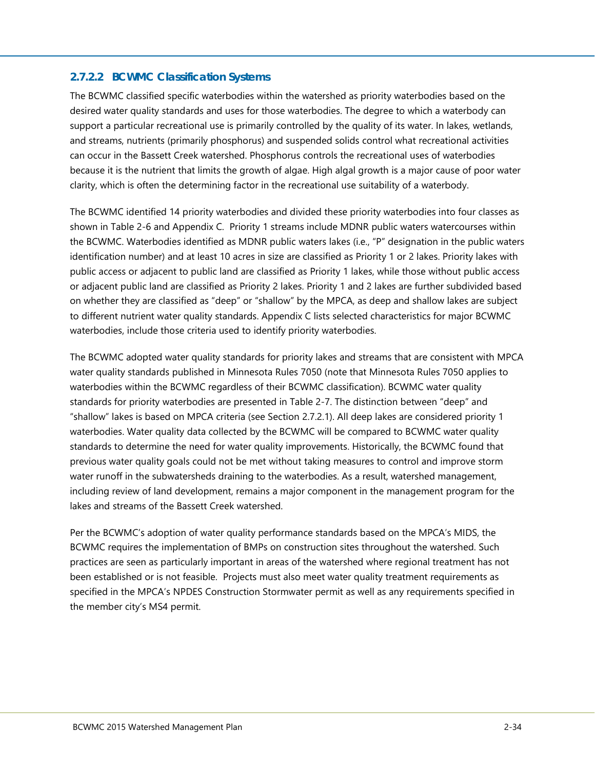#### 2.7.2.2 BCWMC Classification Systems

The BCWMC classified specific waterbodies within the watershed as priority waterbodies based on the desired water quality standards and uses for those waterbodies. The degree to which a waterbody can support a particular recreational use is primarily controlled by the quality of its water. In lakes, wetlands, and streams, nutrients (primarily phosphorus) and suspended solids control what recreational activities can occur in the Bassett Creek watershed. Phosphorus controls the recreational uses of waterbodies because it is the nutrient that limits the growth of algae. High algal growth is a major cause of poor water clarity, which is often the determining factor in the recreational use suitability of a waterbody.

The BCWMC identified 14 priority waterbodies and divided these priority waterbodies into four classes as shown in Table 2-6 and Appendix C. Priority 1 streams include MDNR public waters watercourses within the BCWMC. Waterbodies identified as MDNR public waters lakes (i.e., "P" designation in the public waters identification number) and at least 10 acres in size are classified as Priority 1 or 2 lakes. Priority lakes with public access or adjacent to public land are classified as Priority 1 lakes, while those without public access or adjacent public land are classified as Priority 2 lakes. Priority 1 and 2 lakes are further subdivided based on whether they are classified as "deep" or "shallow" by the MPCA, as deep and shallow lakes are subject to different nutrient water quality standards. Appendix C lists selected characteristics for major BCWMC waterbodies, include those criteria used to identify priority waterbodies.

The BCWMC adopted water quality standards for priority lakes and streams that are consistent with MPCA water quality standards published in Minnesota Rules 7050 (note that Minnesota Rules 7050 applies to waterbodies within the BCWMC regardless of their BCWMC classification). BCWMC water quality standards for priority waterbodies are presented in Table 2-7. The distinction between "deep" and "shallow" lakes is based on MPCA criteria (see Section 2.7.2.1). All deep lakes are considered priority 1 waterbodies. Water quality data collected by the BCWMC will be compared to BCWMC water quality standards to determine the need for water quality improvements. Historically, the BCWMC found that previous water quality goals could not be met without taking measures to control and improve storm water runoff in the subwatersheds draining to the waterbodies. As a result, watershed management, including review of land development, remains a major component in the management program for the lakes and streams of the Bassett Creek watershed.

Per the BCWMC's adoption of water quality performance standards based on the MPCA's MIDS, the BCWMC requires the implementation of BMPs on construction sites throughout the watershed. Such practices are seen as particularly important in areas of the watershed where regional treatment has not been established or is not feasible. Projects must also meet water quality treatment requirements as specified in the MPCA's NPDES Construction Stormwater permit as well as any requirements specified in the member city's MS4 permit.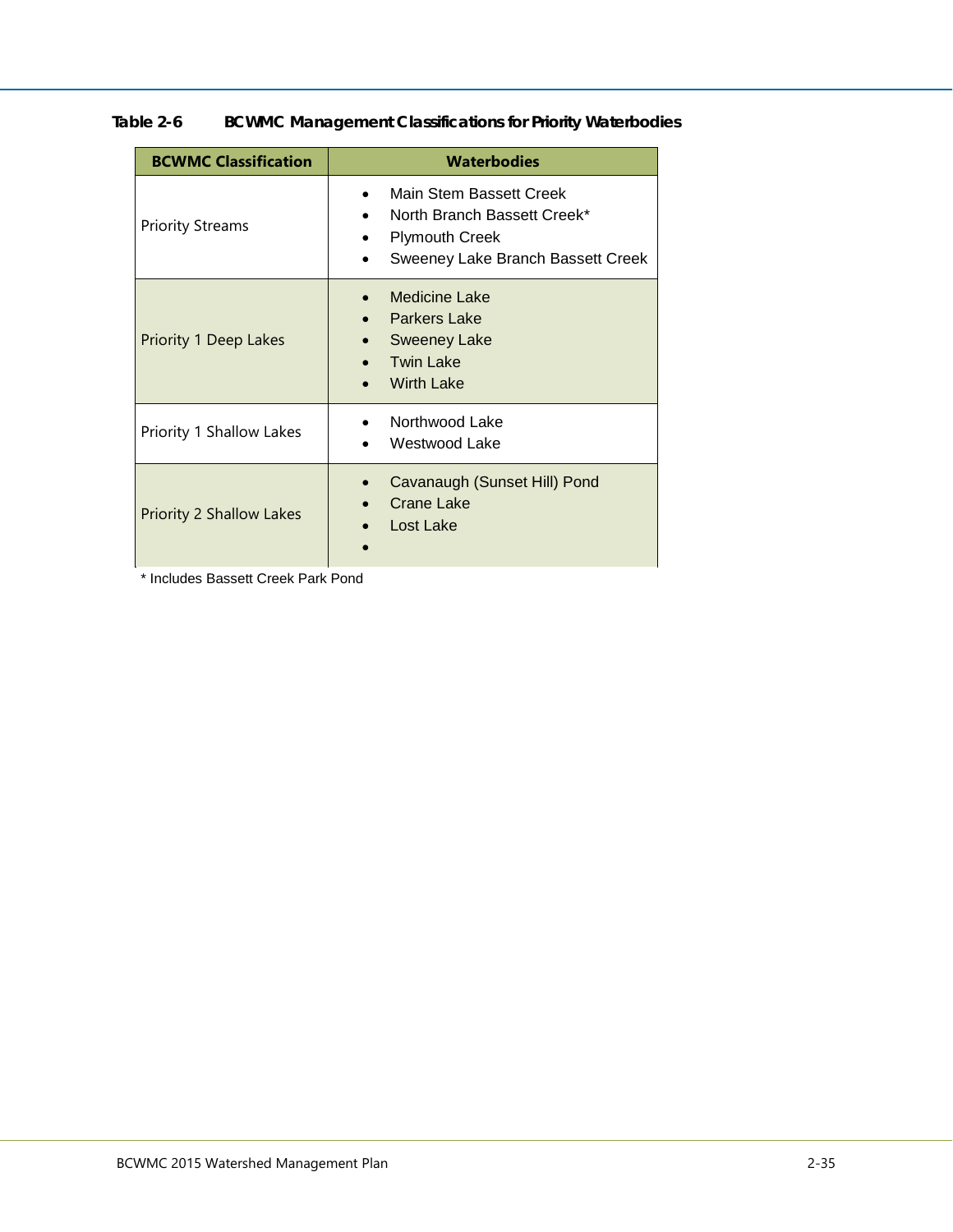**Table 2-6 BCWMC Management Classifications for Priority Waterbodies**

| BCWMC Classification | Waterbodies |
| --- | --- |
| Priority Streams | • Main Stem Bassett Creek<br>• North Branch Bassett Creek*<br>• Plymouth Creek<br>• Sweeney Lake Branch Bassett Creek |
| Priority 1 Deep Lakes | • Medicine Lake<br>• Parkers Lake<br>• Sweeney Lake<br>• Twin Lake<br>• Wirth Lake |
| Priority 1 Shallow Lakes | • Northwood Lake<br>• Westwood Lake |
| Priority 2 Shallow Lakes | • Cavanaugh (Sunset Hill) Pond<br>• Crane Lake<br>• Lost Lake<br>• |

* Includes Bassett Creek Park Pond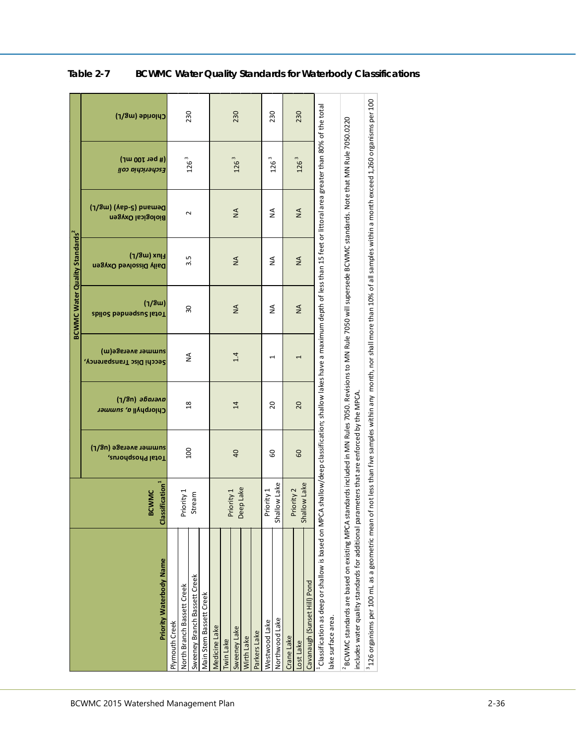**Table 2-7 BCWMC Water Quality Standards for Waterbody Classifications**

| Priority Waterbody Name | BCWMC Classification[1] | BCWMC Water Quality Standards[2] | | | | | | | |
|---|---|---|---|---|---|---|---|---|---|
| | | Total Phosphorus, summer average (ug/L) | Chlorophyll *a*, summer *average* (ug/L) | Secchi Disc Transparency, summer average(m) | Total Suspended Solids (mg/L) | Daily Dissolved Oxygen Flux (mg/L) | Biological Oxygen Demand (5-day) (mg/L) | *Escherichia coli* (# per 100 mL) | Chloride (mg/L) |
| Plymouth Creek<br>North Branch Bassett Creek<br>Sweeney Branch Bassett Creek<br>Main Stem Bassett Creek | Priority 1 Stream | 100 | 18 | NA | 30 | 3.5 | 2 | 126[3] | 230 |
| Medicine Lake<br>Twin Lake<br>Sweeney Lake<br>Wirth Lake<br>Parkers Lake | Priority 1 Deep Lake | 40 | 14 | 1.4 | NA | NA | NA | 126[3] | 230 |
| Westwood Lake<br>Northwood Lake | Priority 1 Shallow Lake | 60 | 20 | 1 | NA | NA | NA | 126[3] | 230 |
| Crane Lake<br>Lost Lake<br>Cavanaugh (Sunset Hill) Pond | Priority 2 Shallow Lake | 60 | 20 | 1 | NA | NA | NA | 126[3] | 230 |

[1] Classification as deep or shallow is based on MPCA shallow/deep classification; shallow lakes have a maximum depth of less than 15 feet or littoral area greater than 80% of the total lake surface area.

[2] BCWMC standards are based on existing MPCA standards included in MN Rules 7050. Revisions to MN Rule 7050 will supersede BCWMC standards. Note that MN Rule 7050.0220 includes water quality standards for additional parameters that are enforced by the MPCA.

[3] 126 organisms per 100 mL as a geometric mean of not less than five samples within any month, nor shall more than 10% of all samples within a month exceed 1,260 organisms per 100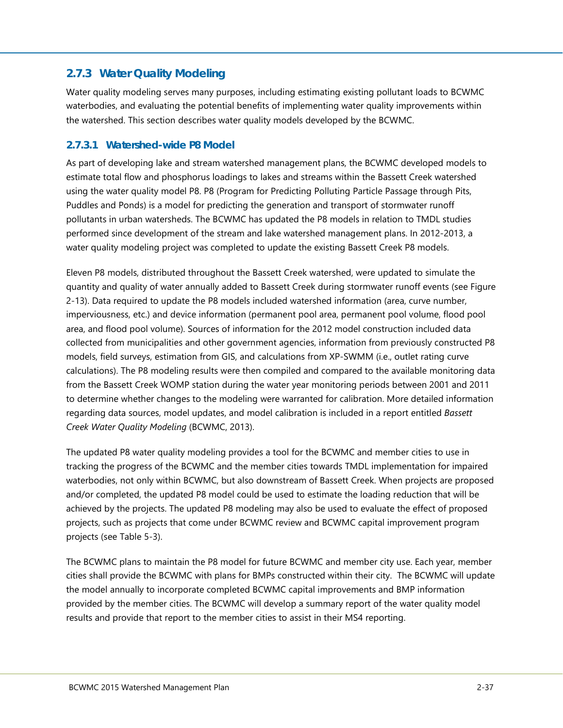### 2.7.3 Water Quality Modeling

Water quality modeling serves many purposes, including estimating existing pollutant loads to BCWMC waterbodies, and evaluating the potential benefits of implementing water quality improvements within the watershed. This section describes water quality models developed by the BCWMC.

#### 2.7.3.1 Watershed-wide P8 Model

As part of developing lake and stream watershed management plans, the BCWMC developed models to estimate total flow and phosphorus loadings to lakes and streams within the Bassett Creek watershed using the water quality model P8. P8 (Program for Predicting Polluting Particle Passage through Pits, Puddles and Ponds) is a model for predicting the generation and transport of stormwater runoff pollutants in urban watersheds. The BCWMC has updated the P8 models in relation to TMDL studies performed since development of the stream and lake watershed management plans. In 2012-2013, a water quality modeling project was completed to update the existing Bassett Creek P8 models.

Eleven P8 models, distributed throughout the Bassett Creek watershed, were updated to simulate the quantity and quality of water annually added to Bassett Creek during stormwater runoff events (see Figure 2-13). Data required to update the P8 models included watershed information (area, curve number, imperviousness, etc.) and device information (permanent pool area, permanent pool volume, flood pool area, and flood pool volume). Sources of information for the 2012 model construction included data collected from municipalities and other government agencies, information from previously constructed P8 models, field surveys, estimation from GIS, and calculations from XP-SWMM (i.e., outlet rating curve calculations). The P8 modeling results were then compiled and compared to the available monitoring data from the Bassett Creek WOMP station during the water year monitoring periods between 2001 and 2011 to determine whether changes to the modeling were warranted for calibration. More detailed information regarding data sources, model updates, and model calibration is included in a report entitled *Bassett Creek Water Quality Modeling* (BCWMC, 2013).

The updated P8 water quality modeling provides a tool for the BCWMC and member cities to use in tracking the progress of the BCWMC and the member cities towards TMDL implementation for impaired waterbodies, not only within BCWMC, but also downstream of Bassett Creek. When projects are proposed and/or completed, the updated P8 model could be used to estimate the loading reduction that will be achieved by the projects. The updated P8 modeling may also be used to evaluate the effect of proposed projects, such as projects that come under BCWMC review and BCWMC capital improvement program projects (see Table 5-3).

The BCWMC plans to maintain the P8 model for future BCWMC and member city use. Each year, member cities shall provide the BCWMC with plans for BMPs constructed within their city. The BCWMC will update the model annually to incorporate completed BCWMC capital improvements and BMP information provided by the member cities. The BCWMC will develop a summary report of the water quality model results and provide that report to the member cities to assist in their MS4 reporting.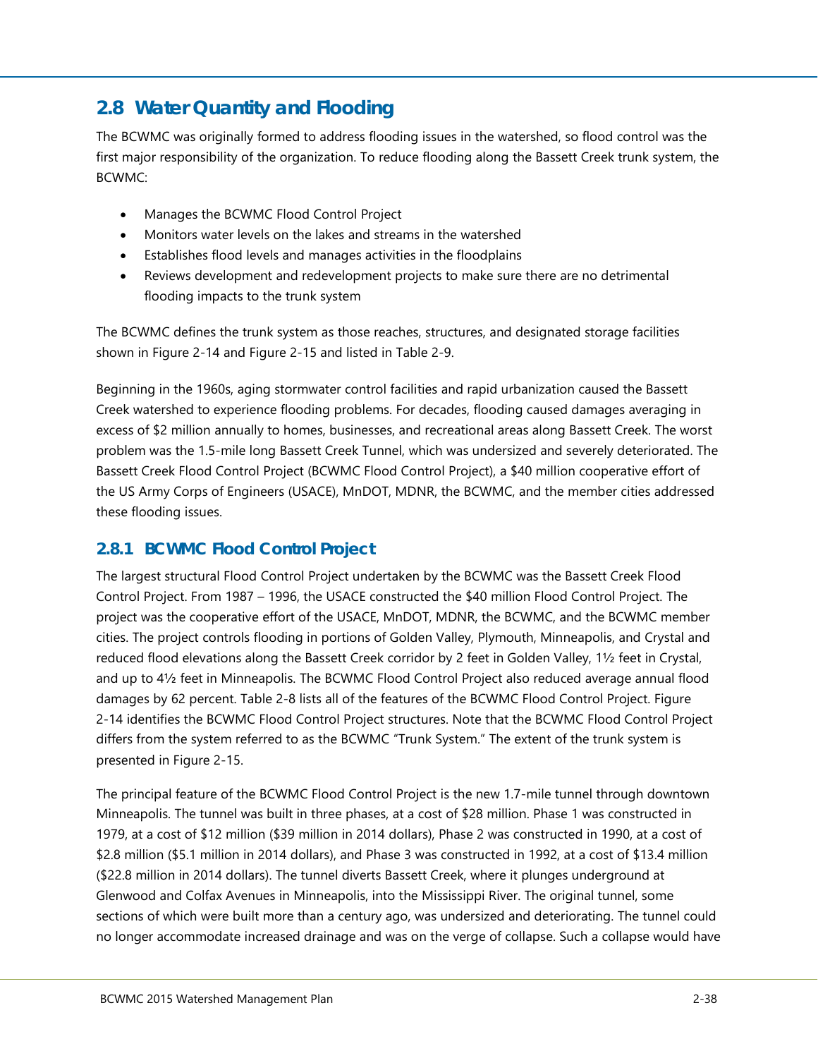## 2.8 Water Quantity and Flooding

The BCWMC was originally formed to address flooding issues in the watershed, so flood control was the first major responsibility of the organization. To reduce flooding along the Bassett Creek trunk system, the BCWMC:

- Manages the BCWMC Flood Control Project
- Monitors water levels on the lakes and streams in the watershed
- Establishes flood levels and manages activities in the floodplains
- Reviews development and redevelopment projects to make sure there are no detrimental flooding impacts to the trunk system

The BCWMC defines the trunk system as those reaches, structures, and designated storage facilities shown in Figure 2-14 and Figure 2-15 and listed in Table 2-9.

Beginning in the 1960s, aging stormwater control facilities and rapid urbanization caused the Bassett Creek watershed to experience flooding problems. For decades, flooding caused damages averaging in excess of $2 million annually to homes, businesses, and recreational areas along Bassett Creek. The worst problem was the 1.5-mile long Bassett Creek Tunnel, which was undersized and severely deteriorated. The Bassett Creek Flood Control Project (BCWMC Flood Control Project), a $40 million cooperative effort of the US Army Corps of Engineers (USACE), MnDOT, MDNR, the BCWMC, and the member cities addressed these flooding issues.

### 2.8.1 BCWMC Flood Control Project

The largest structural Flood Control Project undertaken by the BCWMC was the Bassett Creek Flood Control Project. From 1987 – 1996, the USACE constructed the $40 million Flood Control Project. The project was the cooperative effort of the USACE, MnDOT, MDNR, the BCWMC, and the BCWMC member cities. The project controls flooding in portions of Golden Valley, Plymouth, Minneapolis, and Crystal and reduced flood elevations along the Bassett Creek corridor by 2 feet in Golden Valley, 1½ feet in Crystal, and up to 4½ feet in Minneapolis. The BCWMC Flood Control Project also reduced average annual flood damages by 62 percent. Table 2-8 lists all of the features of the BCWMC Flood Control Project. Figure 2-14 identifies the BCWMC Flood Control Project structures. Note that the BCWMC Flood Control Project differs from the system referred to as the BCWMC "Trunk System." The extent of the trunk system is presented in Figure 2-15.

The principal feature of the BCWMC Flood Control Project is the new 1.7-mile tunnel through downtown Minneapolis. The tunnel was built in three phases, at a cost of $28 million. Phase 1 was constructed in 1979, at a cost of $12 million ($39 million in 2014 dollars), Phase 2 was constructed in 1990, at a cost of $2.8 million ($5.1 million in 2014 dollars), and Phase 3 was constructed in 1992, at a cost of $13.4 million ($22.8 million in 2014 dollars). The tunnel diverts Bassett Creek, where it plunges underground at Glenwood and Colfax Avenues in Minneapolis, into the Mississippi River. The original tunnel, some sections of which were built more than a century ago, was undersized and deteriorating. The tunnel could no longer accommodate increased drainage and was on the verge of collapse. Such a collapse would have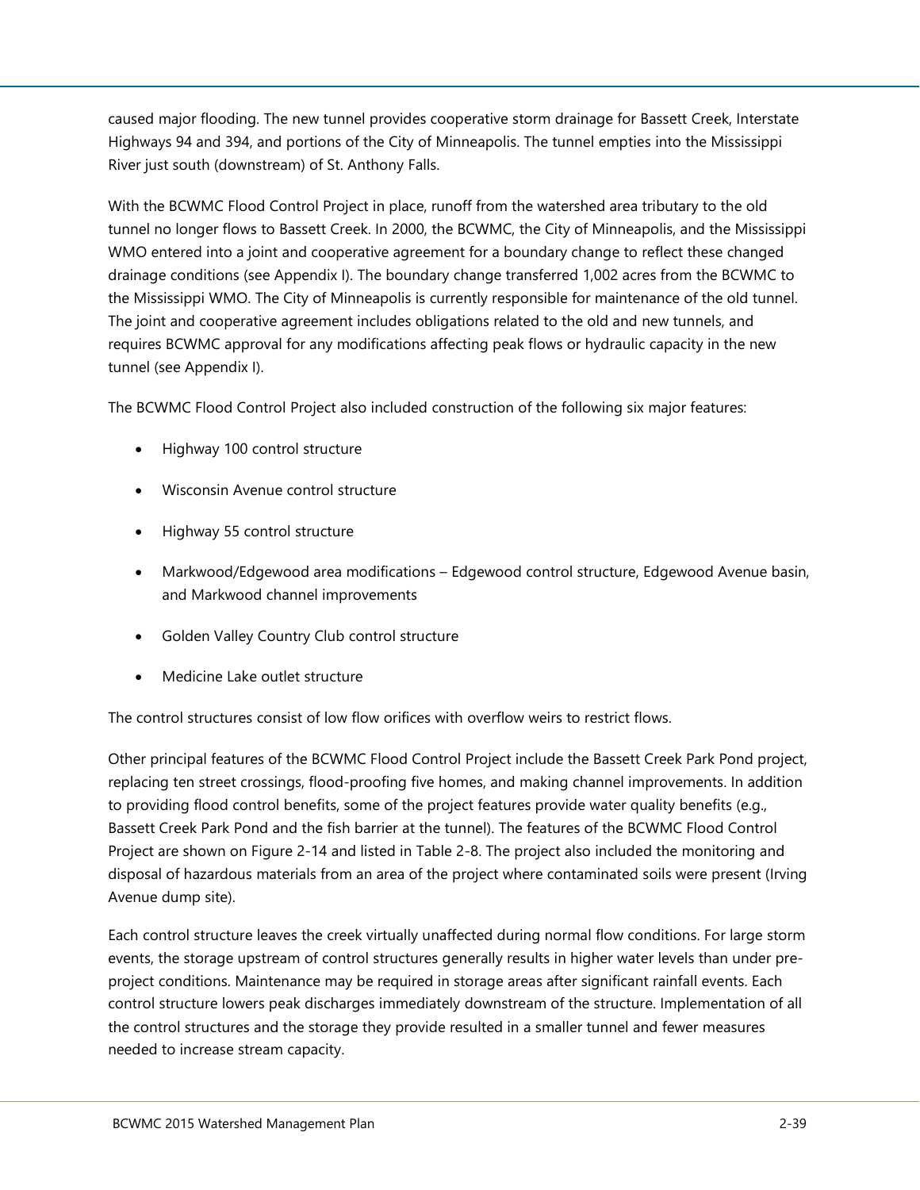caused major flooding. The new tunnel provides cooperative storm drainage for Bassett Creek, Interstate Highways 94 and 394, and portions of the City of Minneapolis. The tunnel empties into the Mississippi River just south (downstream) of St. Anthony Falls.

With the BCWMC Flood Control Project in place, runoff from the watershed area tributary to the old tunnel no longer flows to Bassett Creek. In 2000, the BCWMC, the City of Minneapolis, and the Mississippi WMO entered into a joint and cooperative agreement for a boundary change to reflect these changed drainage conditions (see Appendix I). The boundary change transferred 1,002 acres from the BCWMC to the Mississippi WMO. The City of Minneapolis is currently responsible for maintenance of the old tunnel. The joint and cooperative agreement includes obligations related to the old and new tunnels, and requires BCWMC approval for any modifications affecting peak flows or hydraulic capacity in the new tunnel (see Appendix I).

The BCWMC Flood Control Project also included construction of the following six major features:

- Highway 100 control structure
- Wisconsin Avenue control structure
- Highway 55 control structure
- Markwood/Edgewood area modifications – Edgewood control structure, Edgewood Avenue basin, and Markwood channel improvements
- Golden Valley Country Club control structure
- Medicine Lake outlet structure

The control structures consist of low flow orifices with overflow weirs to restrict flows.

Other principal features of the BCWMC Flood Control Project include the Bassett Creek Park Pond project, replacing ten street crossings, flood-proofing five homes, and making channel improvements. In addition to providing flood control benefits, some of the project features provide water quality benefits (e.g., Bassett Creek Park Pond and the fish barrier at the tunnel). The features of the BCWMC Flood Control Project are shown on Figure 2-14 and listed in Table 2-8. The project also included the monitoring and disposal of hazardous materials from an area of the project where contaminated soils were present (Irving Avenue dump site).

Each control structure leaves the creek virtually unaffected during normal flow conditions. For large storm events, the storage upstream of control structures generally results in higher water levels than under pre-project conditions. Maintenance may be required in storage areas after significant rainfall events. Each control structure lowers peak discharges immediately downstream of the structure. Implementation of all the control structures and the storage they provide resulted in a smaller tunnel and fewer measures needed to increase stream capacity.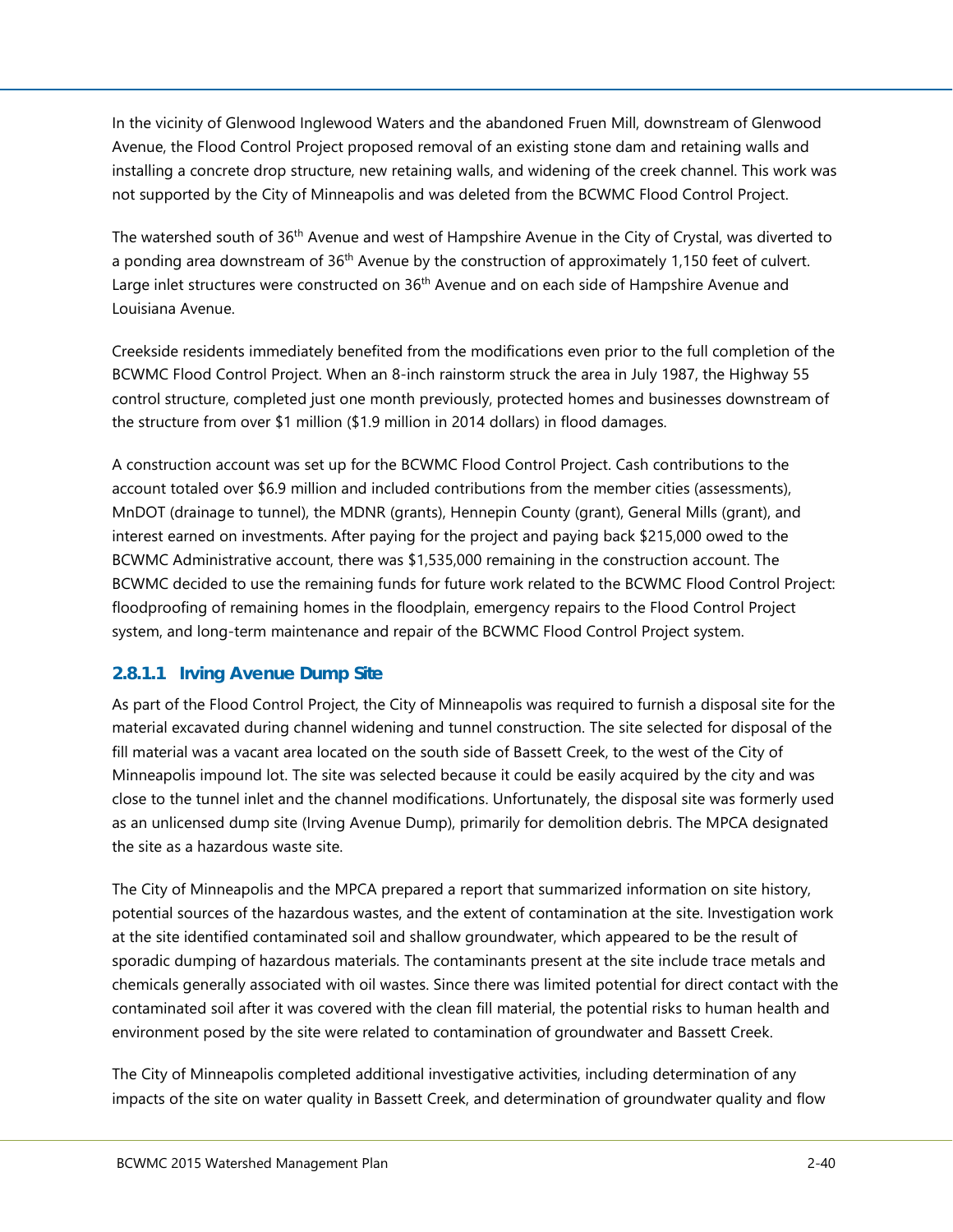In the vicinity of Glenwood Inglewood Waters and the abandoned Fruen Mill, downstream of Glenwood Avenue, the Flood Control Project proposed removal of an existing stone dam and retaining walls and installing a concrete drop structure, new retaining walls, and widening of the creek channel. This work was not supported by the City of Minneapolis and was deleted from the BCWMC Flood Control Project.

The watershed south of 36th Avenue and west of Hampshire Avenue in the City of Crystal, was diverted to a ponding area downstream of 36th Avenue by the construction of approximately 1,150 feet of culvert. Large inlet structures were constructed on 36th Avenue and on each side of Hampshire Avenue and Louisiana Avenue.

Creekside residents immediately benefited from the modifications even prior to the full completion of the BCWMC Flood Control Project. When an 8-inch rainstorm struck the area in July 1987, the Highway 55 control structure, completed just one month previously, protected homes and businesses downstream of the structure from over $1 million ($1.9 million in 2014 dollars) in flood damages.

A construction account was set up for the BCWMC Flood Control Project. Cash contributions to the account totaled over $6.9 million and included contributions from the member cities (assessments), MnDOT (drainage to tunnel), the MDNR (grants), Hennepin County (grant), General Mills (grant), and interest earned on investments. After paying for the project and paying back $215,000 owed to the BCWMC Administrative account, there was $1,535,000 remaining in the construction account. The BCWMC decided to use the remaining funds for future work related to the BCWMC Flood Control Project: floodproofing of remaining homes in the floodplain, emergency repairs to the Flood Control Project system, and long-term maintenance and repair of the BCWMC Flood Control Project system.

#### 2.8.1.1 Irving Avenue Dump Site

As part of the Flood Control Project, the City of Minneapolis was required to furnish a disposal site for the material excavated during channel widening and tunnel construction. The site selected for disposal of the fill material was a vacant area located on the south side of Bassett Creek, to the west of the City of Minneapolis impound lot. The site was selected because it could be easily acquired by the city and was close to the tunnel inlet and the channel modifications. Unfortunately, the disposal site was formerly used as an unlicensed dump site (Irving Avenue Dump), primarily for demolition debris. The MPCA designated the site as a hazardous waste site.

The City of Minneapolis and the MPCA prepared a report that summarized information on site history, potential sources of the hazardous wastes, and the extent of contamination at the site. Investigation work at the site identified contaminated soil and shallow groundwater, which appeared to be the result of sporadic dumping of hazardous materials. The contaminants present at the site include trace metals and chemicals generally associated with oil wastes. Since there was limited potential for direct contact with the contaminated soil after it was covered with the clean fill material, the potential risks to human health and environment posed by the site were related to contamination of groundwater and Bassett Creek.

The City of Minneapolis completed additional investigative activities, including determination of any impacts of the site on water quality in Bassett Creek, and determination of groundwater quality and flow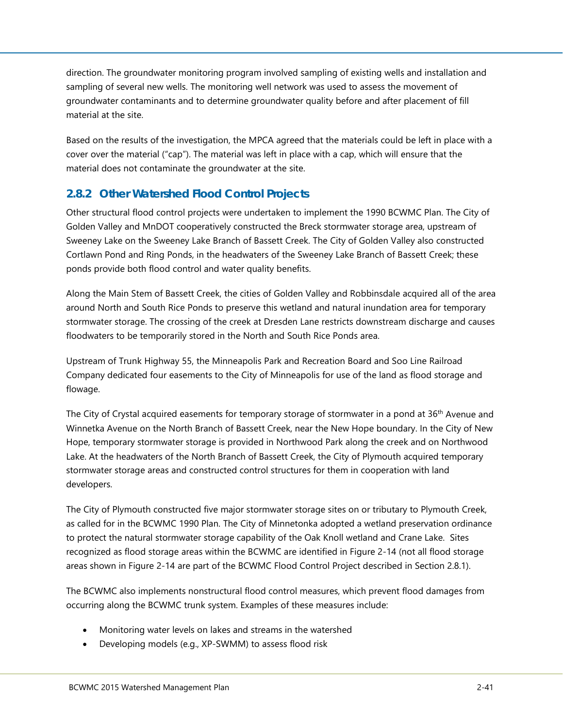direction. The groundwater monitoring program involved sampling of existing wells and installation and sampling of several new wells. The monitoring well network was used to assess the movement of groundwater contaminants and to determine groundwater quality before and after placement of fill material at the site.

Based on the results of the investigation, the MPCA agreed that the materials could be left in place with a cover over the material ("cap"). The material was left in place with a cap, which will ensure that the material does not contaminate the groundwater at the site.

### 2.8.2 Other Watershed Flood Control Projects

Other structural flood control projects were undertaken to implement the 1990 BCWMC Plan. The City of Golden Valley and MnDOT cooperatively constructed the Breck stormwater storage area, upstream of Sweeney Lake on the Sweeney Lake Branch of Bassett Creek. The City of Golden Valley also constructed Cortlawn Pond and Ring Ponds, in the headwaters of the Sweeney Lake Branch of Bassett Creek; these ponds provide both flood control and water quality benefits.

Along the Main Stem of Bassett Creek, the cities of Golden Valley and Robbinsdale acquired all of the area around North and South Rice Ponds to preserve this wetland and natural inundation area for temporary stormwater storage. The crossing of the creek at Dresden Lane restricts downstream discharge and causes floodwaters to be temporarily stored in the North and South Rice Ponds area.

Upstream of Trunk Highway 55, the Minneapolis Park and Recreation Board and Soo Line Railroad Company dedicated four easements to the City of Minneapolis for use of the land as flood storage and flowage.

The City of Crystal acquired easements for temporary storage of stormwater in a pond at 36th Avenue and Winnetka Avenue on the North Branch of Bassett Creek, near the New Hope boundary. In the City of New Hope, temporary stormwater storage is provided in Northwood Park along the creek and on Northwood Lake. At the headwaters of the North Branch of Bassett Creek, the City of Plymouth acquired temporary stormwater storage areas and constructed control structures for them in cooperation with land developers.

The City of Plymouth constructed five major stormwater storage sites on or tributary to Plymouth Creek, as called for in the BCWMC 1990 Plan. The City of Minnetonka adopted a wetland preservation ordinance to protect the natural stormwater storage capability of the Oak Knoll wetland and Crane Lake. Sites recognized as flood storage areas within the BCWMC are identified in Figure 2-14 (not all flood storage areas shown in Figure 2-14 are part of the BCWMC Flood Control Project described in Section 2.8.1).

The BCWMC also implements nonstructural flood control measures, which prevent flood damages from occurring along the BCWMC trunk system. Examples of these measures include:

- Monitoring water levels on lakes and streams in the watershed
- Developing models (e.g., XP-SWMM) to assess flood risk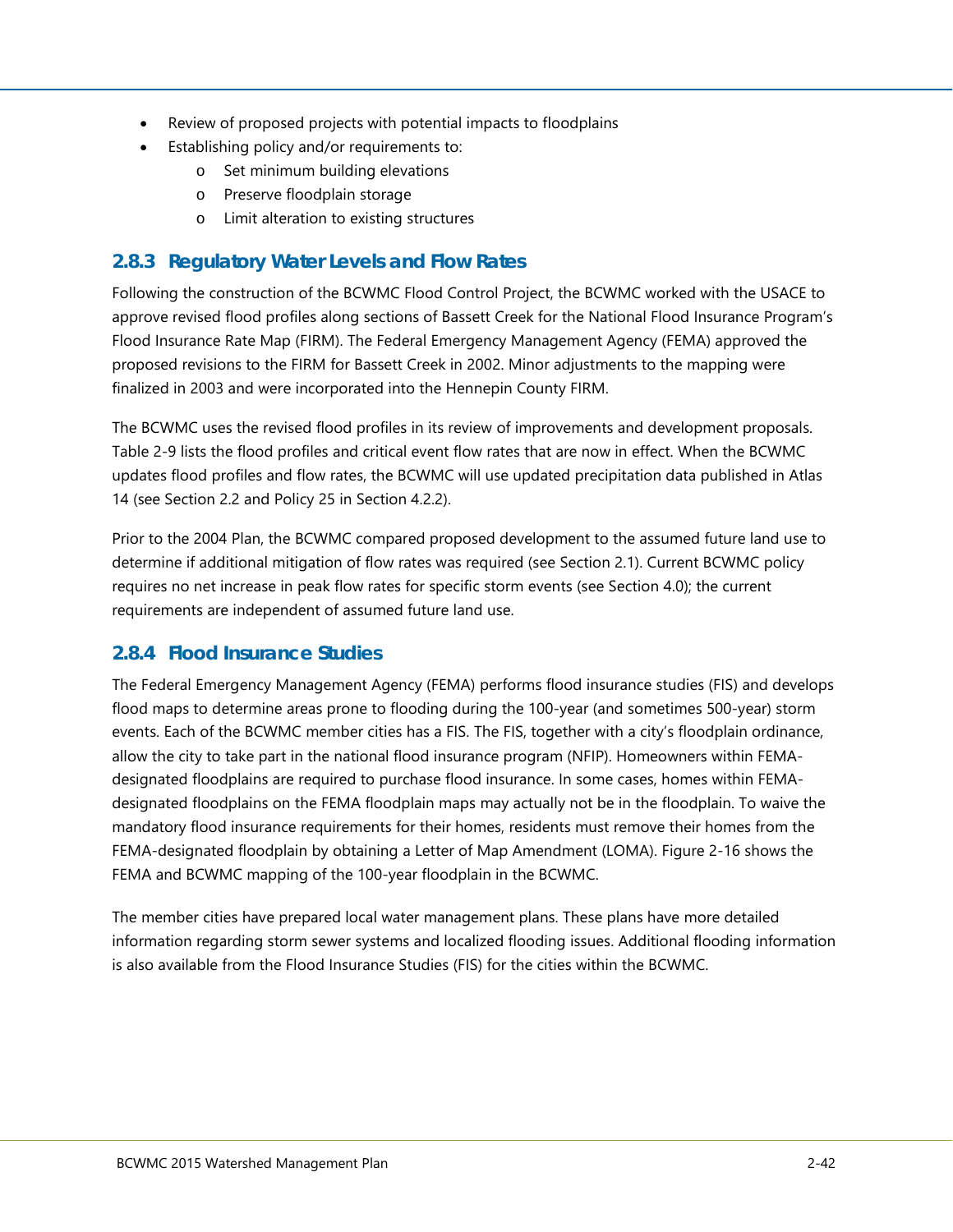- Review of proposed projects with potential impacts to floodplains
- Establishing policy and/or requirements to:
    - Set minimum building elevations
    - Preserve floodplain storage
    - Limit alteration to existing structures

### 2.8.3 Regulatory Water Levels and Flow Rates

Following the construction of the BCWMC Flood Control Project, the BCWMC worked with the USACE to approve revised flood profiles along sections of Bassett Creek for the National Flood Insurance Program's Flood Insurance Rate Map (FIRM). The Federal Emergency Management Agency (FEMA) approved the proposed revisions to the FIRM for Bassett Creek in 2002. Minor adjustments to the mapping were finalized in 2003 and were incorporated into the Hennepin County FIRM.

The BCWMC uses the revised flood profiles in its review of improvements and development proposals. Table 2-9 lists the flood profiles and critical event flow rates that are now in effect. When the BCWMC updates flood profiles and flow rates, the BCWMC will use updated precipitation data published in Atlas 14 (see Section 2.2 and Policy 25 in Section 4.2.2).

Prior to the 2004 Plan, the BCWMC compared proposed development to the assumed future land use to determine if additional mitigation of flow rates was required (see Section 2.1). Current BCWMC policy requires no net increase in peak flow rates for specific storm events (see Section 4.0); the current requirements are independent of assumed future land use.

### 2.8.4 Flood Insurance Studies

The Federal Emergency Management Agency (FEMA) performs flood insurance studies (FIS) and develops flood maps to determine areas prone to flooding during the 100-year (and sometimes 500-year) storm events. Each of the BCWMC member cities has a FIS. The FIS, together with a city's floodplain ordinance, allow the city to take part in the national flood insurance program (NFIP). Homeowners within FEMA-designated floodplains are required to purchase flood insurance. In some cases, homes within FEMA-designated floodplains on the FEMA floodplain maps may actually not be in the floodplain. To waive the mandatory flood insurance requirements for their homes, residents must remove their homes from the FEMA-designated floodplain by obtaining a Letter of Map Amendment (LOMA). Figure 2-16 shows the FEMA and BCWMC mapping of the 100-year floodplain in the BCWMC.

The member cities have prepared local water management plans. These plans have more detailed information regarding storm sewer systems and localized flooding issues. Additional flooding information is also available from the Flood Insurance Studies (FIS) for the cities within the BCWMC.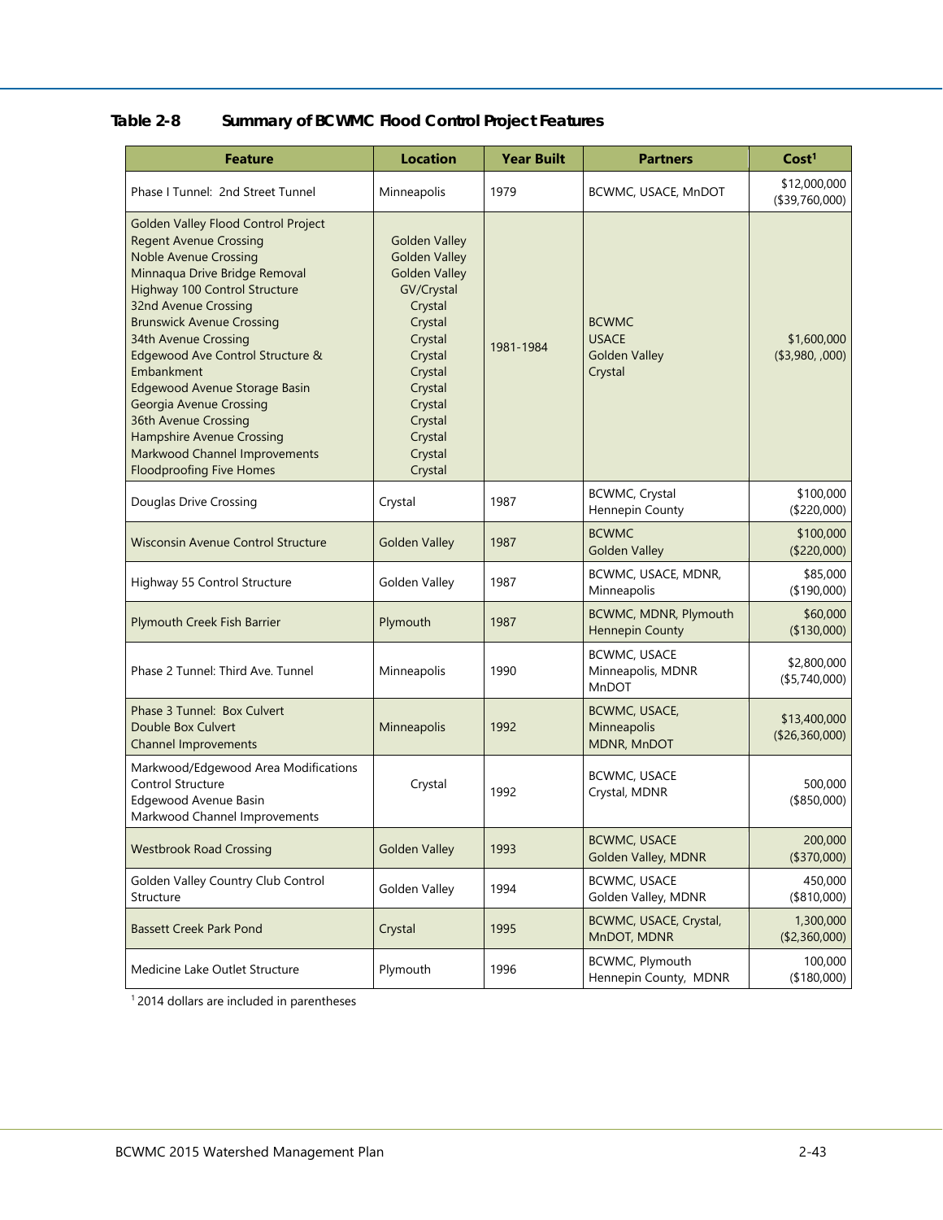**Table 2-8 Summary of BCWMC Flood Control Project Features**

| Feature | Location | Year Built | Partners | Cost[1] |
|---|---|---|---|---|
| Phase I Tunnel: 2nd Street Tunnel | Minneapolis | 1979 | BCWMC, USACE, MnDOT | $12,000,000 ($39,760,000) |
| Golden Valley Flood Control Project<br>Regent Avenue Crossing<br>Noble Avenue Crossing<br>Minnaqua Drive Bridge Removal<br>Highway 100 Control Structure<br>32nd Avenue Crossing<br>Brunswick Avenue Crossing<br>34th Avenue Crossing<br>Edgewood Ave Control Structure & Embankment<br>Edgewood Avenue Storage Basin<br>Georgia Avenue Crossing<br>36th Avenue Crossing<br>Hampshire Avenue Crossing<br>Markwood Channel Improvements<br>Floodproofing Five Homes | <br>Golden Valley<br>Golden Valley<br>Golden Valley<br>GV/Crystal<br>Crystal<br>Crystal<br>Crystal<br>Crystal<br>Crystal<br>Crystal<br>Crystal<br>Crystal<br>Crystal<br>Crystal | 1981-1984 | BCWMC<br>USACE<br>Golden Valley<br>Crystal | $1,600,000 ($3,980, ,000) |
| Douglas Drive Crossing | Crystal | 1987 | BCWMC, Crystal Hennepin County | $100,000 ($220,000) |
| Wisconsin Avenue Control Structure | Golden Valley | 1987 | BCWMC Golden Valley | $100,000 ($220,000) |
| Highway 55 Control Structure | Golden Valley | 1987 | BCWMC, USACE, MDNR, Minneapolis | $85,000 ($190,000) |
| Plymouth Creek Fish Barrier | Plymouth | 1987 | BCWMC, MDNR, Plymouth Hennepin County | $60,000 ($130,000) |
| Phase 2 Tunnel: Third Ave. Tunnel | Minneapolis | 1990 | BCWMC, USACE Minneapolis, MDNR MnDOT | $2,800,000 ($5,740,000) |
| Phase 3 Tunnel: Box Culvert<br>Double Box Culvert<br>Channel Improvements | Minneapolis | 1992 | BCWMC, USACE, Minneapolis MDNR, MnDOT | $13,400,000 ($26,360,000) |
| Markwood/Edgewood Area Modifications<br>Control Structure<br>Edgewood Avenue Basin<br>Markwood Channel Improvements | Crystal | 1992 | BCWMC, USACE Crystal, MDNR | 500,000 ($850,000) |
| Westbrook Road Crossing | Golden Valley | 1993 | BCWMC, USACE Golden Valley, MDNR | 200,000 ($370,000) |
| Golden Valley Country Club Control Structure | Golden Valley | 1994 | BCWMC, USACE Golden Valley, MDNR | 450,000 ($810,000) |
| Bassett Creek Park Pond | Crystal | 1995 | BCWMC, USACE, Crystal, MnDOT, MDNR | 1,300,000 ($2,360,000) |
| Medicine Lake Outlet Structure | Plymouth | 1996 | BCWMC, Plymouth Hennepin County, MDNR | 100,000 ($180,000) |

[1] 2014 dollars are included in parentheses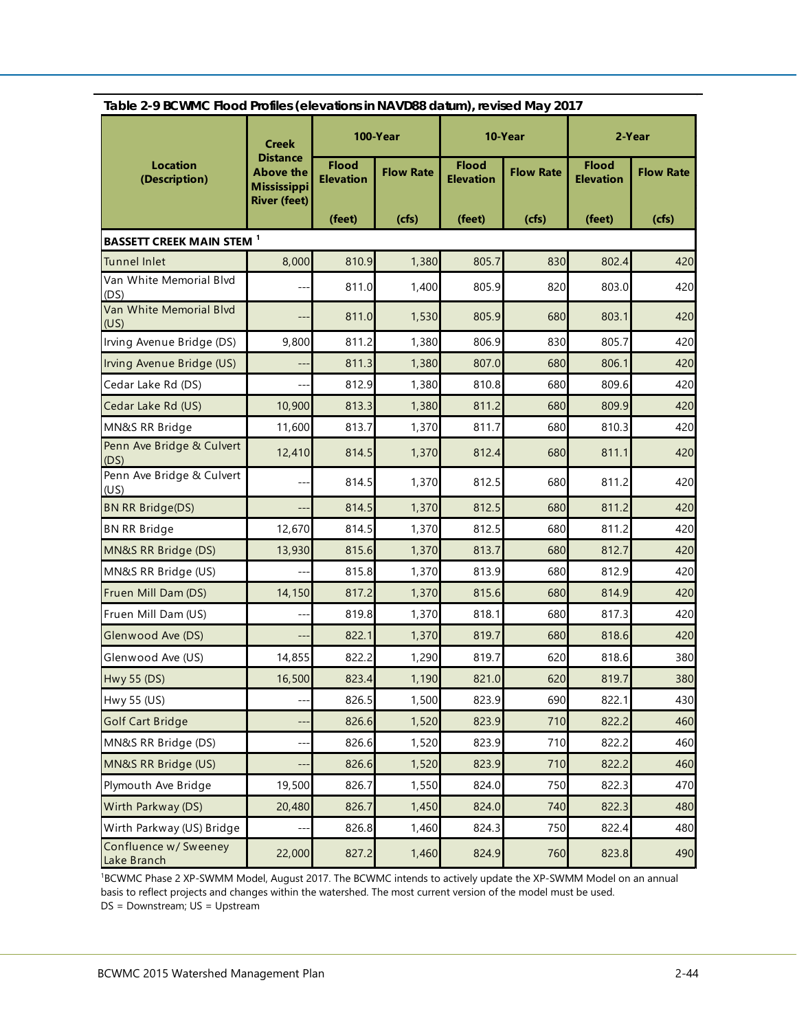**Table 2-9 BCWMC Flood Profiles (elevations in NAVD88 datum), revised May 2017**

| Location (Description) | Creek Distance Above the Mississippi River (feet) | 100-Year | | 10-Year | | 2-Year | |
|---|---|---|---|---|---|---|---|
| | | Flood Elevation (feet) | Flow Rate (cfs) | Flood Elevation (feet) | Flow Rate (cfs) | Flood Elevation (feet) | Flow Rate (cfs) |
| **BASSETT CREEK MAIN STEM [1]** | | | | | | | |
| Tunnel Inlet | 8,000 | 810.9 | 1,380 | 805.7 | 830 | 802.4 | 420 |
| Van White Memorial Blvd (DS) | --- | 811.0 | 1,400 | 805.9 | 820 | 803.0 | 420 |
| Van White Memorial Blvd (US) | --- | 811.0 | 1,530 | 805.9 | 680 | 803.1 | 420 |
| Irving Avenue Bridge (DS) | 9,800 | 811.2 | 1,380 | 806.9 | 830 | 805.7 | 420 |
| Irving Avenue Bridge (US) | --- | 811.3 | 1,380 | 807.0 | 680 | 806.1 | 420 |
| Cedar Lake Rd (DS) | --- | 812.9 | 1,380 | 810.8 | 680 | 809.6 | 420 |
| Cedar Lake Rd (US) | 10,900 | 813.3 | 1,380 | 811.2 | 680 | 809.9 | 420 |
| MN&S RR Bridge | 11,600 | 813.7 | 1,370 | 811.7 | 680 | 810.3 | 420 |
| Penn Ave Bridge & Culvert (DS) | 12,410 | 814.5 | 1,370 | 812.4 | 680 | 811.1 | 420 |
| Penn Ave Bridge & Culvert (US) | --- | 814.5 | 1,370 | 812.5 | 680 | 811.2 | 420 |
| BN RR Bridge(DS) | --- | 814.5 | 1,370 | 812.5 | 680 | 811.2 | 420 |
| BN RR Bridge | 12,670 | 814.5 | 1,370 | 812.5 | 680 | 811.2 | 420 |
| MN&S RR Bridge (DS) | 13,930 | 815.6 | 1,370 | 813.7 | 680 | 812.7 | 420 |
| MN&S RR Bridge (US) | --- | 815.8 | 1,370 | 813.9 | 680 | 812.9 | 420 |
| Fruen Mill Dam (DS) | 14,150 | 817.2 | 1,370 | 815.6 | 680 | 814.9 | 420 |
| Fruen Mill Dam (US) | --- | 819.8 | 1,370 | 818.1 | 680 | 817.3 | 420 |
| Glenwood Ave (DS) | --- | 822.1 | 1,370 | 819.7 | 680 | 818.6 | 420 |
| Glenwood Ave (US) | 14,855 | 822.2 | 1,290 | 819.7 | 620 | 818.6 | 380 |
| Hwy 55 (DS) | 16,500 | 823.4 | 1,190 | 821.0 | 620 | 819.7 | 380 |
| Hwy 55 (US) | --- | 826.5 | 1,500 | 823.9 | 690 | 822.1 | 430 |
| Golf Cart Bridge | --- | 826.6 | 1,520 | 823.9 | 710 | 822.2 | 460 |
| MN&S RR Bridge (DS) | --- | 826.6 | 1,520 | 823.9 | 710 | 822.2 | 460 |
| MN&S RR Bridge (US) | --- | 826.6 | 1,520 | 823.9 | 710 | 822.2 | 460 |
| Plymouth Ave Bridge | 19,500 | 826.7 | 1,550 | 824.0 | 750 | 822.3 | 470 |
| Wirth Parkway (DS) | 20,480 | 826.7 | 1,450 | 824.0 | 740 | 822.3 | 480 |
| Wirth Parkway (US) Bridge | --- | 826.8 | 1,460 | 824.3 | 750 | 822.4 | 480 |
| Confluence w/ Sweeney Lake Branch | 22,000 | 827.2 | 1,460 | 824.9 | 760 | 823.8 | 490 |

[1]BCWMC Phase 2 XP-SWMM Model, August 2017. The BCWMC intends to actively update the XP-SWMM Model on an annual basis to reflect projects and changes within the watershed. The most current version of the model must be used.
DS = Downstream; US = Upstream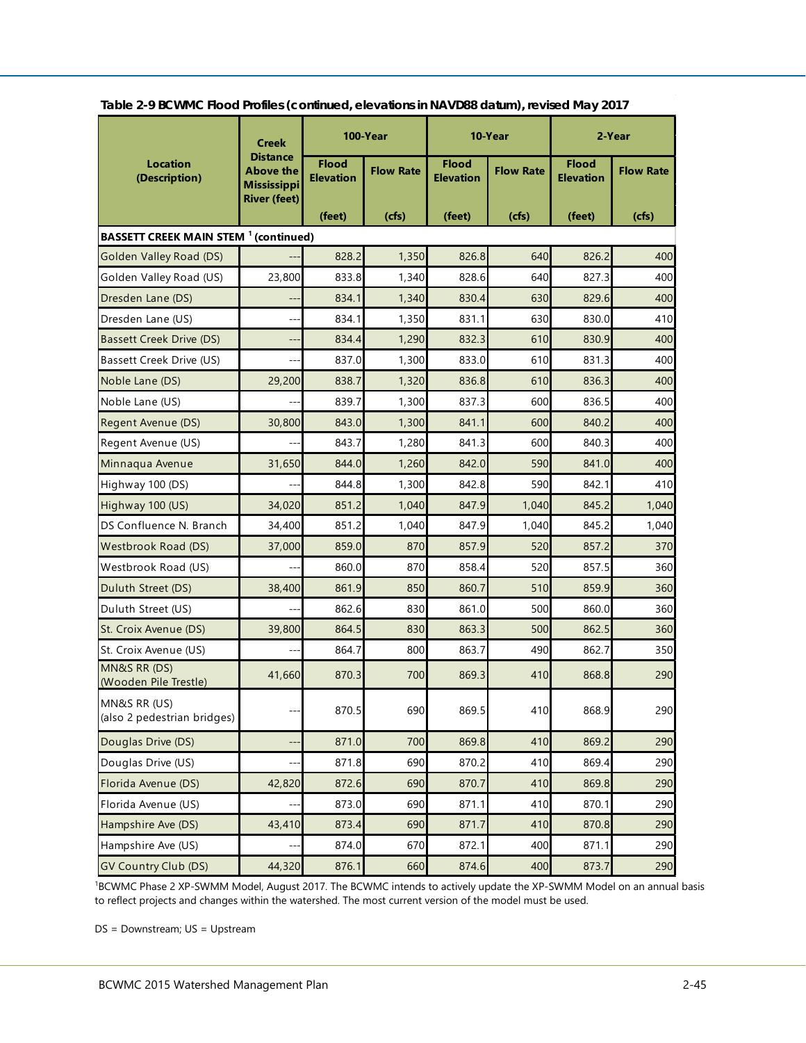**Table 2-9 BCWMC Flood Profiles (continued, elevations in NAVD88 datum), revised May 2017**

| Location (Description) | Creek Distance Above the Mississippi River (feet) | 100-Year | | 10-Year | | 2-Year | |
|---|---|---|---|---|---|---|---|
| | | Flood Elevation (feet) | Flow Rate (cfs) | Flood Elevation (feet) | Flow Rate (cfs) | Flood Elevation (feet) | Flow Rate (cfs) |
| **BASSETT CREEK MAIN STEM [1] (continued)** | | | | | | | |
| Golden Valley Road (DS) | --- | 828.2 | 1,350 | 826.8 | 640 | 826.2 | 400 |
| Golden Valley Road (US) | 23,800 | 833.8 | 1,340 | 828.6 | 640 | 827.3 | 400 |
| Dresden Lane (DS) | --- | 834.1 | 1,340 | 830.4 | 630 | 829.6 | 400 |
| Dresden Lane (US) | --- | 834.1 | 1,350 | 831.1 | 630 | 830.0 | 410 |
| Bassett Creek Drive (DS) | --- | 834.4 | 1,290 | 832.3 | 610 | 830.9 | 400 |
| Bassett Creek Drive (US) | --- | 837.0 | 1,300 | 833.0 | 610 | 831.3 | 400 |
| Noble Lane (DS) | 29,200 | 838.7 | 1,320 | 836.8 | 610 | 836.3 | 400 |
| Noble Lane (US) | --- | 839.7 | 1,300 | 837.3 | 600 | 836.5 | 400 |
| Regent Avenue (DS) | 30,800 | 843.0 | 1,300 | 841.1 | 600 | 840.2 | 400 |
| Regent Avenue (US) | --- | 843.7 | 1,280 | 841.3 | 600 | 840.3 | 400 |
| Minnaqua Avenue | 31,650 | 844.0 | 1,260 | 842.0 | 590 | 841.0 | 400 |
| Highway 100 (DS) | --- | 844.8 | 1,300 | 842.8 | 590 | 842.1 | 410 |
| Highway 100 (US) | 34,020 | 851.2 | 1,040 | 847.9 | 1,040 | 845.2 | 1,040 |
| DS Confluence N. Branch | 34,400 | 851.2 | 1,040 | 847.9 | 1,040 | 845.2 | 1,040 |
| Westbrook Road (DS) | 37,000 | 859.0 | 870 | 857.9 | 520 | 857.2 | 370 |
| Westbrook Road (US) | --- | 860.0 | 870 | 858.4 | 520 | 857.5 | 360 |
| Duluth Street (DS) | 38,400 | 861.9 | 850 | 860.7 | 510 | 859.9 | 360 |
| Duluth Street (US) | --- | 862.6 | 830 | 861.0 | 500 | 860.0 | 360 |
| St. Croix Avenue (DS) | 39,800 | 864.5 | 830 | 863.3 | 500 | 862.5 | 360 |
| St. Croix Avenue (US) | --- | 864.7 | 800 | 863.7 | 490 | 862.7 | 350 |
| MN&S RR (DS) (Wooden Pile Trestle) | 41,660 | 870.3 | 700 | 869.3 | 410 | 868.8 | 290 |
| MN&S RR (US) (also 2 pedestrian bridges) | --- | 870.5 | 690 | 869.5 | 410 | 868.9 | 290 |
| Douglas Drive (DS) | --- | 871.0 | 700 | 869.8 | 410 | 869.2 | 290 |
| Douglas Drive (US) | --- | 871.8 | 690 | 870.2 | 410 | 869.4 | 290 |
| Florida Avenue (DS) | 42,820 | 872.6 | 690 | 870.7 | 410 | 869.8 | 290 |
| Florida Avenue (US) | --- | 873.0 | 690 | 871.1 | 410 | 870.1 | 290 |
| Hampshire Ave (DS) | 43,410 | 873.4 | 690 | 871.7 | 410 | 870.8 | 290 |
| Hampshire Ave (US) | --- | 874.0 | 670 | 872.1 | 400 | 871.1 | 290 |
| GV Country Club (DS) | 44,320 | 876.1 | 660 | 874.6 | 400 | 873.7 | 290 |

[1]BCWMC Phase 2 XP-SWMM Model, August 2017. The BCWMC intends to actively update the XP-SWMM Model on an annual basis to reflect projects and changes within the watershed. The most current version of the model must be used.

DS = Downstream; US = Upstream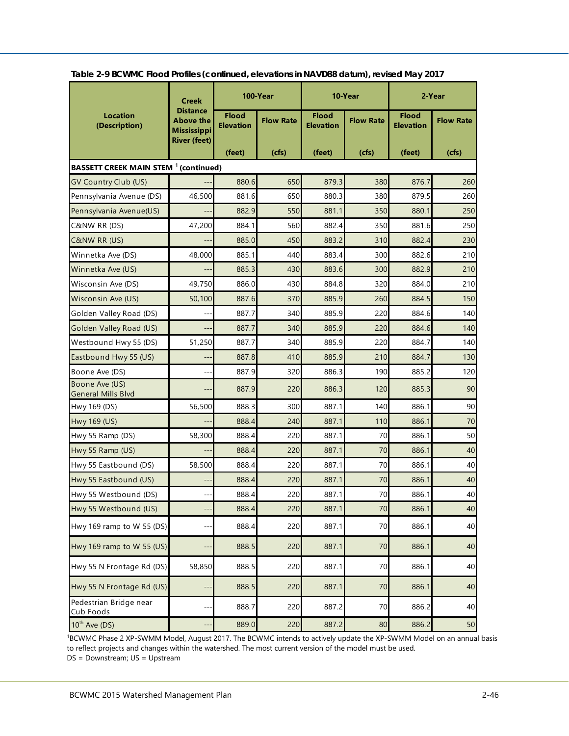**Table 2-9 BCWMC Flood Profiles (continued, elevations in NAVD88 datum), revised May 2017**

| Location (Description) | Creek Distance Above the Mississippi River (feet) | 100-Year | | 10-Year | | 2-Year | |
|---|---|---|---|---|---|---|---|
| | | Flood Elevation (feet) | Flow Rate (cfs) | Flood Elevation (feet) | Flow Rate (cfs) | Flood Elevation (feet) | Flow Rate (cfs) |
| **BASSETT CREEK MAIN STEM [1] (continued)** | | | | | | | |
| GV Country Club (US) | --- | 880.6 | 650 | 879.3 | 380 | 876.7 | 260 |
| Pennsylvania Avenue (DS) | 46,500 | 881.6 | 650 | 880.3 | 380 | 879.5 | 260 |
| Pennsylvania Avenue(US) | --- | 882.9 | 550 | 881.1 | 350 | 880.1 | 250 |
| C&NW RR (DS) | 47,200 | 884.1 | 560 | 882.4 | 350 | 881.6 | 250 |
| C&NW RR (US) | --- | 885.0 | 450 | 883.2 | 310 | 882.4 | 230 |
| Winnetka Ave (DS) | 48,000 | 885.1 | 440 | 883.4 | 300 | 882.6 | 210 |
| Winnetka Ave (US) | --- | 885.3 | 430 | 883.6 | 300 | 882.9 | 210 |
| Wisconsin Ave (DS) | 49,750 | 886.0 | 430 | 884.8 | 320 | 884.0 | 210 |
| Wisconsin Ave (US) | 50,100 | 887.6 | 370 | 885.9 | 260 | 884.5 | 150 |
| Golden Valley Road (DS) | --- | 887.7 | 340 | 885.9 | 220 | 884.6 | 140 |
| Golden Valley Road (US) | --- | 887.7 | 340 | 885.9 | 220 | 884.6 | 140 |
| Westbound Hwy 55 (DS) | 51,250 | 887.7 | 340 | 885.9 | 220 | 884.7 | 140 |
| Eastbound Hwy 55 (US) | --- | 887.8 | 410 | 885.9 | 210 | 884.7 | 130 |
| Boone Ave (DS) | --- | 887.9 | 320 | 886.3 | 190 | 885.2 | 120 |
| Boone Ave (US) General Mills Blvd | --- | 887.9 | 220 | 886.3 | 120 | 885.3 | 90 |
| Hwy 169 (DS) | 56,500 | 888.3 | 300 | 887.1 | 140 | 886.1 | 90 |
| Hwy 169 (US) | --- | 888.4 | 240 | 887.1 | 110 | 886.1 | 70 |
| Hwy 55 Ramp (DS) | 58,300 | 888.4 | 220 | 887.1 | 70 | 886.1 | 50 |
| Hwy 55 Ramp (US) | --- | 888.4 | 220 | 887.1 | 70 | 886.1 | 40 |
| Hwy 55 Eastbound (DS) | 58,500 | 888.4 | 220 | 887.1 | 70 | 886.1 | 40 |
| Hwy 55 Eastbound (US) | --- | 888.4 | 220 | 887.1 | 70 | 886.1 | 40 |
| Hwy 55 Westbound (DS) | --- | 888.4 | 220 | 887.1 | 70 | 886.1 | 40 |
| Hwy 55 Westbound (US) | --- | 888.4 | 220 | 887.1 | 70 | 886.1 | 40 |
| Hwy 169 ramp to W 55 (DS) | --- | 888.4 | 220 | 887.1 | 70 | 886.1 | 40 |
| Hwy 169 ramp to W 55 (US) | --- | 888.5 | 220 | 887.1 | 70 | 886.1 | 40 |
| Hwy 55 N Frontage Rd (DS) | 58,850 | 888.5 | 220 | 887.1 | 70 | 886.1 | 40 |
| Hwy 55 N Frontage Rd (US) | --- | 888.5 | 220 | 887.1 | 70 | 886.1 | 40 |
| Pedestrian Bridge near Cub Foods | --- | 888.7 | 220 | 887.2 | 70 | 886.2 | 40 |
| 10th Ave (DS) | --- | 889.0 | 220 | 887.2 | 80 | 886.2 | 50 |

[1]BCWMC Phase 2 XP-SWMM Model, August 2017. The BCWMC intends to actively update the XP-SWMM Model on an annual basis to reflect projects and changes within the watershed. The most current version of the model must be used.
DS = Downstream; US = Upstream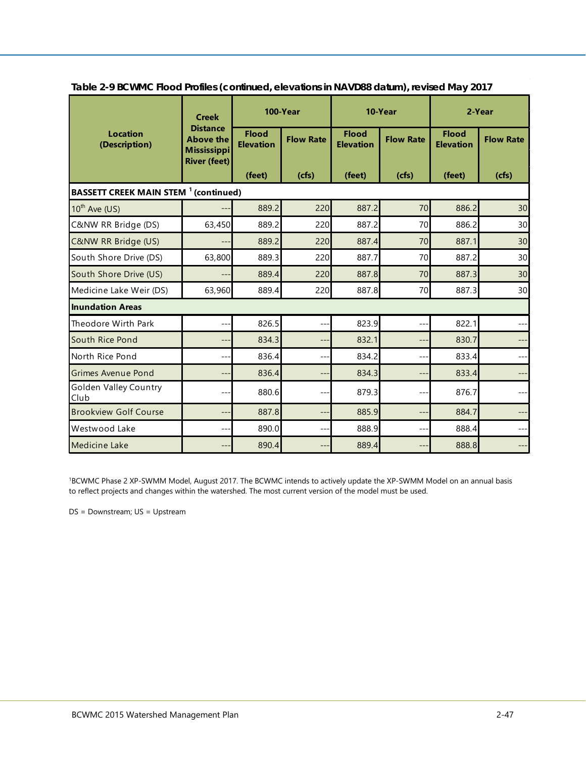**Table 2-9 BCWMC Flood Profiles (continued, elevations in NAVD88 datum), revised May 2017**

| Location (Description) | Creek Distance Above the Mississippi River (feet) | 100-Year | | 10-Year | | 2-Year | |
|---|---|---|---|---|---|---|---|
| | | Flood Elevation (feet) | Flow Rate (cfs) | Flood Elevation (feet) | Flow Rate (cfs) | Flood Elevation (feet) | Flow Rate (cfs) |
| **BASSETT CREEK MAIN STEM [1] (continued)** | | | | | | | |
| 10th Ave (US) | --- | 889.2 | 220 | 887.2 | 70 | 886.2 | 30 |
| C&NW RR Bridge (DS) | 63,450 | 889.2 | 220 | 887.2 | 70 | 886.2 | 30 |
| C&NW RR Bridge (US) | --- | 889.2 | 220 | 887.4 | 70 | 887.1 | 30 |
| South Shore Drive (DS) | 63,800 | 889.3 | 220 | 887.7 | 70 | 887.2 | 30 |
| South Shore Drive (US) | --- | 889.4 | 220 | 887.8 | 70 | 887.3 | 30 |
| Medicine Lake Weir (DS) | 63,960 | 889.4 | 220 | 887.8 | 70 | 887.3 | 30 |
| **Inundation Areas** | | | | | | | |
| Theodore Wirth Park | --- | 826.5 | --- | 823.9 | --- | 822.1 | --- |
| South Rice Pond | --- | 834.3 | --- | 832.1 | --- | 830.7 | --- |
| North Rice Pond | --- | 836.4 | --- | 834.2 | --- | 833.4 | --- |
| Grimes Avenue Pond | --- | 836.4 | --- | 834.3 | --- | 833.4 | --- |
| Golden Valley Country Club | --- | 880.6 | --- | 879.3 | --- | 876.7 | --- |
| Brookview Golf Course | --- | 887.8 | --- | 885.9 | --- | 884.7 | --- |
| Westwood Lake | --- | 890.0 | --- | 888.9 | --- | 888.4 | --- |
| Medicine Lake | --- | 890.4 | --- | 889.4 | --- | 888.8 | --- |

[1]BCWMC Phase 2 XP-SWMM Model, August 2017. The BCWMC intends to actively update the XP-SWMM Model on an annual basis to reflect projects and changes within the watershed. The most current version of the model must be used.

DS = Downstream; US = Upstream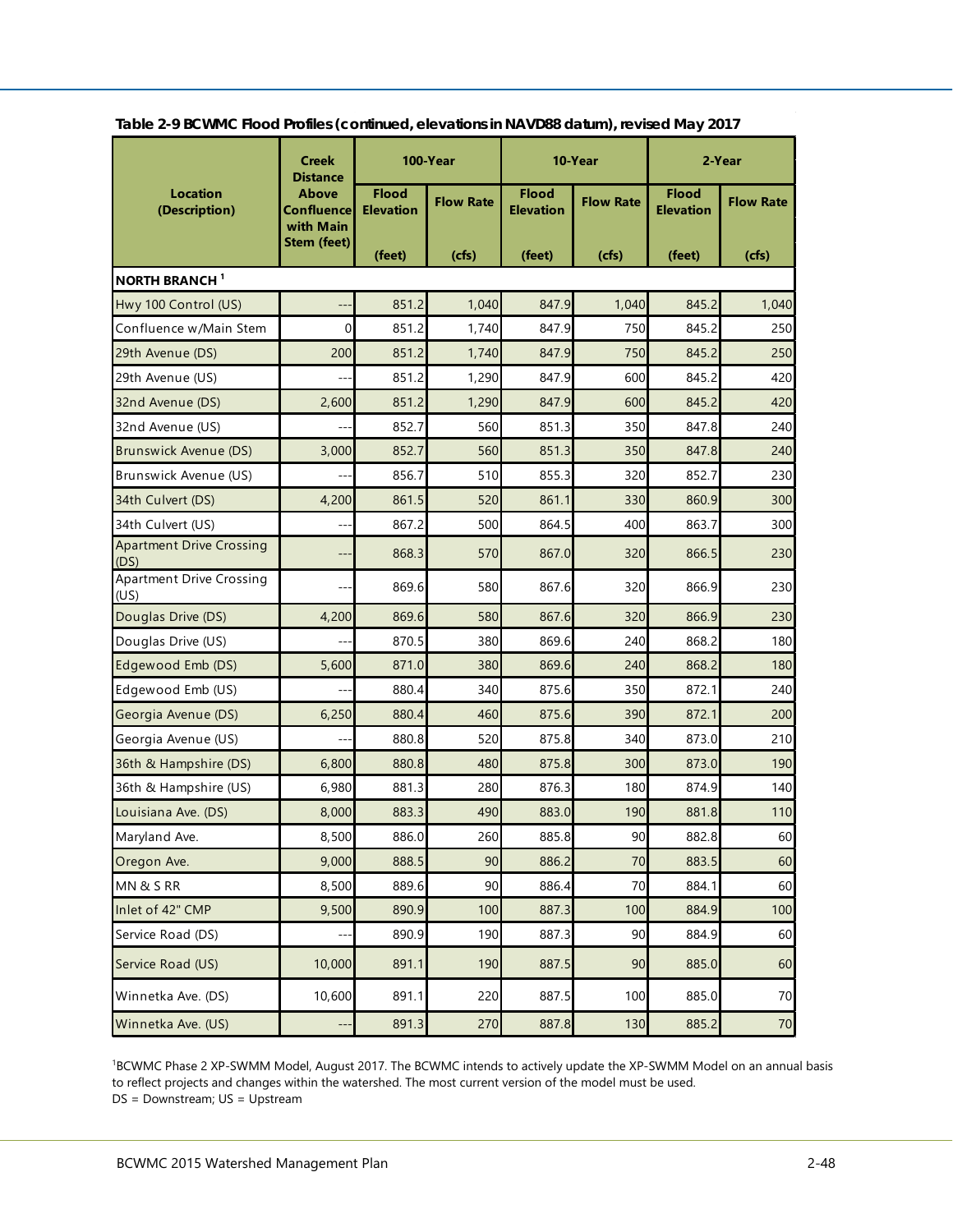**Table 2-9 BCWMC Flood Profiles (continued, elevations in NAVD88 datum), revised May 2017**

| Location (Description) | Creek Distance Above Confluence with Main Stem (feet) | 100-Year | | 10-Year | | 2-Year | |
|---|---|---|---|---|---|---|---|
| | | Flood Elevation (feet) | Flow Rate (cfs) | Flood Elevation (feet) | Flow Rate (cfs) | Flood Elevation (feet) | Flow Rate (cfs) |
| **NORTH BRANCH** [1] | | | | | | | |
| Hwy 100 Control (US) | --- | 851.2 | 1,040 | 847.9 | 1,040 | 845.2 | 1,040 |
| Confluence w/Main Stem | 0 | 851.2 | 1,740 | 847.9 | 750 | 845.2 | 250 |
| 29th Avenue (DS) | 200 | 851.2 | 1,740 | 847.9 | 750 | 845.2 | 250 |
| 29th Avenue (US) | --- | 851.2 | 1,290 | 847.9 | 600 | 845.2 | 420 |
| 32nd Avenue (DS) | 2,600 | 851.2 | 1,290 | 847.9 | 600 | 845.2 | 420 |
| 32nd Avenue (US) | --- | 852.7 | 560 | 851.3 | 350 | 847.8 | 240 |
| Brunswick Avenue (DS) | 3,000 | 852.7 | 560 | 851.3 | 350 | 847.8 | 240 |
| Brunswick Avenue (US) | --- | 856.7 | 510 | 855.3 | 320 | 852.7 | 230 |
| 34th Culvert (DS) | 4,200 | 861.5 | 520 | 861.1 | 330 | 860.9 | 300 |
| 34th Culvert (US) | --- | 867.2 | 500 | 864.5 | 400 | 863.7 | 300 |
| Apartment Drive Crossing (DS) | --- | 868.3 | 570 | 867.0 | 320 | 866.5 | 230 |
| Apartment Drive Crossing (US) | --- | 869.6 | 580 | 867.6 | 320 | 866.9 | 230 |
| Douglas Drive (DS) | 4,200 | 869.6 | 580 | 867.6 | 320 | 866.9 | 230 |
| Douglas Drive (US) | --- | 870.5 | 380 | 869.6 | 240 | 868.2 | 180 |
| Edgewood Emb (DS) | 5,600 | 871.0 | 380 | 869.6 | 240 | 868.2 | 180 |
| Edgewood Emb (US) | --- | 880.4 | 340 | 875.6 | 350 | 872.1 | 240 |
| Georgia Avenue (DS) | 6,250 | 880.4 | 460 | 875.6 | 390 | 872.1 | 200 |
| Georgia Avenue (US) | --- | 880.8 | 520 | 875.8 | 340 | 873.0 | 210 |
| 36th & Hampshire (DS) | 6,800 | 880.8 | 480 | 875.8 | 300 | 873.0 | 190 |
| 36th & Hampshire (US) | 6,980 | 881.3 | 280 | 876.3 | 180 | 874.9 | 140 |
| Louisiana Ave. (DS) | 8,000 | 883.3 | 490 | 883.0 | 190 | 881.8 | 110 |
| Maryland Ave. | 8,500 | 886.0 | 260 | 885.8 | 90 | 882.8 | 60 |
| Oregon Ave. | 9,000 | 888.5 | 90 | 886.2 | 70 | 883.5 | 60 |
| MN & S RR | 8,500 | 889.6 | 90 | 886.4 | 70 | 884.1 | 60 |
| Inlet of 42" CMP | 9,500 | 890.9 | 100 | 887.3 | 100 | 884.9 | 100 |
| Service Road (DS) | --- | 890.9 | 190 | 887.3 | 90 | 884.9 | 60 |
| Service Road (US) | 10,000 | 891.1 | 190 | 887.5 | 90 | 885.0 | 60 |
| Winnetka Ave. (DS) | 10,600 | 891.1 | 220 | 887.5 | 100 | 885.0 | 70 |
| Winnetka Ave. (US) | --- | 891.3 | 270 | 887.8 | 130 | 885.2 | 70 |

[1] BCWMC Phase 2 XP-SWMM Model, August 2017. The BCWMC intends to actively update the XP-SWMM Model on an annual basis to reflect projects and changes within the watershed. The most current version of the model must be used.
DS = Downstream; US = Upstream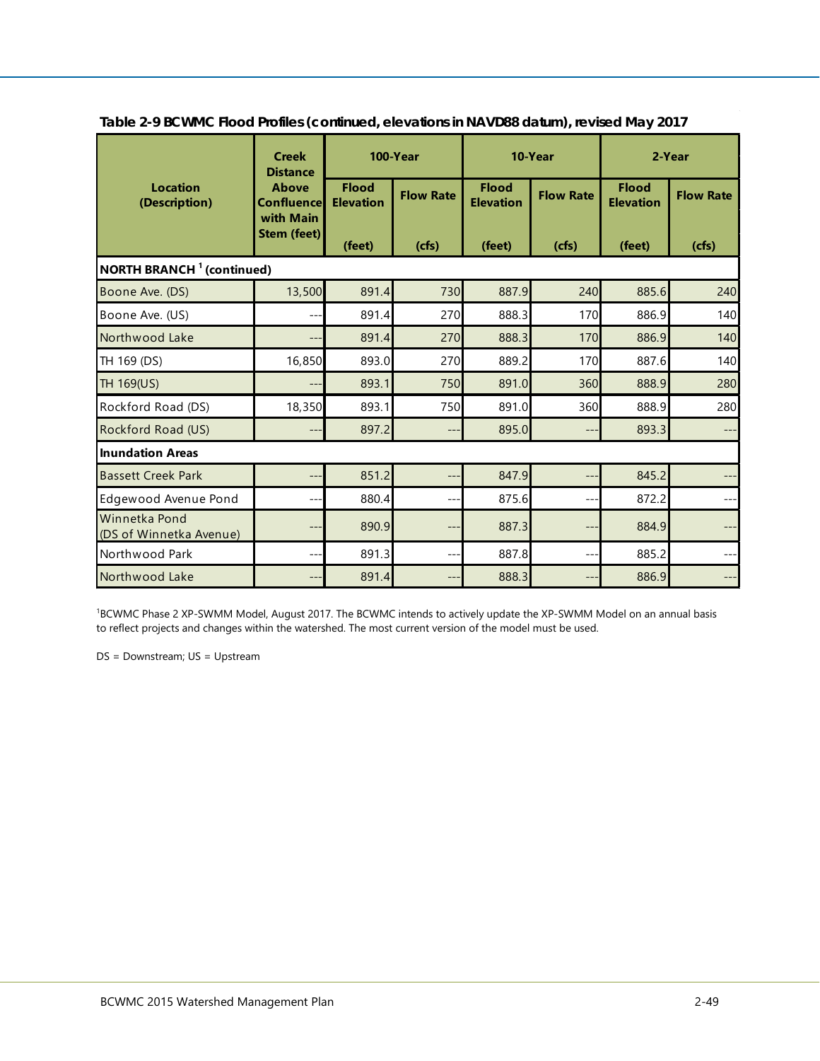**Table 2-9 BCWMC Flood Profiles (continued, elevations in NAVD88 datum), revised May 2017**

| Location (Description) | Creek Distance Above Confluence with Main Stem (feet) | 100-Year | | 10-Year | | 2-Year | |
|---|---|---|---|---|---|---|---|
| | | Flood Elevation (feet) | Flow Rate (cfs) | Flood Elevation (feet) | Flow Rate (cfs) | Flood Elevation (feet) | Flow Rate (cfs) |
| **NORTH BRANCH [1] (continued)** | | | | | | | |
| Boone Ave. (DS) | 13,500 | 891.4 | 730 | 887.9 | 240 | 885.6 | 240 |
| Boone Ave. (US) | --- | 891.4 | 270 | 888.3 | 170 | 886.9 | 140 |
| Northwood Lake | --- | 891.4 | 270 | 888.3 | 170 | 886.9 | 140 |
| TH 169 (DS) | 16,850 | 893.0 | 270 | 889.2 | 170 | 887.6 | 140 |
| TH 169(US) | --- | 893.1 | 750 | 891.0 | 360 | 888.9 | 280 |
| Rockford Road (DS) | 18,350 | 893.1 | 750 | 891.0 | 360 | 888.9 | 280 |
| Rockford Road (US) | --- | 897.2 | --- | 895.0 | --- | 893.3 | --- |
| **Inundation Areas** | | | | | | | |
| Bassett Creek Park | --- | 851.2 | --- | 847.9 | --- | 845.2 | --- |
| Edgewood Avenue Pond | --- | 880.4 | --- | 875.6 | --- | 872.2 | --- |
| Winnetka Pond (DS of Winnetka Avenue) | --- | 890.9 | --- | 887.3 | --- | 884.9 | --- |
| Northwood Park | --- | 891.3 | --- | 887.8 | --- | 885.2 | --- |
| Northwood Lake | --- | 891.4 | --- | 888.3 | --- | 886.9 | --- |

[1]BCWMC Phase 2 XP-SWMM Model, August 2017. The BCWMC intends to actively update the XP-SWMM Model on an annual basis to reflect projects and changes within the watershed. The most current version of the model must be used.

DS = Downstream; US = Upstream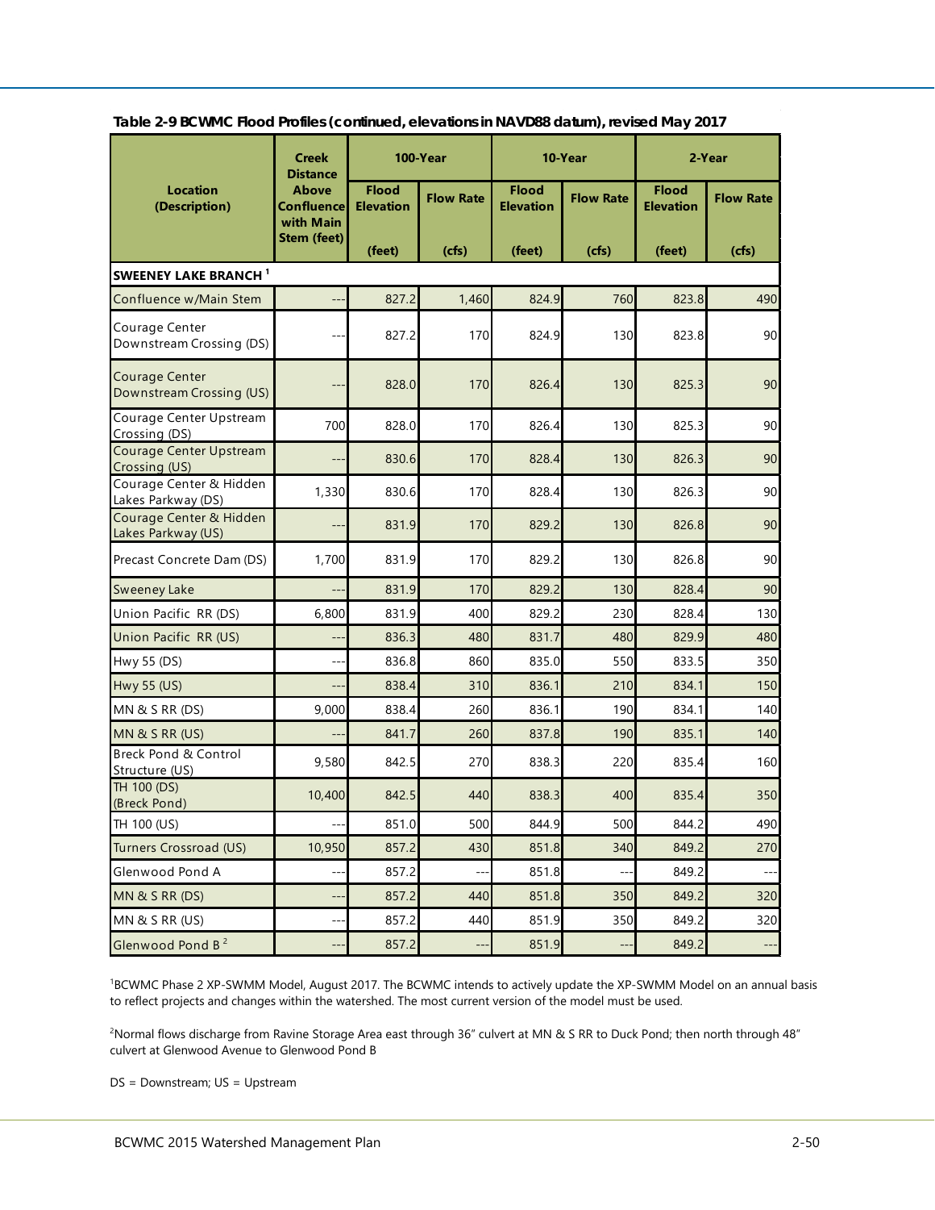**Table 2-9 BCWMC Flood Profiles (continued, elevations in NAVD88 datum), revised May 2017**

| Location (Description) | Creek Distance Above Confluence with Main Stem (feet) | 100-Year | | 10-Year | | 2-Year | |
|---|---|---|---|---|---|---|---|
| | | Flood Elevation (feet) | Flow Rate (cfs) | Flood Elevation (feet) | Flow Rate (cfs) | Flood Elevation (feet) | Flow Rate (cfs) |
| **SWEENEY LAKE BRANCH** [1] | | | | | | | |
| Confluence w/Main Stem | --- | 827.2 | 1,460 | 824.9 | 760 | 823.8 | 490 |
| Courage Center Downstream Crossing (DS) | --- | 827.2 | 170 | 824.9 | 130 | 823.8 | 90 |
| Courage Center Downstream Crossing (US) | --- | 828.0 | 170 | 826.4 | 130 | 825.3 | 90 |
| Courage Center Upstream Crossing (DS) | 700 | 828.0 | 170 | 826.4 | 130 | 825.3 | 90 |
| Courage Center Upstream Crossing (US) | --- | 830.6 | 170 | 828.4 | 130 | 826.3 | 90 |
| Courage Center & Hidden Lakes Parkway (DS) | 1,330 | 830.6 | 170 | 828.4 | 130 | 826.3 | 90 |
| Courage Center & Hidden Lakes Parkway (US) | --- | 831.9 | 170 | 829.2 | 130 | 826.8 | 90 |
| Precast Concrete Dam (DS) | 1,700 | 831.9 | 170 | 829.2 | 130 | 826.8 | 90 |
| Sweeney Lake | --- | 831.9 | 170 | 829.2 | 130 | 828.4 | 90 |
| Union Pacific RR (DS) | 6,800 | 831.9 | 400 | 829.2 | 230 | 828.4 | 130 |
| Union Pacific RR (US) | --- | 836.3 | 480 | 831.7 | 480 | 829.9 | 480 |
| Hwy 55 (DS) | --- | 836.8 | 860 | 835.0 | 550 | 833.5 | 350 |
| Hwy 55 (US) | --- | 838.4 | 310 | 836.1 | 210 | 834.1 | 150 |
| MN & S RR (DS) | 9,000 | 838.4 | 260 | 836.1 | 190 | 834.1 | 140 |
| MN & S RR (US) | --- | 841.7 | 260 | 837.8 | 190 | 835.1 | 140 |
| Breck Pond & Control Structure (US) | 9,580 | 842.5 | 270 | 838.3 | 220 | 835.4 | 160 |
| TH 100 (DS) (Breck Pond) | 10,400 | 842.5 | 440 | 838.3 | 400 | 835.4 | 350 |
| TH 100 (US) | --- | 851.0 | 500 | 844.9 | 500 | 844.2 | 490 |
| Turners Crossroad (US) | 10,950 | 857.2 | 430 | 851.8 | 340 | 849.2 | 270 |
| Glenwood Pond A | --- | 857.2 | --- | 851.8 | --- | 849.2 | --- |
| MN & S RR (DS) | --- | 857.2 | 440 | 851.8 | 350 | 849.2 | 320 |
| MN & S RR (US) | --- | 857.2 | 440 | 851.9 | 350 | 849.2 | 320 |
| Glenwood Pond B [2] | --- | 857.2 | --- | 851.9 | --- | 849.2 | --- |

[1]BCWMC Phase 2 XP-SWMM Model, August 2017. The BCWMC intends to actively update the XP-SWMM Model on an annual basis to reflect projects and changes within the watershed. The most current version of the model must be used.

[2]Normal flows discharge from Ravine Storage Area east through 36" culvert at MN & S RR to Duck Pond; then north through 48" culvert at Glenwood Avenue to Glenwood Pond B

DS = Downstream; US = Upstream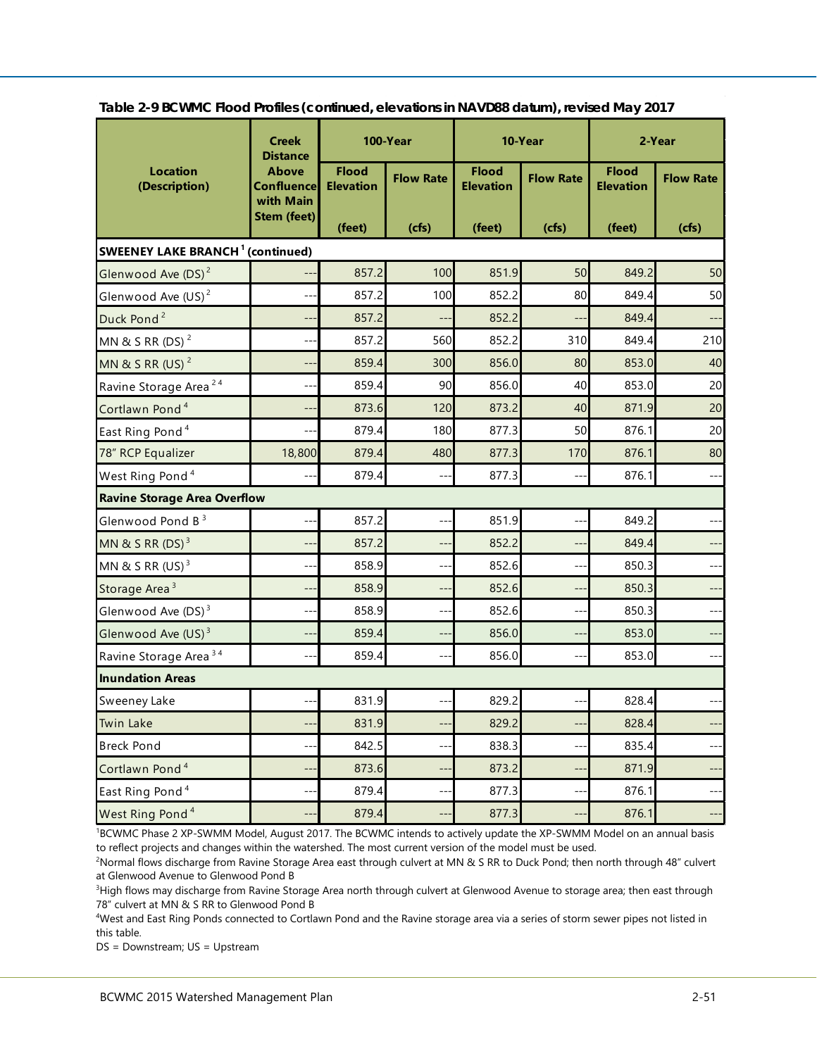**Table 2-9 BCWMC Flood Profiles (continued, elevations in NAVD88 datum), revised May 2017**

| Location (Description) | Creek Distance Above Confluence with Main Stem (feet) | 100-Year | | 10-Year | | 2-Year | |
|---|---|---|---|---|---|---|---|
| | | Flood Elevation (feet) | Flow Rate (cfs) | Flood Elevation (feet) | Flow Rate (cfs) | Flood Elevation (feet) | Flow Rate (cfs) |
| **SWEENEY LAKE BRANCH [1] (continued)** | | | | | | | |
| Glenwood Ave (DS) [2] | --- | 857.2 | 100 | 851.9 | 50 | 849.2 | 50 |
| Glenwood Ave (US) [2] | --- | 857.2 | 100 | 852.2 | 80 | 849.4 | 50 |
| Duck Pond [2] | --- | 857.2 | --- | 852.2 | --- | 849.4 | --- |
| MN & S RR (DS) [2] | --- | 857.2 | 560 | 852.2 | 310 | 849.4 | 210 |
| MN & S RR (US) [2] | --- | 859.4 | 300 | 856.0 | 80 | 853.0 | 40 |
| Ravine Storage Area [2,4] | --- | 859.4 | 90 | 856.0 | 40 | 853.0 | 20 |
| Cortlawn Pond [4] | --- | 873.6 | 120 | 873.2 | 40 | 871.9 | 20 |
| East Ring Pond [4] | --- | 879.4 | 180 | 877.3 | 50 | 876.1 | 20 |
| 78" RCP Equalizer | 18,800 | 879.4 | 480 | 877.3 | 170 | 876.1 | 80 |
| West Ring Pond [4] | --- | 879.4 | --- | 877.3 | --- | 876.1 | --- |
| **Ravine Storage Area Overflow** | | | | | | | |
| Glenwood Pond B [3] | --- | 857.2 | --- | 851.9 | --- | 849.2 | --- |
| MN & S RR (DS) [3] | --- | 857.2 | --- | 852.2 | --- | 849.4 | --- |
| MN & S RR (US) [3] | --- | 858.9 | --- | 852.6 | --- | 850.3 | --- |
| Storage Area [3] | --- | 858.9 | --- | 852.6 | --- | 850.3 | --- |
| Glenwood Ave (DS) [3] | --- | 858.9 | --- | 852.6 | --- | 850.3 | --- |
| Glenwood Ave (US) [3] | --- | 859.4 | --- | 856.0 | --- | 853.0 | --- |
| Ravine Storage Area [3,4] | --- | 859.4 | --- | 856.0 | --- | 853.0 | --- |
| **Inundation Areas** | | | | | | | |
| Sweeney Lake | --- | 831.9 | --- | 829.2 | --- | 828.4 | --- |
| Twin Lake | --- | 831.9 | --- | 829.2 | --- | 828.4 | --- |
| Breck Pond | --- | 842.5 | --- | 838.3 | --- | 835.4 | --- |
| Cortlawn Pond [4] | --- | 873.6 | --- | 873.2 | --- | 871.9 | --- |
| East Ring Pond [4] | --- | 879.4 | --- | 877.3 | --- | 876.1 | --- |
| West Ring Pond [4] | --- | 879.4 | --- | 877.3 | --- | 876.1 | --- |

[1]BCWMC Phase 2 XP-SWMM Model, August 2017. The BCWMC intends to actively update the XP-SWMM Model on an annual basis to reflect projects and changes within the watershed. The most current version of the model must be used.

[2]Normal flows discharge from Ravine Storage Area east through culvert at MN & S RR to Duck Pond; then north through 48" culvert at Glenwood Avenue to Glenwood Pond B

[3]High flows may discharge from Ravine Storage Area north through culvert at Glenwood Avenue to storage area; then east through 78" culvert at MN & S RR to Glenwood Pond B

[4]West and East Ring Ponds connected to Cortlawn Pond and the Ravine storage area via a series of storm sewer pipes not listed in this table.

DS = Downstream; US = Upstream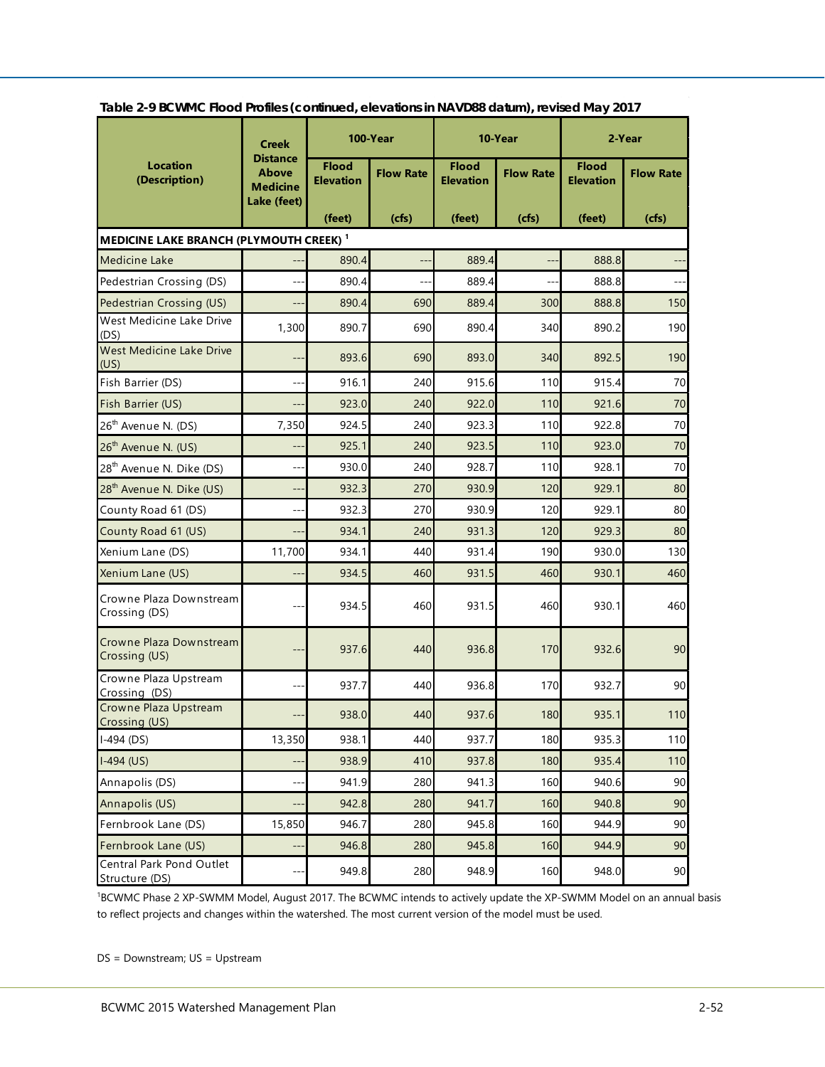**Table 2-9 BCWMC Flood Profiles (continued, elevations in NAVD88 datum), revised May 2017**

| Location (Description) | Creek Distance Above Medicine Lake (feet) | 100-Year | | 10-Year | | 2-Year | |
|---|---|---|---|---|---|---|---|
| | | Flood Elevation (feet) | Flow Rate (cfs) | Flood Elevation (feet) | Flow Rate (cfs) | Flood Elevation (feet) | Flow Rate (cfs) |
| **MEDICINE LAKE BRANCH (PLYMOUTH CREEK)** [1] | | | | | | | |
| Medicine Lake | --- | 890.4 | --- | 889.4 | --- | 888.8 | --- |
| Pedestrian Crossing (DS) | --- | 890.4 | --- | 889.4 | --- | 888.8 | --- |
| Pedestrian Crossing (US) | --- | 890.4 | 690 | 889.4 | 300 | 888.8 | 150 |
| West Medicine Lake Drive (DS) | 1,300 | 890.7 | 690 | 890.4 | 340 | 890.2 | 190 |
| West Medicine Lake Drive (US) | --- | 893.6 | 690 | 893.0 | 340 | 892.5 | 190 |
| Fish Barrier (DS) | --- | 916.1 | 240 | 915.6 | 110 | 915.4 | 70 |
| Fish Barrier (US) | --- | 923.0 | 240 | 922.0 | 110 | 921.6 | 70 |
| 26th Avenue N. (DS) | 7,350 | 924.5 | 240 | 923.3 | 110 | 922.8 | 70 |
| 26th Avenue N. (US) | --- | 925.1 | 240 | 923.5 | 110 | 923.0 | 70 |
| 28th Avenue N. Dike (DS) | --- | 930.0 | 240 | 928.7 | 110 | 928.1 | 70 |
| 28th Avenue N. Dike (US) | --- | 932.3 | 270 | 930.9 | 120 | 929.1 | 80 |
| County Road 61 (DS) | --- | 932.3 | 270 | 930.9 | 120 | 929.1 | 80 |
| County Road 61 (US) | --- | 934.1 | 240 | 931.3 | 120 | 929.3 | 80 |
| Xenium Lane (DS) | 11,700 | 934.1 | 440 | 931.4 | 190 | 930.0 | 130 |
| Xenium Lane (US) | --- | 934.5 | 460 | 931.5 | 460 | 930.1 | 460 |
| Crowne Plaza Downstream Crossing (DS) | --- | 934.5 | 460 | 931.5 | 460 | 930.1 | 460 |
| Crowne Plaza Downstream Crossing (US) | --- | 937.6 | 440 | 936.8 | 170 | 932.6 | 90 |
| Crowne Plaza Upstream Crossing (DS) | --- | 937.7 | 440 | 936.8 | 170 | 932.7 | 90 |
| Crowne Plaza Upstream Crossing (US) | --- | 938.0 | 440 | 937.6 | 180 | 935.1 | 110 |
| I-494 (DS) | 13,350 | 938.1 | 440 | 937.7 | 180 | 935.3 | 110 |
| I-494 (US) | --- | 938.9 | 410 | 937.8 | 180 | 935.4 | 110 |
| Annapolis (DS) | --- | 941.9 | 280 | 941.3 | 160 | 940.6 | 90 |
| Annapolis (US) | --- | 942.8 | 280 | 941.7 | 160 | 940.8 | 90 |
| Fernbrook Lane (DS) | 15,850 | 946.7 | 280 | 945.8 | 160 | 944.9 | 90 |
| Fernbrook Lane (US) | --- | 946.8 | 280 | 945.8 | 160 | 944.9 | 90 |
| Central Park Pond Outlet Structure (DS) | --- | 949.8 | 280 | 948.9 | 160 | 948.0 | 90 |

[1]BCWMC Phase 2 XP-SWMM Model, August 2017. The BCWMC intends to actively update the XP-SWMM Model on an annual basis to reflect projects and changes within the watershed. The most current version of the model must be used.

DS = Downstream; US = Upstream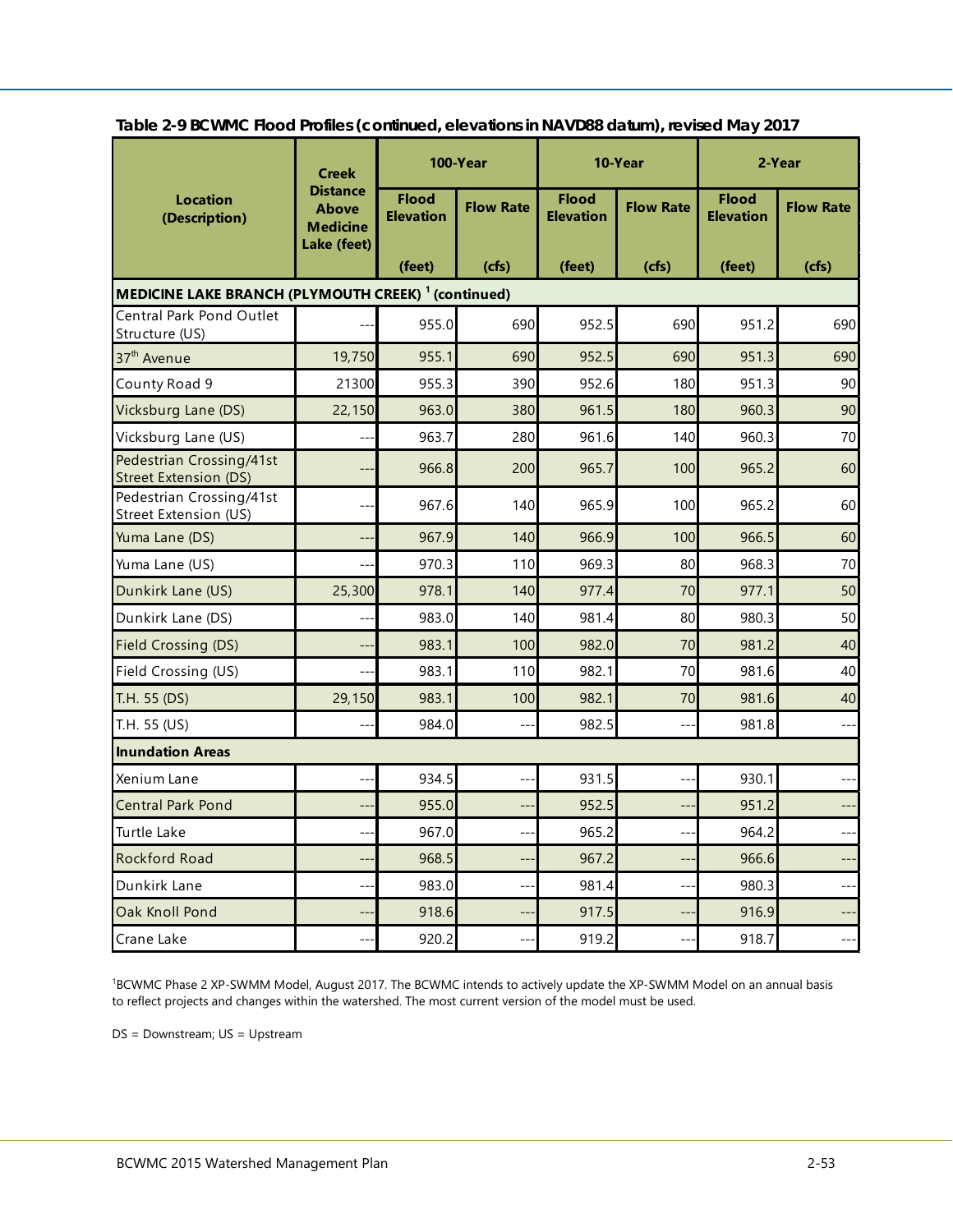**Table 2-9 BCWMC Flood Profiles (continued, elevations in NAVD88 datum), revised May 2017**

| Location (Description) | Creek Distance Above Medicine Lake (feet) | 100-Year | | 10-Year | | 2-Year | |
|---|---|---|---|---|---|---|---|
| | | Flood Elevation (feet) | Flow Rate (cfs) | Flood Elevation (feet) | Flow Rate (cfs) | Flood Elevation (feet) | Flow Rate (cfs) |
| **MEDICINE LAKE BRANCH (PLYMOUTH CREEK) [1] (continued)** | | | | | | | |
| Central Park Pond Outlet Structure (US) | --- | 955.0 | 690 | 952.5 | 690 | 951.2 | 690 |
| 37th Avenue | 19,750 | 955.1 | 690 | 952.5 | 690 | 951.3 | 690 |
| County Road 9 | 21300 | 955.3 | 390 | 952.6 | 180 | 951.3 | 90 |
| Vicksburg Lane (DS) | 22,150 | 963.0 | 380 | 961.5 | 180 | 960.3 | 90 |
| Vicksburg Lane (US) | --- | 963.7 | 280 | 961.6 | 140 | 960.3 | 70 |
| Pedestrian Crossing/41st Street Extension (DS) | --- | 966.8 | 200 | 965.7 | 100 | 965.2 | 60 |
| Pedestrian Crossing/41st Street Extension (US) | --- | 967.6 | 140 | 965.9 | 100 | 965.2 | 60 |
| Yuma Lane (DS) | --- | 967.9 | 140 | 966.9 | 100 | 966.5 | 60 |
| Yuma Lane (US) | --- | 970.3 | 110 | 969.3 | 80 | 968.3 | 70 |
| Dunkirk Lane (US) | 25,300 | 978.1 | 140 | 977.4 | 70 | 977.1 | 50 |
| Dunkirk Lane (DS) | --- | 983.0 | 140 | 981.4 | 80 | 980.3 | 50 |
| Field Crossing (DS) | --- | 983.1 | 100 | 982.0 | 70 | 981.2 | 40 |
| Field Crossing (US) | --- | 983.1 | 110 | 982.1 | 70 | 981.6 | 40 |
| T.H. 55 (DS) | 29,150 | 983.1 | 100 | 982.1 | 70 | 981.6 | 40 |
| T.H. 55 (US) | --- | 984.0 | --- | 982.5 | --- | 981.8 | --- |
| **Inundation Areas** | | | | | | | |
| Xenium Lane | --- | 934.5 | --- | 931.5 | --- | 930.1 | --- |
| Central Park Pond | --- | 955.0 | --- | 952.5 | --- | 951.2 | --- |
| Turtle Lake | --- | 967.0 | --- | 965.2 | --- | 964.2 | --- |
| Rockford Road | --- | 968.5 | --- | 967.2 | --- | 966.6 | --- |
| Dunkirk Lane | --- | 983.0 | --- | 981.4 | --- | 980.3 | --- |
| Oak Knoll Pond | --- | 918.6 | --- | 917.5 | --- | 916.9 | --- |
| Crane Lake | --- | 920.2 | --- | 919.2 | --- | 918.7 | --- |

[1]BCWMC Phase 2 XP-SWMM Model, August 2017. The BCWMC intends to actively update the XP-SWMM Model on an annual basis to reflect projects and changes within the watershed. The most current version of the model must be used.

DS = Downstream; US = Upstream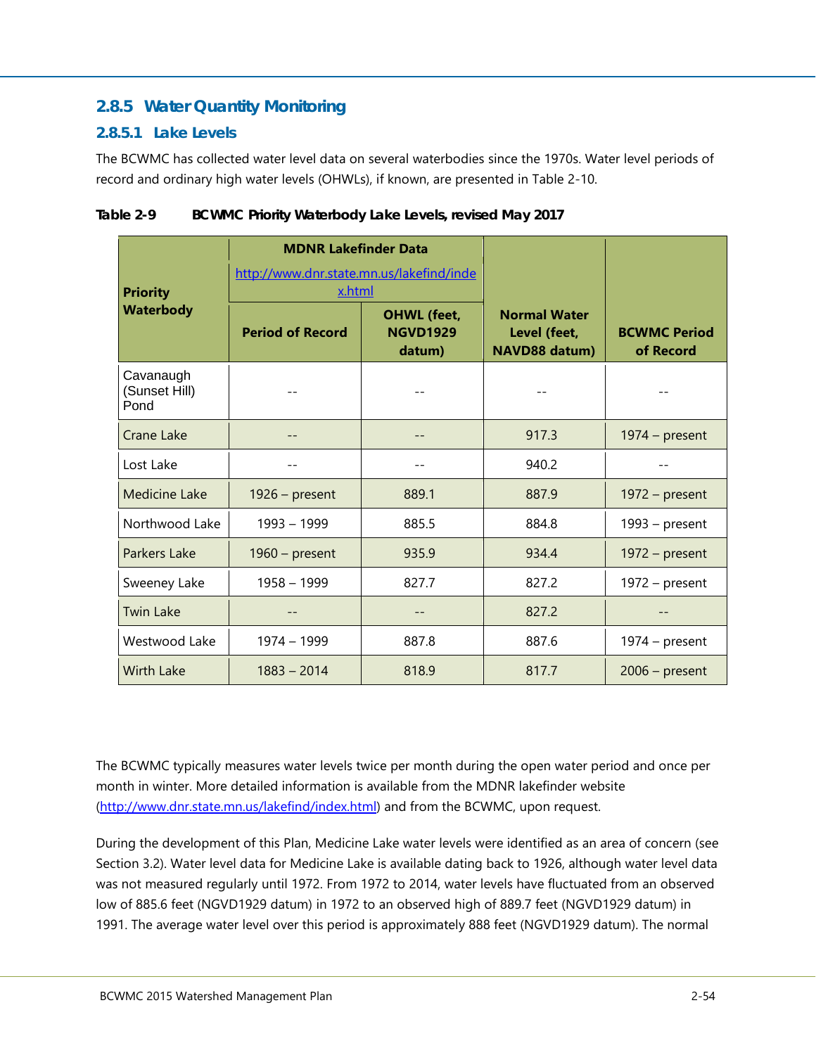### 2.8.5 Water Quantity Monitoring

#### 2.8.5.1 Lake Levels

The BCWMC has collected water level data on several waterbodies since the 1970s. Water level periods of record and ordinary high water levels (OHWLs), if known, are presented in Table 2-10.

**Table 2-9 BCWMC Priority Waterbody Lake Levels, revised May 2017**

| Priority Waterbody | MDNR Lakefinder Data http://www.dnr.state.mn.us/lakefind/index.html | | Normal Water Level (feet, NAVD88 datum) | BCWMC Period of Record |
|---|---|---|---|---|
| | Period of Record | OHWL (feet, NGVD1929 datum) | | |
| Cavanaugh (Sunset Hill) Pond | -- | -- | -- | -- |
| Crane Lake | -- | -- | 917.3 | 1974 – present |
| Lost Lake | -- | -- | 940.2 | -- |
| Medicine Lake | 1926 – present | 889.1 | 887.9 | 1972 – present |
| Northwood Lake | 1993 – 1999 | 885.5 | 884.8 | 1993 – present |
| Parkers Lake | 1960 – present | 935.9 | 934.4 | 1972 – present |
| Sweeney Lake | 1958 – 1999 | 827.7 | 827.2 | 1972 – present |
| Twin Lake | -- | -- | 827.2 | -- |
| Westwood Lake | 1974 – 1999 | 887.8 | 887.6 | 1974 – present |
| Wirth Lake | 1883 – 2014 | 818.9 | 817.7 | 2006 – present |

The BCWMC typically measures water levels twice per month during the open water period and once per month in winter. More detailed information is available from the MDNR lakefinder website (http://www.dnr.state.mn.us/lakefind/index.html) and from the BCWMC, upon request.

During the development of this Plan, Medicine Lake water levels were identified as an area of concern (see Section 3.2). Water level data for Medicine Lake is available dating back to 1926, although water level data was not measured regularly until 1972. From 1972 to 2014, water levels have fluctuated from an observed low of 885.6 feet (NGVD1929 datum) in 1972 to an observed high of 889.7 feet (NGVD1929 datum) in 1991. The average water level over this period is approximately 888 feet (NGVD1929 datum). The normal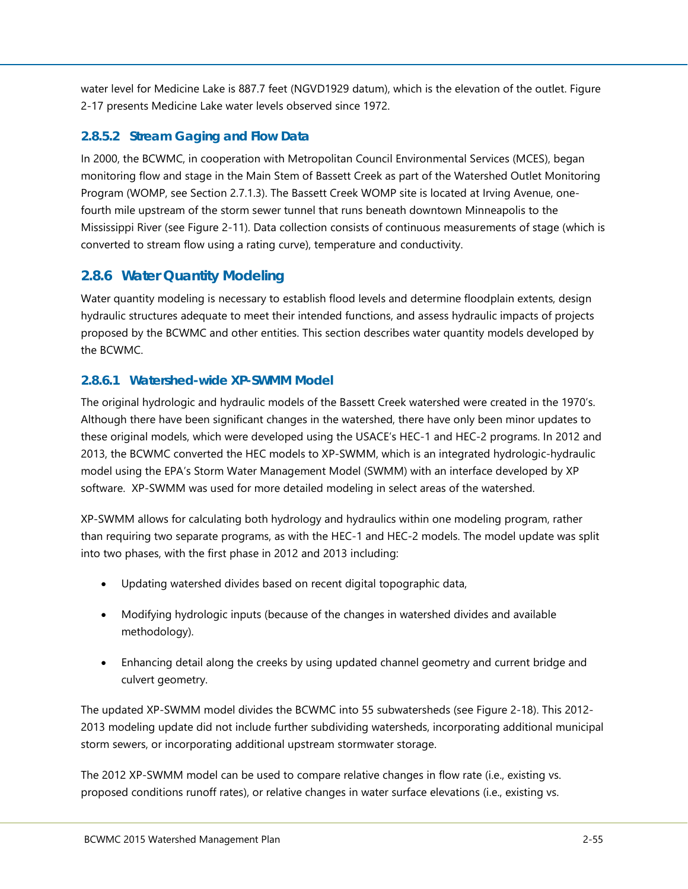water level for Medicine Lake is 887.7 feet (NGVD1929 datum), which is the elevation of the outlet. Figure 2-17 presents Medicine Lake water levels observed since 1972.

#### 2.8.5.2 Stream Gaging and Flow Data

In 2000, the BCWMC, in cooperation with Metropolitan Council Environmental Services (MCES), began monitoring flow and stage in the Main Stem of Bassett Creek as part of the Watershed Outlet Monitoring Program (WOMP, see Section 2.7.1.3). The Bassett Creek WOMP site is located at Irving Avenue, one-fourth mile upstream of the storm sewer tunnel that runs beneath downtown Minneapolis to the Mississippi River (see Figure 2-11). Data collection consists of continuous measurements of stage (which is converted to stream flow using a rating curve), temperature and conductivity.

### 2.8.6 Water Quantity Modeling

Water quantity modeling is necessary to establish flood levels and determine floodplain extents, design hydraulic structures adequate to meet their intended functions, and assess hydraulic impacts of projects proposed by the BCWMC and other entities. This section describes water quantity models developed by the BCWMC.

#### 2.8.6.1 Watershed-wide XP-SWMM Model

The original hydrologic and hydraulic models of the Bassett Creek watershed were created in the 1970's. Although there have been significant changes in the watershed, there have only been minor updates to these original models, which were developed using the USACE's HEC-1 and HEC-2 programs. In 2012 and 2013, the BCWMC converted the HEC models to XP-SWMM, which is an integrated hydrologic-hydraulic model using the EPA's Storm Water Management Model (SWMM) with an interface developed by XP software. XP-SWMM was used for more detailed modeling in select areas of the watershed.

XP-SWMM allows for calculating both hydrology and hydraulics within one modeling program, rather than requiring two separate programs, as with the HEC-1 and HEC-2 models. The model update was split into two phases, with the first phase in 2012 and 2013 including:

- Updating watershed divides based on recent digital topographic data,
- Modifying hydrologic inputs (because of the changes in watershed divides and available methodology).
- Enhancing detail along the creeks by using updated channel geometry and current bridge and culvert geometry.

The updated XP-SWMM model divides the BCWMC into 55 subwatersheds (see Figure 2-18). This 2012-2013 modeling update did not include further subdividing watersheds, incorporating additional municipal storm sewers, or incorporating additional upstream stormwater storage.

The 2012 XP-SWMM model can be used to compare relative changes in flow rate (i.e., existing vs. proposed conditions runoff rates), or relative changes in water surface elevations (i.e., existing vs.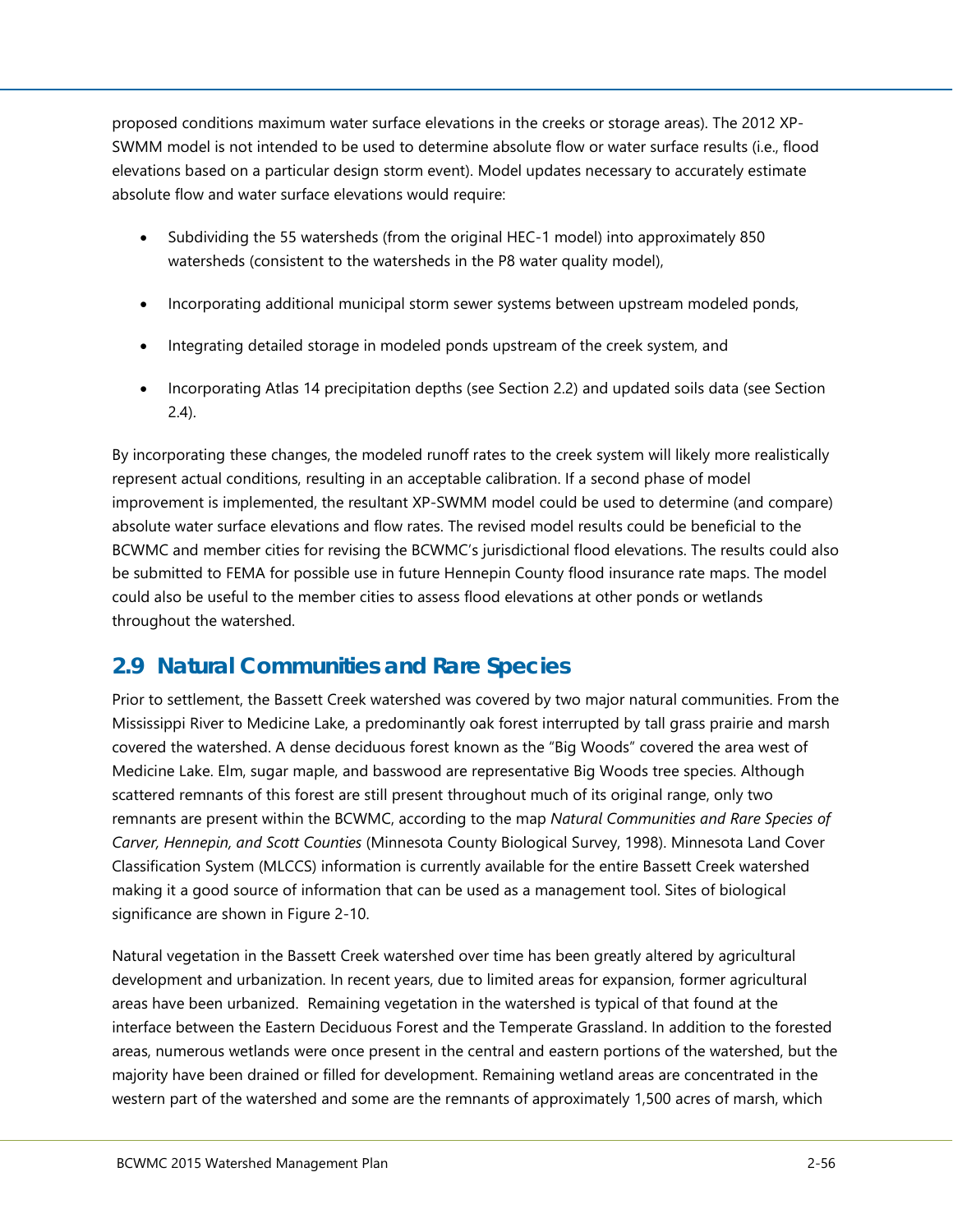proposed conditions maximum water surface elevations in the creeks or storage areas). The 2012 XP-SWMM model is not intended to be used to determine absolute flow or water surface results (i.e., flood elevations based on a particular design storm event). Model updates necessary to accurately estimate absolute flow and water surface elevations would require:

- Subdividing the 55 watersheds (from the original HEC-1 model) into approximately 850 watersheds (consistent to the watersheds in the P8 water quality model),
- Incorporating additional municipal storm sewer systems between upstream modeled ponds,
- Integrating detailed storage in modeled ponds upstream of the creek system, and
- Incorporating Atlas 14 precipitation depths (see Section 2.2) and updated soils data (see Section 2.4).

By incorporating these changes, the modeled runoff rates to the creek system will likely more realistically represent actual conditions, resulting in an acceptable calibration. If a second phase of model improvement is implemented, the resultant XP-SWMM model could be used to determine (and compare) absolute water surface elevations and flow rates. The revised model results could be beneficial to the BCWMC and member cities for revising the BCWMC's jurisdictional flood elevations. The results could also be submitted to FEMA for possible use in future Hennepin County flood insurance rate maps. The model could also be useful to the member cities to assess flood elevations at other ponds or wetlands throughout the watershed.

## 2.9 Natural Communities and Rare Species

Prior to settlement, the Bassett Creek watershed was covered by two major natural communities. From the Mississippi River to Medicine Lake, a predominantly oak forest interrupted by tall grass prairie and marsh covered the watershed. A dense deciduous forest known as the "Big Woods" covered the area west of Medicine Lake. Elm, sugar maple, and basswood are representative Big Woods tree species. Although scattered remnants of this forest are still present throughout much of its original range, only two remnants are present within the BCWMC, according to the map *Natural Communities and Rare Species of Carver, Hennepin, and Scott Counties* (Minnesota County Biological Survey, 1998). Minnesota Land Cover Classification System (MLCCS) information is currently available for the entire Bassett Creek watershed making it a good source of information that can be used as a management tool. Sites of biological significance are shown in Figure 2-10.

Natural vegetation in the Bassett Creek watershed over time has been greatly altered by agricultural development and urbanization. In recent years, due to limited areas for expansion, former agricultural areas have been urbanized. Remaining vegetation in the watershed is typical of that found at the interface between the Eastern Deciduous Forest and the Temperate Grassland. In addition to the forested areas, numerous wetlands were once present in the central and eastern portions of the watershed, but the majority have been drained or filled for development. Remaining wetland areas are concentrated in the western part of the watershed and some are the remnants of approximately 1,500 acres of marsh, which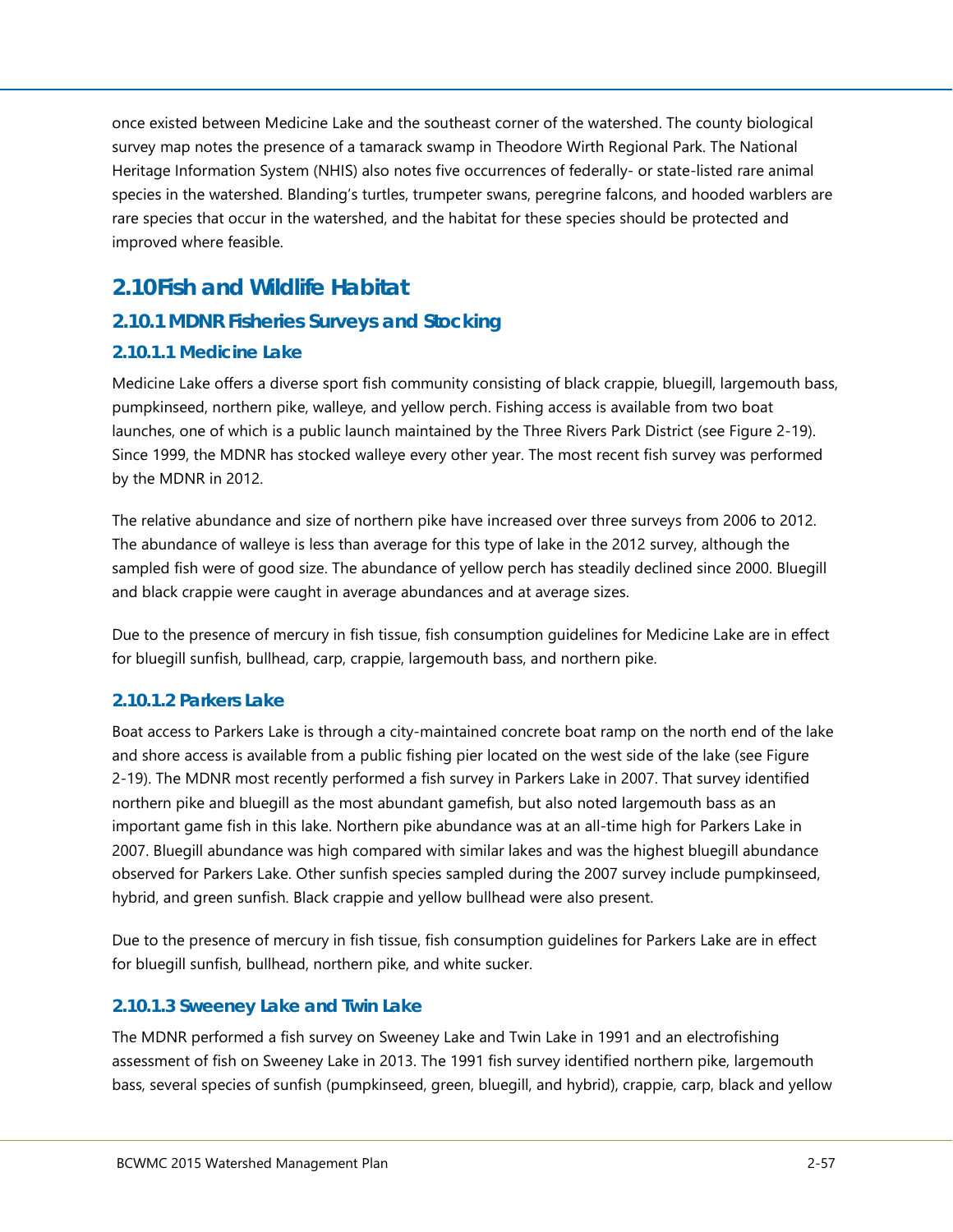once existed between Medicine Lake and the southeast corner of the watershed. The county biological survey map notes the presence of a tamarack swamp in Theodore Wirth Regional Park. The National Heritage Information System (NHIS) also notes five occurrences of federally- or state-listed rare animal species in the watershed. Blanding's turtles, trumpeter swans, peregrine falcons, and hooded warblers are rare species that occur in the watershed, and the habitat for these species should be protected and improved where feasible.

## 2.10 Fish and Wildlife Habitat

### 2.10.1 MDNR Fisheries Surveys and Stocking

#### 2.10.1.1 Medicine Lake

Medicine Lake offers a diverse sport fish community consisting of black crappie, bluegill, largemouth bass, pumpkinseed, northern pike, walleye, and yellow perch. Fishing access is available from two boat launches, one of which is a public launch maintained by the Three Rivers Park District (see Figure 2-19). Since 1999, the MDNR has stocked walleye every other year. The most recent fish survey was performed by the MDNR in 2012.

The relative abundance and size of northern pike have increased over three surveys from 2006 to 2012. The abundance of walleye is less than average for this type of lake in the 2012 survey, although the sampled fish were of good size. The abundance of yellow perch has steadily declined since 2000. Bluegill and black crappie were caught in average abundances and at average sizes.

Due to the presence of mercury in fish tissue, fish consumption guidelines for Medicine Lake are in effect for bluegill sunfish, bullhead, carp, crappie, largemouth bass, and northern pike.

#### 2.10.1.2 Parkers Lake

Boat access to Parkers Lake is through a city-maintained concrete boat ramp on the north end of the lake and shore access is available from a public fishing pier located on the west side of the lake (see Figure 2-19). The MDNR most recently performed a fish survey in Parkers Lake in 2007. That survey identified northern pike and bluegill as the most abundant gamefish, but also noted largemouth bass as an important game fish in this lake. Northern pike abundance was at an all-time high for Parkers Lake in 2007. Bluegill abundance was high compared with similar lakes and was the highest bluegill abundance observed for Parkers Lake. Other sunfish species sampled during the 2007 survey include pumpkinseed, hybrid, and green sunfish. Black crappie and yellow bullhead were also present.

Due to the presence of mercury in fish tissue, fish consumption guidelines for Parkers Lake are in effect for bluegill sunfish, bullhead, northern pike, and white sucker.

#### 2.10.1.3 Sweeney Lake and Twin Lake

The MDNR performed a fish survey on Sweeney Lake and Twin Lake in 1991 and an electrofishing assessment of fish on Sweeney Lake in 2013. The 1991 fish survey identified northern pike, largemouth bass, several species of sunfish (pumpkinseed, green, bluegill, and hybrid), crappie, carp, black and yellow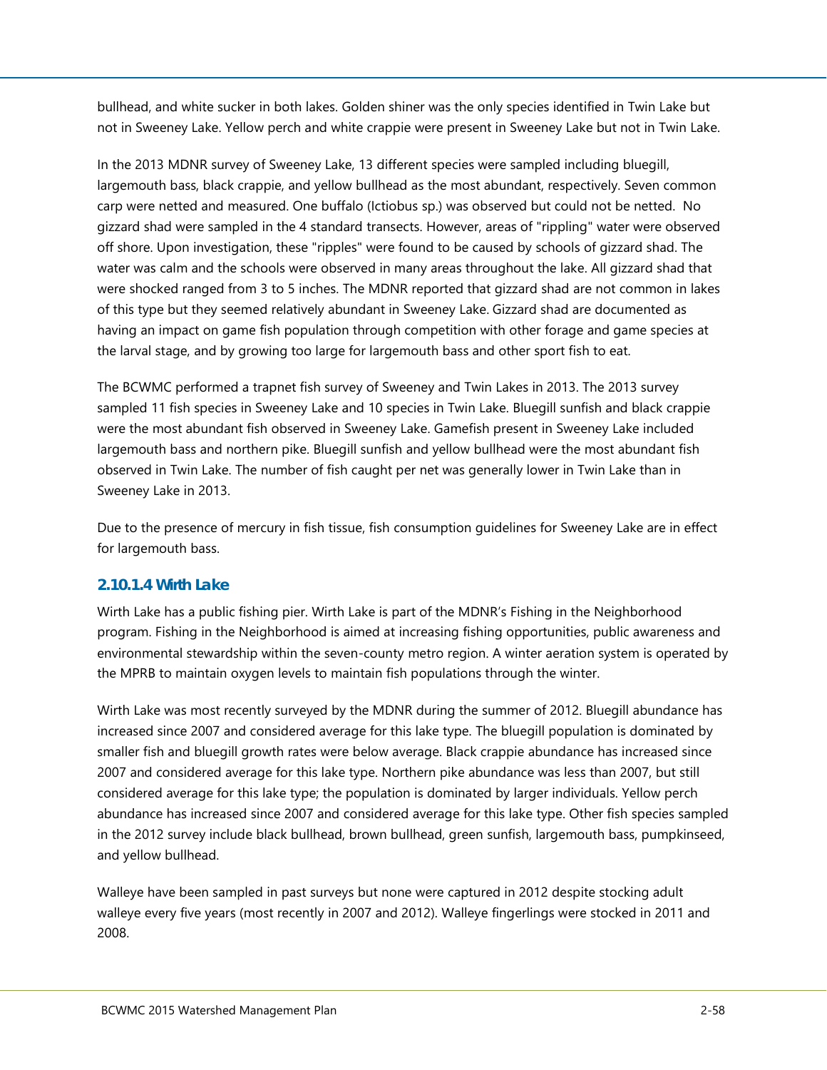bullhead, and white sucker in both lakes. Golden shiner was the only species identified in Twin Lake but not in Sweeney Lake. Yellow perch and white crappie were present in Sweeney Lake but not in Twin Lake.

In the 2013 MDNR survey of Sweeney Lake, 13 different species were sampled including bluegill, largemouth bass, black crappie, and yellow bullhead as the most abundant, respectively. Seven common carp were netted and measured. One buffalo (Ictiobus sp.) was observed but could not be netted. No gizzard shad were sampled in the 4 standard transects. However, areas of "rippling" water were observed off shore. Upon investigation, these "ripples" were found to be caused by schools of gizzard shad. The water was calm and the schools were observed in many areas throughout the lake. All gizzard shad that were shocked ranged from 3 to 5 inches. The MDNR reported that gizzard shad are not common in lakes of this type but they seemed relatively abundant in Sweeney Lake. Gizzard shad are documented as having an impact on game fish population through competition with other forage and game species at the larval stage, and by growing too large for largemouth bass and other sport fish to eat.

The BCWMC performed a trapnet fish survey of Sweeney and Twin Lakes in 2013. The 2013 survey sampled 11 fish species in Sweeney Lake and 10 species in Twin Lake. Bluegill sunfish and black crappie were the most abundant fish observed in Sweeney Lake. Gamefish present in Sweeney Lake included largemouth bass and northern pike. Bluegill sunfish and yellow bullhead were the most abundant fish observed in Twin Lake. The number of fish caught per net was generally lower in Twin Lake than in Sweeney Lake in 2013.

Due to the presence of mercury in fish tissue, fish consumption guidelines for Sweeney Lake are in effect for largemouth bass.

#### 2.10.1.4 Wirth Lake

Wirth Lake has a public fishing pier. Wirth Lake is part of the MDNR's Fishing in the Neighborhood program. Fishing in the Neighborhood is aimed at increasing fishing opportunities, public awareness and environmental stewardship within the seven-county metro region. A winter aeration system is operated by the MPRB to maintain oxygen levels to maintain fish populations through the winter.

Wirth Lake was most recently surveyed by the MDNR during the summer of 2012. Bluegill abundance has increased since 2007 and considered average for this lake type. The bluegill population is dominated by smaller fish and bluegill growth rates were below average. Black crappie abundance has increased since 2007 and considered average for this lake type. Northern pike abundance was less than 2007, but still considered average for this lake type; the population is dominated by larger individuals. Yellow perch abundance has increased since 2007 and considered average for this lake type. Other fish species sampled in the 2012 survey include black bullhead, brown bullhead, green sunfish, largemouth bass, pumpkinseed, and yellow bullhead.

Walleye have been sampled in past surveys but none were captured in 2012 despite stocking adult walleye every five years (most recently in 2007 and 2012). Walleye fingerlings were stocked in 2011 and 2008.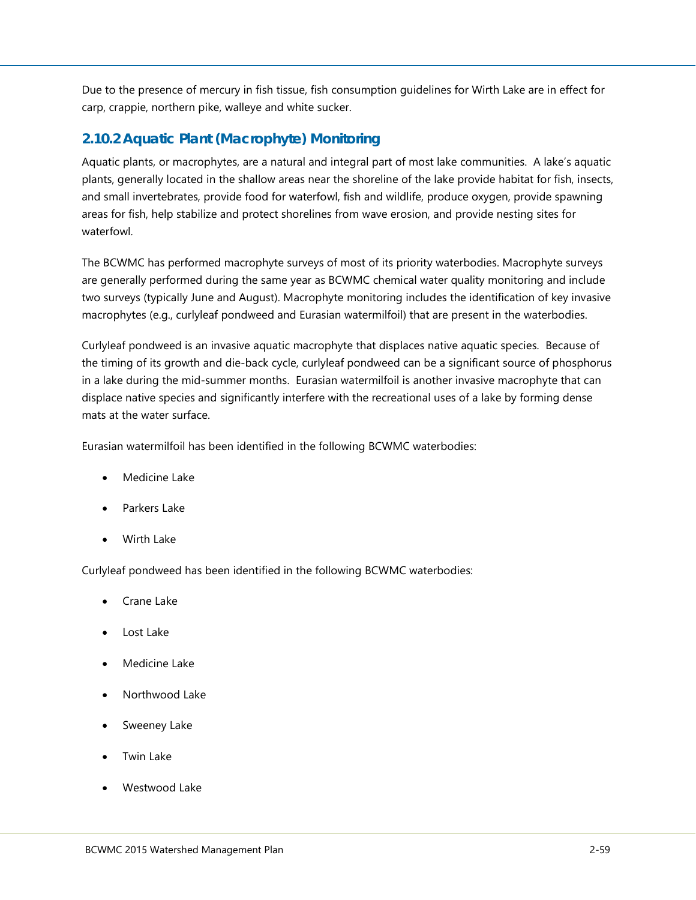Due to the presence of mercury in fish tissue, fish consumption guidelines for Wirth Lake are in effect for carp, crappie, northern pike, walleye and white sucker.

### 2.10.2 Aquatic Plant (Macrophyte) Monitoring

Aquatic plants, or macrophytes, are a natural and integral part of most lake communities. A lake's aquatic plants, generally located in the shallow areas near the shoreline of the lake provide habitat for fish, insects, and small invertebrates, provide food for waterfowl, fish and wildlife, produce oxygen, provide spawning areas for fish, help stabilize and protect shorelines from wave erosion, and provide nesting sites for waterfowl.

The BCWMC has performed macrophyte surveys of most of its priority waterbodies. Macrophyte surveys are generally performed during the same year as BCWMC chemical water quality monitoring and include two surveys (typically June and August). Macrophyte monitoring includes the identification of key invasive macrophytes (e.g., curlyleaf pondweed and Eurasian watermilfoil) that are present in the waterbodies.

Curlyleaf pondweed is an invasive aquatic macrophyte that displaces native aquatic species. Because of the timing of its growth and die-back cycle, curlyleaf pondweed can be a significant source of phosphorus in a lake during the mid-summer months. Eurasian watermilfoil is another invasive macrophyte that can displace native species and significantly interfere with the recreational uses of a lake by forming dense mats at the water surface.

Eurasian watermilfoil has been identified in the following BCWMC waterbodies:

- Medicine Lake
- Parkers Lake
- Wirth Lake

Curlyleaf pondweed has been identified in the following BCWMC waterbodies:

- Crane Lake
- Lost Lake
- Medicine Lake
- Northwood Lake
- Sweeney Lake
- Twin Lake
- Westwood Lake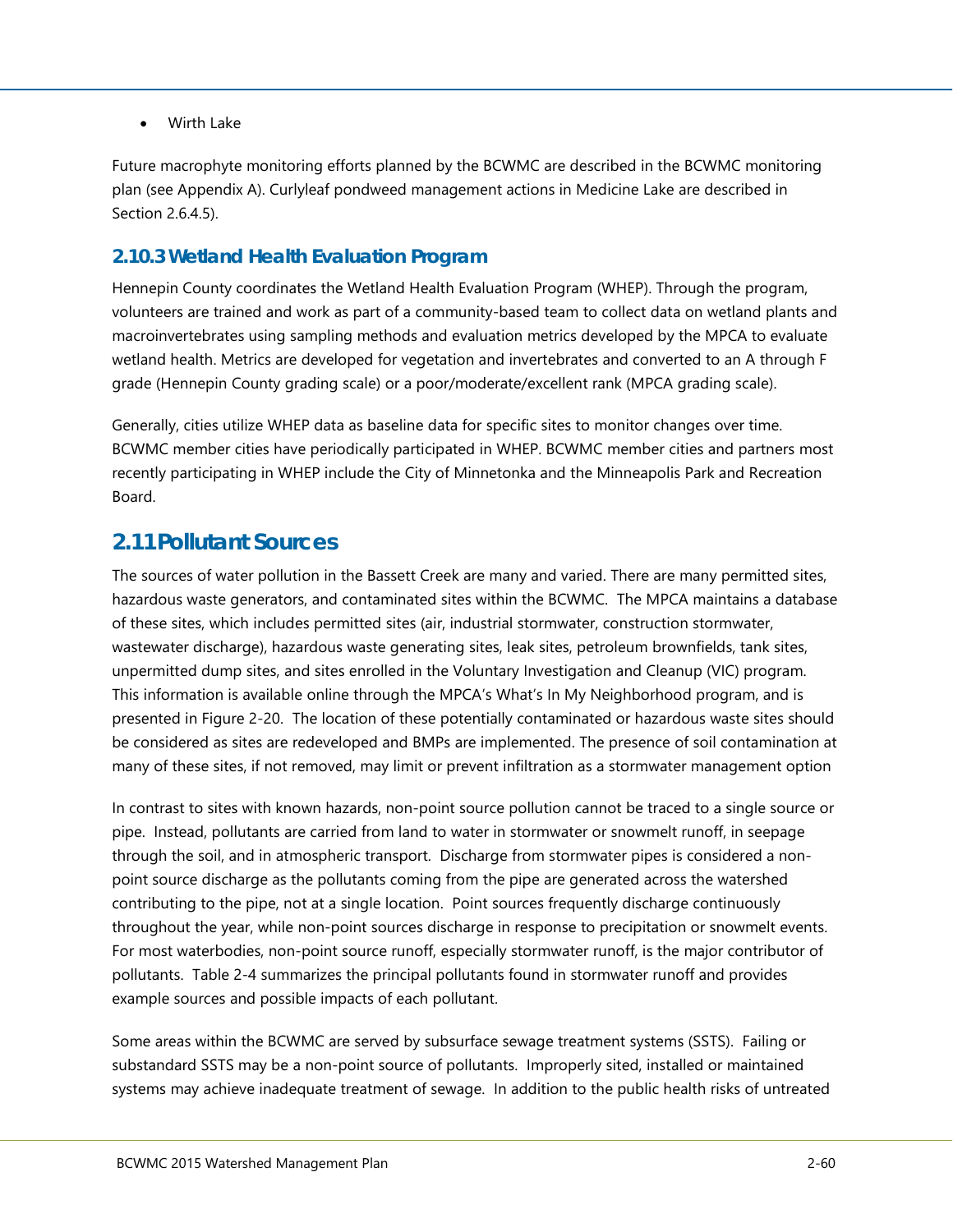- Wirth Lake

Future macrophyte monitoring efforts planned by the BCWMC are described in the BCWMC monitoring plan (see Appendix A). Curlyleaf pondweed management actions in Medicine Lake are described in Section 2.6.4.5).

### 2.10.3 Wetland Health Evaluation Program

Hennepin County coordinates the Wetland Health Evaluation Program (WHEP). Through the program, volunteers are trained and work as part of a community-based team to collect data on wetland plants and macroinvertebrates using sampling methods and evaluation metrics developed by the MPCA to evaluate wetland health. Metrics are developed for vegetation and invertebrates and converted to an A through F grade (Hennepin County grading scale) or a poor/moderate/excellent rank (MPCA grading scale).

Generally, cities utilize WHEP data as baseline data for specific sites to monitor changes over time. BCWMC member cities have periodically participated in WHEP. BCWMC member cities and partners most recently participating in WHEP include the City of Minnetonka and the Minneapolis Park and Recreation Board.

## 2.11 Pollutant Sources

The sources of water pollution in the Bassett Creek are many and varied. There are many permitted sites, hazardous waste generators, and contaminated sites within the BCWMC. The MPCA maintains a database of these sites, which includes permitted sites (air, industrial stormwater, construction stormwater, wastewater discharge), hazardous waste generating sites, leak sites, petroleum brownfields, tank sites, unpermitted dump sites, and sites enrolled in the Voluntary Investigation and Cleanup (VIC) program. This information is available online through the MPCA's What's In My Neighborhood program, and is presented in Figure 2-20. The location of these potentially contaminated or hazardous waste sites should be considered as sites are redeveloped and BMPs are implemented. The presence of soil contamination at many of these sites, if not removed, may limit or prevent infiltration as a stormwater management option

In contrast to sites with known hazards, non-point source pollution cannot be traced to a single source or pipe. Instead, pollutants are carried from land to water in stormwater or snowmelt runoff, in seepage through the soil, and in atmospheric transport. Discharge from stormwater pipes is considered a non-point source discharge as the pollutants coming from the pipe are generated across the watershed contributing to the pipe, not at a single location. Point sources frequently discharge continuously throughout the year, while non-point sources discharge in response to precipitation or snowmelt events. For most waterbodies, non-point source runoff, especially stormwater runoff, is the major contributor of pollutants. Table 2-4 summarizes the principal pollutants found in stormwater runoff and provides example sources and possible impacts of each pollutant.

Some areas within the BCWMC are served by subsurface sewage treatment systems (SSTS). Failing or substandard SSTS may be a non-point source of pollutants. Improperly sited, installed or maintained systems may achieve inadequate treatment of sewage. In addition to the public health risks of untreated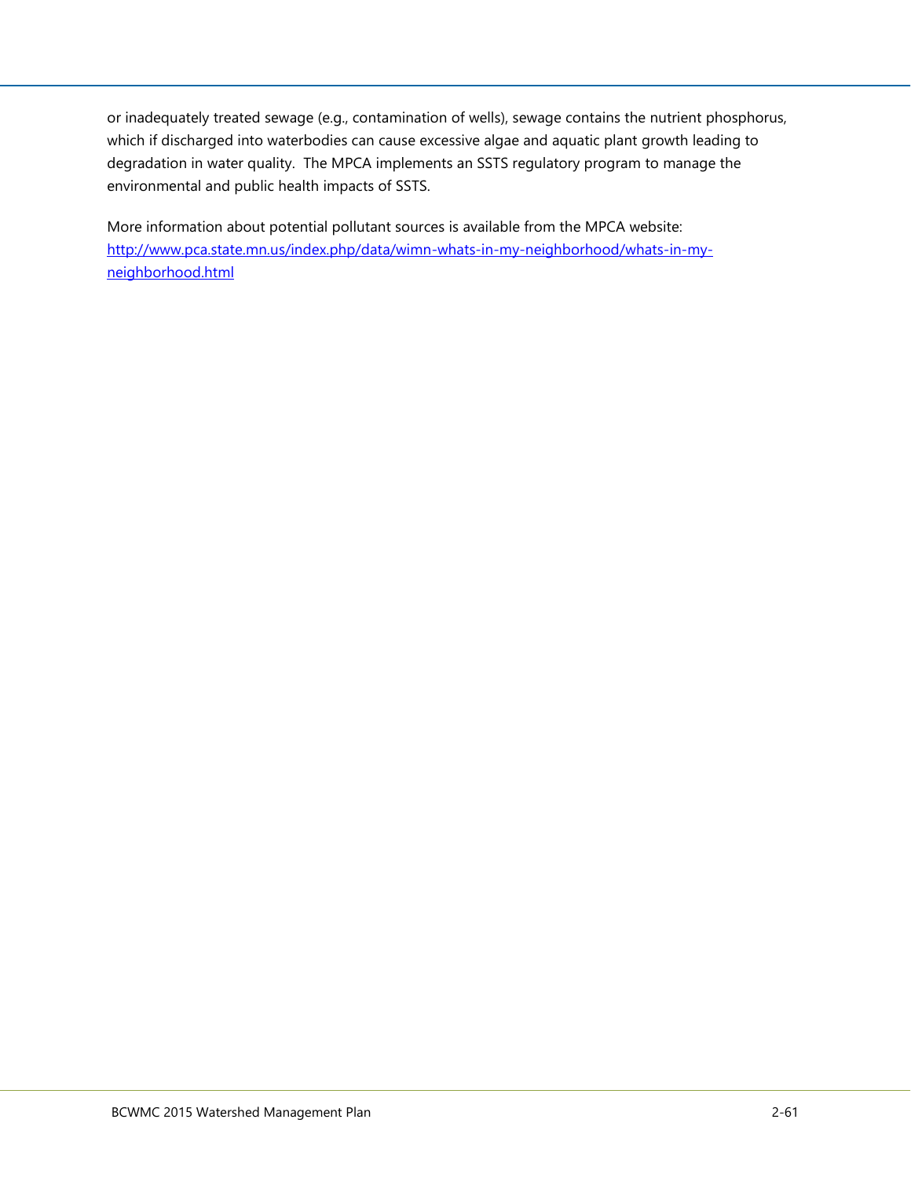or inadequately treated sewage (e.g., contamination of wells), sewage contains the nutrient phosphorus, which if discharged into waterbodies can cause excessive algae and aquatic plant growth leading to degradation in water quality. The MPCA implements an SSTS regulatory program to manage the environmental and public health impacts of SSTS.

More information about potential pollutant sources is available from the MPCA website: [http://www.pca.state.mn.us/index.php/data/wimn-whats-in-my-neighborhood/whats-in-my-neighborhood.html](http://www.pca.state.mn.us/index.php/data/wimn-whats-in-my-neighborhood/whats-in-my-neighborhood.html)